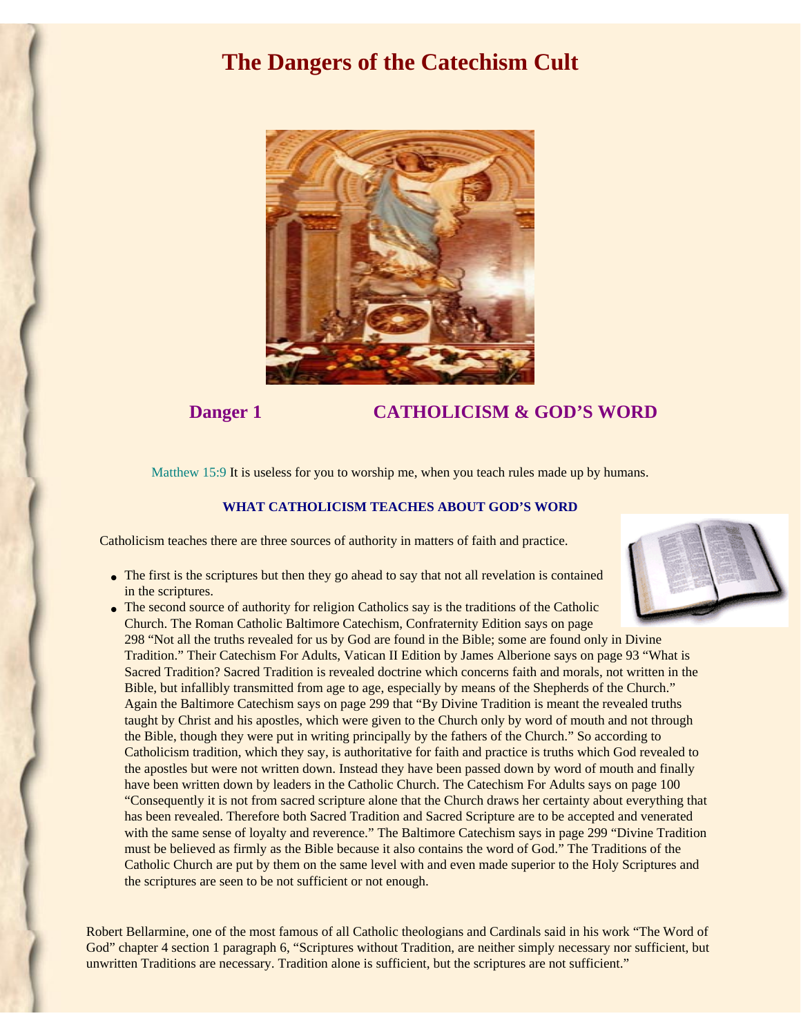# The Dangers of the Catechism Cult

## Danger 1 CATHOLICISM & GOD'S WORD

Matthew 15:9 It is useless for you to worship me, when you teach rules made up by humans.

### WHAT CATHOLICISM TEACHES ABOUT GOD'S WORD

Catholicism teaches there are three sources of authority in matters of faith and practice.

- The first is the scriptures but then they go ahead to say that not all revelation is contained in the scriptures.
- The second source of authority for religion Catholics say is the traditions of the Catholic Church. The Roman Catholic Baltimore Catechism, Confraternity Edition says on page 298 "Not all the truths revealed for us by God are found in the Bible; some are found only in Divine Tradition." Their Catechism For Adults, Vatican II Edition by James Alberione says on page 93 "What is Sacred Tradition? Sacred Tradition is revealed doctrine which concerns faith and morals, not written in the Bible, but infallibly transmitted from age to age, especially by means of the Shepherds of the Church." Again the Baltimore Catechism says on page 299 that "By Divine Tradition is meant the revealed truths taught by Christ and his apostles, which were given to the Church only by word of mouth and not through the Bible, though they were put in writing principally by the fathers of the Church." So according to Catholicism tradition, which they say, is authoritative for faith and practice is truths which God revealed to the apostles but were not written down. Instead they have been passed down by word of mouth and finally have been written down by leaders in the Catholic Church. The Catechism For Adults says on page 100 "Consequently it is not from sacred scripture alone that the Church draws her certainty about everything that has been revealed. Therefore both Sacred Tradition and Sacred Scripture are to be accepted and venerated with the same sense of loyalty and reverence." The Baltimore Catechism says in page 299 "Divine Tradition must be believed as firmly as the Bible because it also contains the word of God." The Traditions of the Catholic Church are put by them on the same level with and even made superior to the Holy Scriptures and the scriptures are seen to be not sufficient or not enough.

Robert Bellarmine, one of the most famous of all Catholic theologians and Cardinals said in his work "The Word of God" chapter 4 section 1 paragraph 6, "Scriptures without Tradition, are neither simply necessary nor sufficient, but unwritten Traditions are necessary. Tradition alone is sufficient, but the scriptures are not sufficient."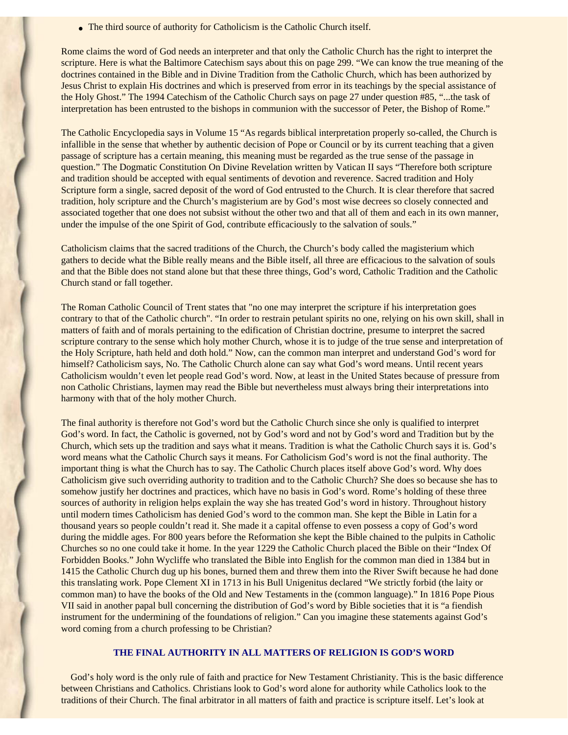- The third source of authority for Catholicism is the Catholic Church itself.

Rome claims the word of God needs an interpreter and that only the Catholic Church has the right to interpret the scripture. Here is what the Baltimore Catechism says about this on page 299. “We can know the true meaning of the doctrines contained in the Bible and in Divine Tradition from the Catholic Church, which has been authorized by Jesus Christ to explain His doctrines and which is preserved from error in its teachings by the special assistance of the Holy Ghost.” The 1994 Catechism of the Catholic Church says on page 27 under question #85, “...the task of interpretation has been entrusted to the bishops in communion with the successor of Peter, the Bishop of Rome.”

The Catholic Encyclopedia says in Volume 15 “As regards biblical interpretation properly so-called, the Church is infallible in the sense that whether by authentic decision of Pope or Council or by its current teaching that a given passage of scripture has a certain meaning, this meaning must be regarded as the true sense of the passage in question.” The Dogmatic Constitution On Divine Revelation written by Vatican II says “Therefore both scripture and tradition should be accepted with equal sentiments of devotion and reverence. Sacred tradition and Holy Scripture form a single, sacred deposit of the word of God entrusted to the Church. It is clear therefore that sacred tradition, holy scripture and the Church’s magisterium are by God’s most wise decrees so closely connected and associated together that one does not subsist without the other two and that all of them and each in its own manner, under the impulse of the one Spirit of God, contribute efficaciously to the salvation of souls.”

Catholicism claims that the sacred traditions of the Church, the Church’s body called the magisterium which gathers to decide what the Bible really means and the Bible itself, all three are efficacious to the salvation of souls and that the Bible does not stand alone but that these three things, God’s word, Catholic Tradition and the Catholic Church stand or fall together.

The Roman Catholic Council of Trent states that "no one may interpret the scripture if his interpretation goes contrary to that of the Catholic church". “In order to restrain petulant spirits no one, relying on his own skill, shall in matters of faith and of morals pertaining to the edification of Christian doctrine, presume to interpret the sacred scripture contrary to the sense which holy mother Church, whose it is to judge of the true sense and interpretation of the Holy Scripture, hath held and doth hold.” Now, can the common man interpret and understand God’s word for himself? Catholicism says, No. The Catholic Church alone can say what God’s word means. Until recent years Catholicism wouldn’t even let people read God’s word. Now, at least in the United States because of pressure from non Catholic Christians, laymen may read the Bible but nevertheless must always bring their interpretations into harmony with that of the holy mother Church.

The final authority is therefore not God’s word but the Catholic Church since she only is qualified to interpret God’s word. In fact, the Catholic is governed, not by God’s word and not by God’s word and Tradition but by the Church, which sets up the tradition and says what it means. Tradition is what the Catholic Church says it is. God’s word means what the Catholic Church says it means. For Catholicism God’s word is not the final authority. The important thing is what the Church has to say. The Catholic Church places itself above God’s word. Why does Catholicism give such overriding authority to tradition and to the Catholic Church? She does so because she has to somehow justify her doctrines and practices, which have no basis in God’s word. Rome’s holding of these three sources of authority in religion helps explain the way she has treated God’s word in history. Throughout history until modern times Catholicism has denied God’s word to the common man. She kept the Bible in Latin for a thousand years so people couldn’t read it. She made it a capital offense to even possess a copy of God’s word during the middle ages. For 800 years before the Reformation she kept the Bible chained to the pulpits in Catholic Churches so no one could take it home. In the year 1229 the Catholic Church placed the Bible on their “Index Of Forbidden Books.” John Wycliffe who translated the Bible into English for the common man died in 1384 but in 1415 the Catholic Church dug up his bones, burned them and threw them into the River Swift because he had done this translating work. Pope Clement XI in 1713 in his Bull Unigenitus declared “We strictly forbid (the laity or common man) to have the books of the Old and New Testaments in the (common language).” In 1816 Pope Pious VII said in another papal bull concerning the distribution of God’s word by Bible societies that it is “a fiendish instrument for the undermining of the foundations of religion.” Can you imagine these statements against God’s word coming from a church professing to be Christian?

## THE FINAL AUTHORITY IN ALL MATTERS OF RELIGION IS GOD’S WORD

God’s holy word is the only rule of faith and practice for New Testament Christianity. This is the basic difference between Christians and Catholics. Christians look to God’s word alone for authority while Catholics look to the traditions of their Church. The final arbitrator in all matters of faith and practice is scripture itself. Let’s look at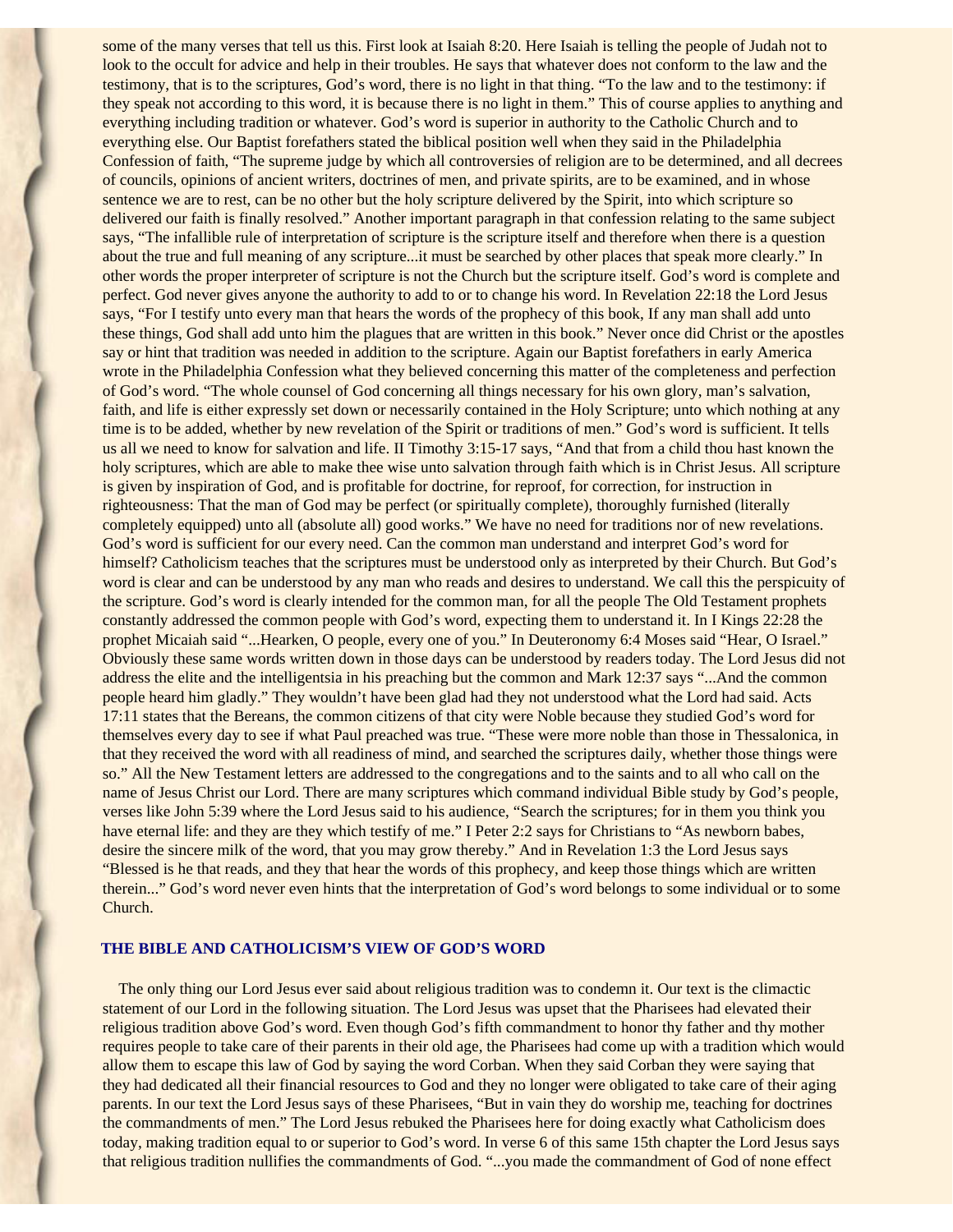some of the many verses that tell us this. First look at Isaiah 8:20. Here Isaiah is telling the people of Judah not to look to the occult for advice and help in their troubles. He says that whatever does not conform to the law and the testimony, that is to the scriptures, God's word, there is no light in that thing. "To the law and to the testimony: if they speak not according to this word, it is because there is no light in them." This of course applies to anything and everything including tradition or whatever. God's word is superior in authority to the Catholic Church and to everything else. Our Baptist forefathers stated the biblical position well when they said in the Philadelphia Confession of faith, "The supreme judge by which all controversies of religion are to be determined, and all decrees of councils, opinions of ancient writers, doctrines of men, and private spirits, are to be examined, and in whose sentence we are to rest, can be no other but the holy scripture delivered by the Spirit, into which scripture so delivered our faith is finally resolved." Another important paragraph in that confession relating to the same subject says, "The infallible rule of interpretation of scripture is the scripture itself and therefore when there is a question about the true and full meaning of any scripture...it must be searched by other places that speak more clearly." In other words the proper interpreter of scripture is not the Church but the scripture itself. God's word is complete and perfect. God never gives anyone the authority to add to or to change his word. In Revelation 22:18 the Lord Jesus says, "For I testify unto every man that hears the words of the prophecy of this book, If any man shall add unto these things, God shall add unto him the plagues that are written in this book." Never once did Christ or the apostles say or hint that tradition was needed in addition to the scripture. Again our Baptist forefathers in early America wrote in the Philadelphia Confession what they believed concerning this matter of the completeness and perfection of God's word. "The whole counsel of God concerning all things necessary for his own glory, man's salvation, faith, and life is either expressly set down or necessarily contained in the Holy Scripture; unto which nothing at any time is to be added, whether by new revelation of the Spirit or traditions of men." God's word is sufficient. It tells us all we need to know for salvation and life. II Timothy 3:15-17 says, "And that from a child thou hast known the holy scriptures, which are able to make thee wise unto salvation through faith which is in Christ Jesus. All scripture is given by inspiration of God, and is profitable for doctrine, for reproof, for correction, for instruction in righteousness: That the man of God may be perfect (or spiritually complete), thoroughly furnished (literally completely equipped) unto all (absolute all) good works." We have no need for traditions nor of new revelations. God's word is sufficient for our every need. Can the common man understand and interpret God's word for himself? Catholicism teaches that the scriptures must be understood only as interpreted by their Church. But God's word is clear and can be understood by any man who reads and desires to understand. We call this the perspicuity of the scripture. God's word is clearly intended for the common man, for all the people The Old Testament prophets constantly addressed the common people with God's word, expecting them to understand it. In I Kings 22:28 the prophet Micaiah said "...Hearken, O people, every one of you." In Deuteronomy 6:4 Moses said "Hear, O Israel." Obviously these same words written down in those days can be understood by readers today. The Lord Jesus did not address the elite and the intelligentsia in his preaching but the common and Mark 12:37 says "...And the common people heard him gladly." They wouldn't have been glad had they not understood what the Lord had said. Acts 17:11 states that the Bereans, the common citizens of that city were Noble because they studied God's word for themselves every day to see if what Paul preached was true. "These were more noble than those in Thessalonica, in that they received the word with all readiness of mind, and searched the scriptures daily, whether those things were so." All the New Testament letters are addressed to the congregations and to the saints and to all who call on the name of Jesus Christ our Lord. There are many scriptures which command individual Bible study by God's people, verses like John 5:39 where the Lord Jesus said to his audience, "Search the scriptures; for in them you think you have eternal life: and they are they which testify of me." I Peter 2:2 says for Christians to "As newborn babes, desire the sincere milk of the word, that you may grow thereby." And in Revelation 1:3 the Lord Jesus says "Blessed is he that reads, and they that hear the words of this prophecy, and keep those things which are written therein..." God's word never even hints that the interpretation of God's word belongs to some individual or to some Church.

### THE BIBLE AND CATHOLICISM'S VIEW OF GOD'S WORD

The only thing our Lord Jesus ever said about religious tradition was to condemn it. Our text is the climactic statement of our Lord in the following situation. The Lord Jesus was upset that the Pharisees had elevated their religious tradition above God's word. Even though God's fifth commandment to honor thy father and thy mother requires people to take care of their parents in their old age, the Pharisees had come up with a tradition which would allow them to escape this law of God by saying the word Corban. When they said Corban they were saying that they had dedicated all their financial resources to God and they no longer were obligated to take care of their aging parents. In our text the Lord Jesus says of these Pharisees, "But in vain they do worship me, teaching for doctrines the commandments of men." The Lord Jesus rebuked the Pharisees here for doing exactly what Catholicism does today, making tradition equal to or superior to God's word. In verse 6 of this same 15th chapter the Lord Jesus says that religious tradition nullifies the commandments of God. "...you made the commandment of God of none effect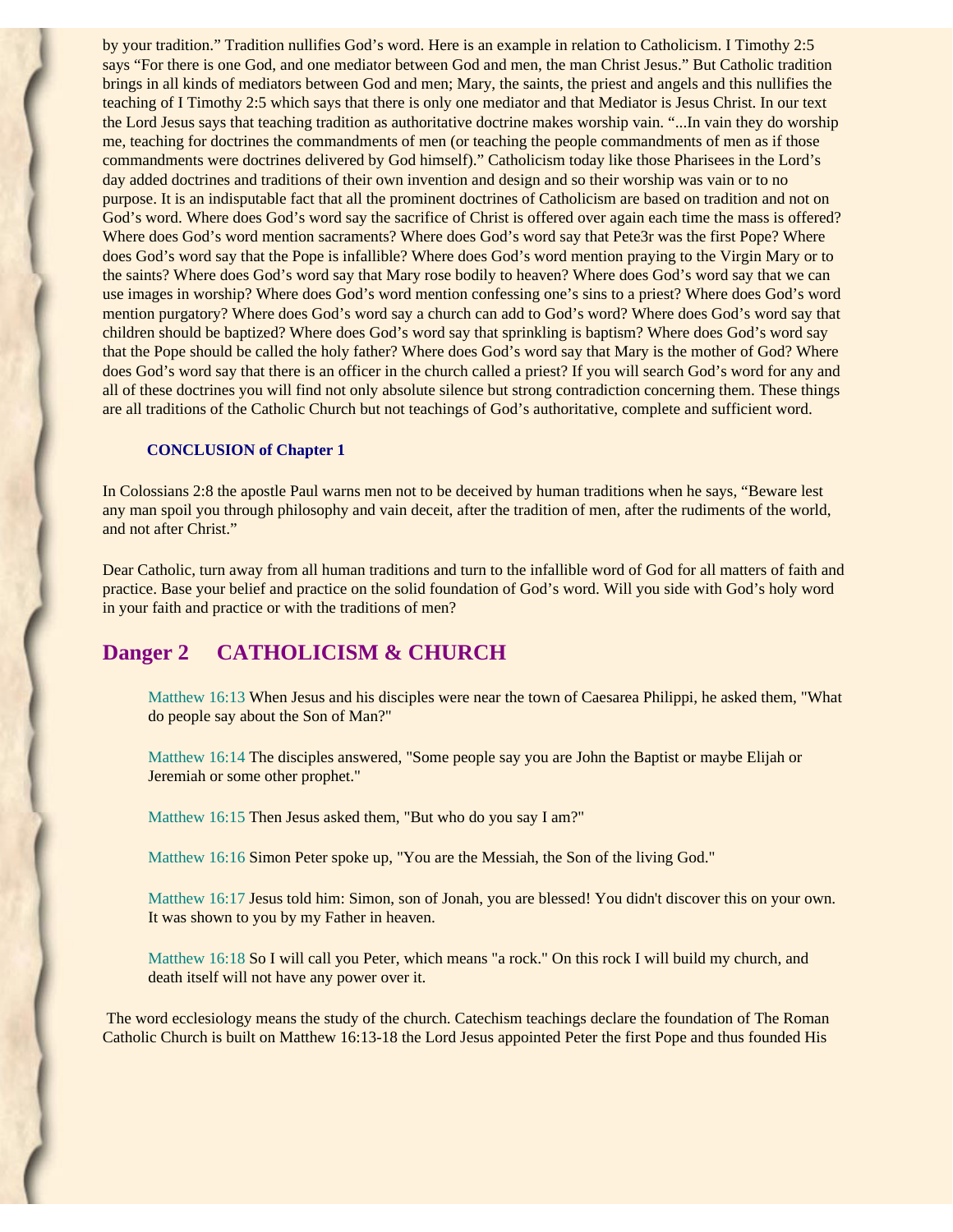by your tradition." Tradition nullifies God's word. Here is an example in relation to Catholicism. I Timothy 2:5 says "For there is one God, and one mediator between God and men, the man Christ Jesus." But Catholic tradition brings in all kinds of mediators between God and men; Mary, the saints, the priest and angels and this nullifies the teaching of I Timothy 2:5 which says that there is only one mediator and that Mediator is Jesus Christ. In our text the Lord Jesus says that teaching tradition as authoritative doctrine makes worship vain. "...In vain they do worship me, teaching for doctrines the commandments of men (or teaching the people commandments of men as if those commandments were doctrines delivered by God himself)." Catholicism today like those Pharisees in the Lord's day added doctrines and traditions of their own invention and design and so their worship was vain or to no purpose. It is an indisputable fact that all the prominent doctrines of Catholicism are based on tradition and not on God's word. Where does God's word say the sacrifice of Christ is offered over again each time the mass is offered? Where does God's word mention sacraments? Where does God's word say that Pete3r was the first Pope? Where does God's word say that the Pope is infallible? Where does God's word mention praying to the Virgin Mary or to the saints? Where does God's word say that Mary rose bodily to heaven? Where does God's word say that we can use images in worship? Where does God's word mention confessing one's sins to a priest? Where does God's word mention purgatory? Where does God's word say a church can add to God's word? Where does God's word say that children should be baptized? Where does God's word say that sprinkling is baptism? Where does God's word say that the Pope should be called the holy father? Where does God's word say that Mary is the mother of God? Where does God's word say that there is an officer in the church called a priest? If you will search God's word for any and all of these doctrines you will find not only absolute silence but strong contradiction concerning them. These things are all traditions of the Catholic Church but not teachings of God's authoritative, complete and sufficient word.

**CONCLUSION of Chapter 1**

In Colossians 2:8 the apostle Paul warns men not to be deceived by human traditions when he says, "Beware lest any man spoil you through philosophy and vain deceit, after the tradition of men, after the rudiments of the world, and not after Christ."

Dear Catholic, turn away from all human traditions and turn to the infallible word of God for all matters of faith and practice. Base your belief and practice on the solid foundation of God's word. Will you side with God's holy word in your faith and practice or with the traditions of men?

## Danger 2 CATHOLICISM & CHURCH

Matthew 16:13 When Jesus and his disciples were near the town of Caesarea Philippi, he asked them, "What do people say about the Son of Man?"

Matthew 16:14 The disciples answered, "Some people say you are John the Baptist or maybe Elijah or Jeremiah or some other prophet."

Matthew 16:15 Then Jesus asked them, "But who do you say I am?"

Matthew 16:16 Simon Peter spoke up, "You are the Messiah, the Son of the living God."

Matthew 16:17 Jesus told him: Simon, son of Jonah, you are blessed! You didn't discover this on your own. It was shown to you by my Father in heaven.

Matthew 16:18 So I will call you Peter, which means "a rock." On this rock I will build my church, and death itself will not have any power over it.

The word ecclesiology means the study of the church. Catechism teachings declare the foundation of The Roman Catholic Church is built on Matthew 16:13-18 the Lord Jesus appointed Peter the first Pope and thus founded His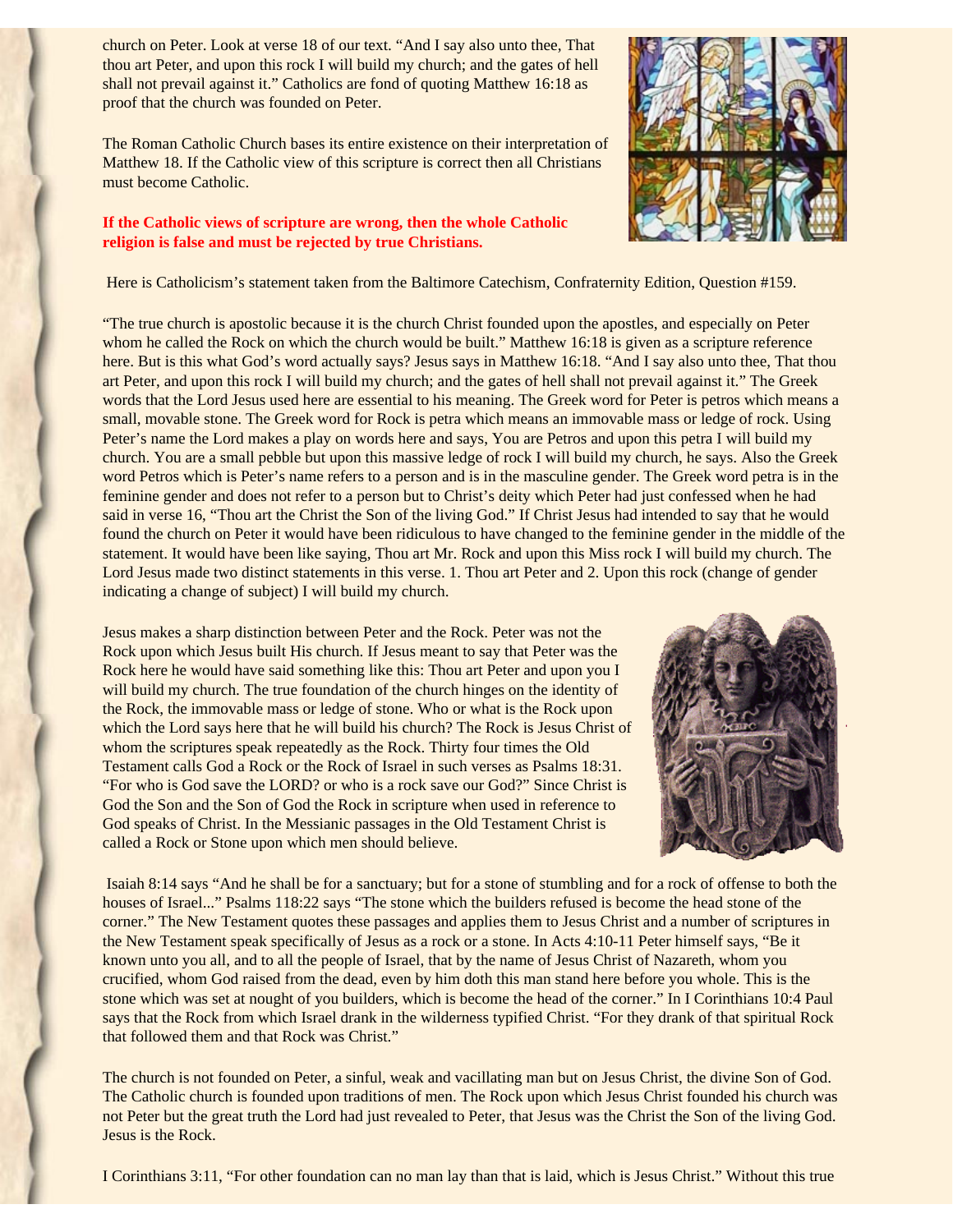church on Peter. Look at verse 18 of our text. “And I say also unto thee, That thou art Peter, and upon this rock I will build my church; and the gates of hell shall not prevail against it.” Catholics are fond of quoting Matthew 16:18 as proof that the church was founded on Peter.

The Roman Catholic Church bases its entire existence on their interpretation of Matthew 18. If the Catholic view of this scripture is correct then all Christians must become Catholic.

**If the Catholic views of scripture are wrong, then the whole Catholic religion is false and must be rejected by true Christians.**

Here is Catholicism’s statement taken from the Baltimore Catechism, Confraternity Edition, Question #159.

“The true church is apostolic because it is the church Christ founded upon the apostles, and especially on Peter whom he called the Rock on which the church would be built.” Matthew 16:18 is given as a scripture reference here. But is this what God’s word actually says? Jesus says in Matthew 16:18. “And I say also unto thee, That thou art Peter, and upon this rock I will build my church; and the gates of hell shall not prevail against it.” The Greek words that the Lord Jesus used here are essential to his meaning. The Greek word for Peter is petros which means a small, movable stone. The Greek word for Rock is petra which means an immovable mass or ledge of rock. Using Peter’s name the Lord makes a play on words here and says, You are Petros and upon this petra I will build my church. You are a small pebble but upon this massive ledge of rock I will build my church, he says. Also the Greek word Petros which is Peter’s name refers to a person and is in the masculine gender. The Greek word petra is in the feminine gender and does not refer to a person but to Christ’s deity which Peter had just confessed when he had said in verse 16, “Thou art the Christ the Son of the living God.” If Christ Jesus had intended to say that he would found the church on Peter it would have been ridiculous to have changed to the feminine gender in the middle of the statement. It would have been like saying, Thou art Mr. Rock and upon this Miss rock I will build my church. The Lord Jesus made two distinct statements in this verse. 1. Thou art Peter and 2. Upon this rock (change of gender indicating a change of subject) I will build my church.

Jesus makes a sharp distinction between Peter and the Rock. Peter was not the Rock upon which Jesus built His church. If Jesus meant to say that Peter was the Rock here he would have said something like this: Thou art Peter and upon you I will build my church. The true foundation of the church hinges on the identity of the Rock, the immovable mass or ledge of stone. Who or what is the Rock upon which the Lord says here that he will build his church? The Rock is Jesus Christ of whom the scriptures speak repeatedly as the Rock. Thirty four times the Old Testament calls God a Rock or the Rock of Israel in such verses as Psalms 18:31. “For who is God save the LORD? or who is a rock save our God?” Since Christ is God the Son and the Son of God the Rock in scripture when used in reference to God speaks of Christ. In the Messianic passages in the Old Testament Christ is called a Rock or Stone upon which men should believe.

Isaiah 8:14 says “And he shall be for a sanctuary; but for a stone of stumbling and for a rock of offense to both the houses of Israel...” Psalms 118:22 says “The stone which the builders refused is become the head stone of the corner.” The New Testament quotes these passages and applies them to Jesus Christ and a number of scriptures in the New Testament speak specifically of Jesus as a rock or a stone. In Acts 4:10-11 Peter himself says, “Be it known unto you all, and to all the people of Israel, that by the name of Jesus Christ of Nazareth, whom you crucified, whom God raised from the dead, even by him doth this man stand here before you whole. This is the stone which was set at nought of you builders, which is become the head of the corner.” In I Corinthians 10:4 Paul says that the Rock from which Israel drank in the wilderness typified Christ. “For they drank of that spiritual Rock that followed them and that Rock was Christ.”

The church is not founded on Peter, a sinful, weak and vacillating man but on Jesus Christ, the divine Son of God. The Catholic church is founded upon traditions of men. The Rock upon which Jesus Christ founded his church was not Peter but the great truth the Lord had just revealed to Peter, that Jesus was the Christ the Son of the living God. Jesus is the Rock.

I Corinthians 3:11, “For other foundation can no man lay than that is laid, which is Jesus Christ.” Without this true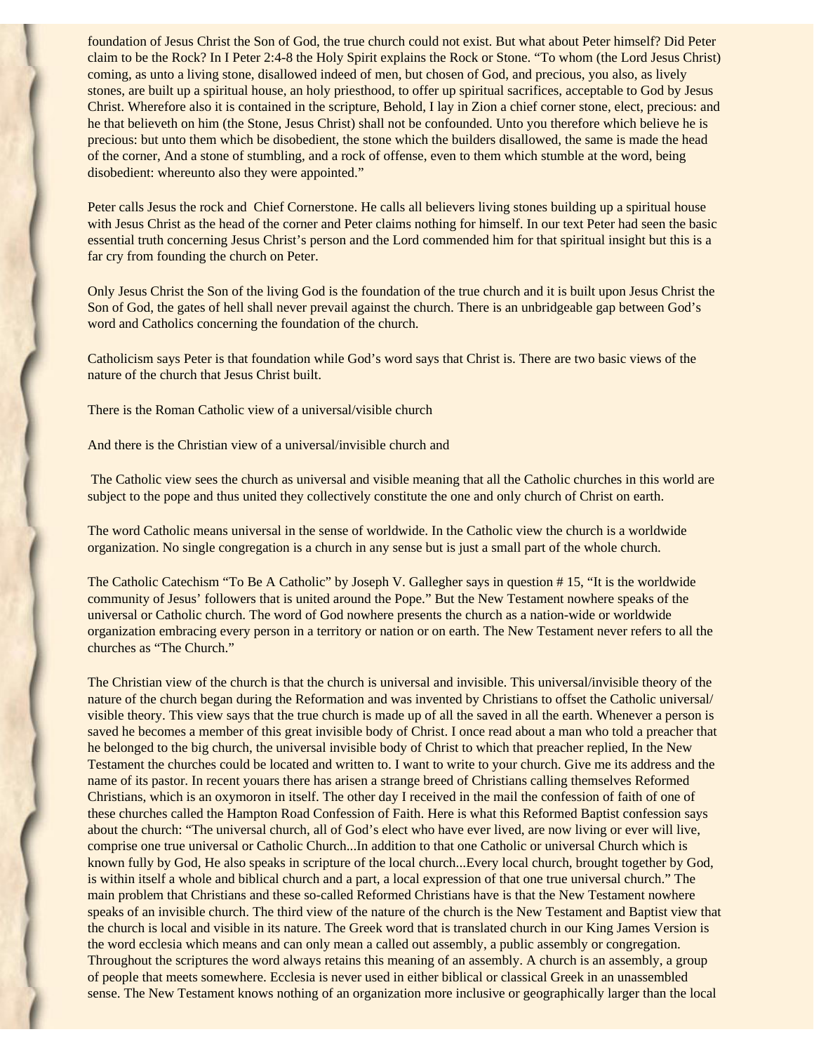foundation of Jesus Christ the Son of God, the true church could not exist. But what about Peter himself? Did Peter claim to be the Rock? In I Peter 2:4-8 the Holy Spirit explains the Rock or Stone. "To whom (the Lord Jesus Christ) coming, as unto a living stone, disallowed indeed of men, but chosen of God, and precious, you also, as lively stones, are built up a spiritual house, an holy priesthood, to offer up spiritual sacrifices, acceptable to God by Jesus Christ. Wherefore also it is contained in the scripture, Behold, I lay in Zion a chief corner stone, elect, precious: and he that believeth on him (the Stone, Jesus Christ) shall not be confounded. Unto you therefore which believe he is precious: but unto them which be disobedient, the stone which the builders disallowed, the same is made the head of the corner, And a stone of stumbling, and a rock of offense, even to them which stumble at the word, being disobedient: whereunto also they were appointed."

Peter calls Jesus the rock and Chief Cornerstone. He calls all believers living stones building up a spiritual house with Jesus Christ as the head of the corner and Peter claims nothing for himself. In our text Peter had seen the basic essential truth concerning Jesus Christ's person and the Lord commended him for that spiritual insight but this is a far cry from founding the church on Peter.

Only Jesus Christ the Son of the living God is the foundation of the true church and it is built upon Jesus Christ the Son of God, the gates of hell shall never prevail against the church. There is an unbridgeable gap between God's word and Catholics concerning the foundation of the church.

Catholicism says Peter is that foundation while God's word says that Christ is. There are two basic views of the nature of the church that Jesus Christ built.

There is the Roman Catholic view of a universal/visible church

And there is the Christian view of a universal/invisible church and

The Catholic view sees the church as universal and visible meaning that all the Catholic churches in this world are subject to the pope and thus united they collectively constitute the one and only church of Christ on earth.

The word Catholic means universal in the sense of worldwide. In the Catholic view the church is a worldwide organization. No single congregation is a church in any sense but is just a small part of the whole church.

The Catholic Catechism "To Be A Catholic" by Joseph V. Gallegher says in question # 15, "It is the worldwide community of Jesus' followers that is united around the Pope." But the New Testament nowhere speaks of the universal or Catholic church. The word of God nowhere presents the church as a nation-wide or worldwide organization embracing every person in a territory or nation or on earth. The New Testament never refers to all the churches as "The Church."

The Christian view of the church is that the church is universal and invisible. This universal/invisible theory of the nature of the church began during the Reformation and was invented by Christians to offset the Catholic universal/ visible theory. This view says that the true church is made up of all the saved in all the earth. Whenever a person is saved he becomes a member of this great invisible body of Christ. I once read about a man who told a preacher that he belonged to the big church, the universal invisible body of Christ to which that preacher replied, In the New Testament the churches could be located and written to. I want to write to your church. Give me its address and the name of its pastor. In recent youars there has arisen a strange breed of Christians calling themselves Reformed Christians, which is an oxymoron in itself. The other day I received in the mail the confession of faith of one of these churches called the Hampton Road Confession of Faith. Here is what this Reformed Baptist confession says about the church: "The universal church, all of God's elect who have ever lived, are now living or ever will live, comprise one true universal or Catholic Church...In addition to that one Catholic or universal Church which is known fully by God, He also speaks in scripture of the local church...Every local church, brought together by God, is within itself a whole and biblical church and a part, a local expression of that one true universal church." The main problem that Christians and these so-called Reformed Christians have is that the New Testament nowhere speaks of an invisible church. The third view of the nature of the church is the New Testament and Baptist view that the church is local and visible in its nature. The Greek word that is translated church in our King James Version is the word ecclesia which means and can only mean a called out assembly, a public assembly or congregation. Throughout the scriptures the word always retains this meaning of an assembly. A church is an assembly, a group of people that meets somewhere. Ecclesia is never used in either biblical or classical Greek in an unassembled sense. The New Testament knows nothing of an organization more inclusive or geographically larger than the local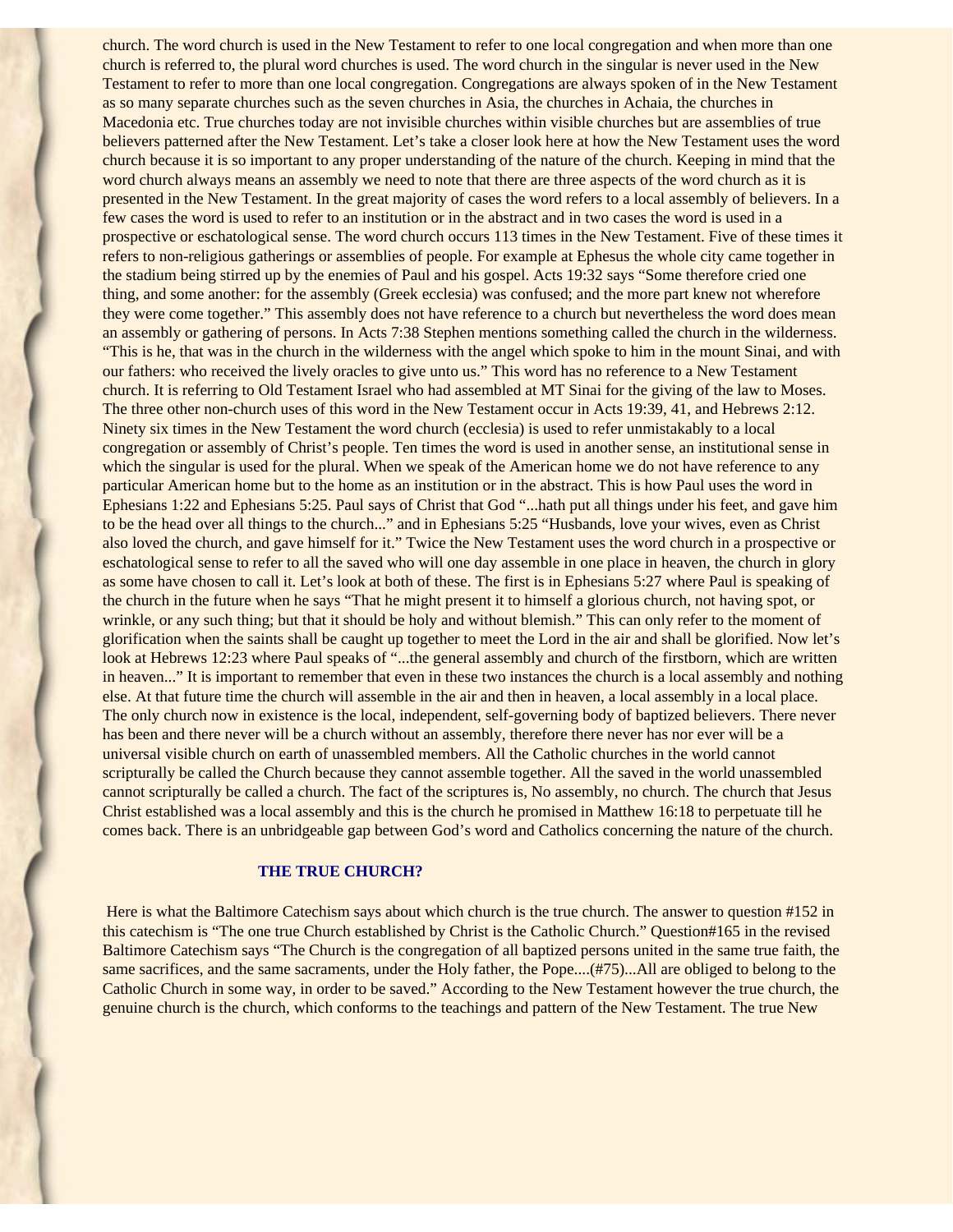church. The word church is used in the New Testament to refer to one local congregation and when more than one church is referred to, the plural word churches is used. The word church in the singular is never used in the New Testament to refer to more than one local congregation. Congregations are always spoken of in the New Testament as so many separate churches such as the seven churches in Asia, the churches in Achaia, the churches in Macedonia etc. True churches today are not invisible churches within visible churches but are assemblies of true believers patterned after the New Testament. Let's take a closer look here at how the New Testament uses the word church because it is so important to any proper understanding of the nature of the church. Keeping in mind that the word church always means an assembly we need to note that there are three aspects of the word church as it is presented in the New Testament. In the great majority of cases the word refers to a local assembly of believers. In a few cases the word is used to refer to an institution or in the abstract and in two cases the word is used in a prospective or eschatological sense. The word church occurs 113 times in the New Testament. Five of these times it refers to non-religious gatherings or assemblies of people. For example at Ephesus the whole city came together in the stadium being stirred up by the enemies of Paul and his gospel. Acts 19:32 says "Some therefore cried one thing, and some another: for the assembly (Greek ecclesia) was confused; and the more part knew not wherefore they were come together." This assembly does not have reference to a church but nevertheless the word does mean an assembly or gathering of persons. In Acts 7:38 Stephen mentions something called the church in the wilderness. "This is he, that was in the church in the wilderness with the angel which spoke to him in the mount Sinai, and with our fathers: who received the lively oracles to give unto us." This word has no reference to a New Testament church. It is referring to Old Testament Israel who had assembled at MT Sinai for the giving of the law to Moses. The three other non-church uses of this word in the New Testament occur in Acts 19:39, 41, and Hebrews 2:12. Ninety six times in the New Testament the word church (ecclesia) is used to refer unmistakably to a local congregation or assembly of Christ's people. Ten times the word is used in another sense, an institutional sense in which the singular is used for the plural. When we speak of the American home we do not have reference to any particular American home but to the home as an institution or in the abstract. This is how Paul uses the word in Ephesians 1:22 and Ephesians 5:25. Paul says of Christ that God "...hath put all things under his feet, and gave him to be the head over all things to the church..." and in Ephesians 5:25 "Husbands, love your wives, even as Christ also loved the church, and gave himself for it." Twice the New Testament uses the word church in a prospective or eschatological sense to refer to all the saved who will one day assemble in one place in heaven, the church in glory as some have chosen to call it. Let's look at both of these. The first is in Ephesians 5:27 where Paul is speaking of the church in the future when he says "That he might present it to himself a glorious church, not having spot, or wrinkle, or any such thing; but that it should be holy and without blemish." This can only refer to the moment of glorification when the saints shall be caught up together to meet the Lord in the air and shall be glorified. Now let's look at Hebrews 12:23 where Paul speaks of "...the general assembly and church of the firstborn, which are written in heaven..." It is important to remember that even in these two instances the church is a local assembly and nothing else. At that future time the church will assemble in the air and then in heaven, a local assembly in a local place. The only church now in existence is the local, independent, self-governing body of baptized believers. There never has been and there never will be a church without an assembly, therefore there never has nor ever will be a universal visible church on earth of unassembled members. All the Catholic churches in the world cannot scripturally be called the Church because they cannot assemble together. All the saved in the world unassembled cannot scripturally be called a church. The fact of the scriptures is, No assembly, no church. The church that Jesus Christ established was a local assembly and this is the church he promised in Matthew 16:18 to perpetuate till he comes back. There is an unbridgeable gap between God's word and Catholics concerning the nature of the church.

## THE TRUE CHURCH?

Here is what the Baltimore Catechism says about which church is the true church. The answer to question #152 in this catechism is "The one true Church established by Christ is the Catholic Church." Question#165 in the revised Baltimore Catechism says "The Church is the congregation of all baptized persons united in the same true faith, the same sacrifices, and the same sacraments, under the Holy father, the Pope....(#75)...All are obliged to belong to the Catholic Church in some way, in order to be saved." According to the New Testament however the true church, the genuine church is the church, which conforms to the teachings and pattern of the New Testament. The true New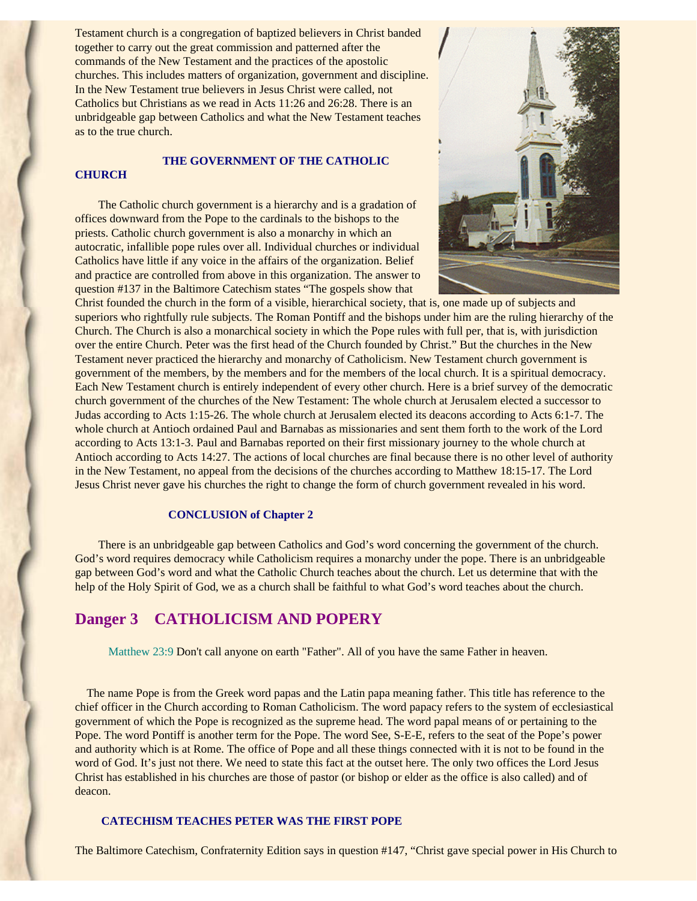Testament church is a congregation of baptized believers in Christ banded together to carry out the great commission and patterned after the commands of the New Testament and the practices of the apostolic churches. This includes matters of organization, government and discipline. In the New Testament true believers in Jesus Christ were called, not Catholics but Christians as we read in Acts 11:26 and 26:28. There is an unbridgeable gap between Catholics and what the New Testament teaches as to the true church.

### THE GOVERNMENT OF THE CATHOLIC CHURCH

The Catholic church government is a hierarchy and is a gradation of offices downward from the Pope to the cardinals to the bishops to the priests. Catholic church government is also a monarchy in which an autocratic, infallible pope rules over all. Individual churches or individual Catholics have little if any voice in the affairs of the organization. Belief and practice are controlled from above in this organization. The answer to question #137 in the Baltimore Catechism states "The gospels show that Christ founded the church in the form of a visible, hierarchical society, that is, one made up of subjects and superiors who rightfully rule subjects. The Roman Pontiff and the bishops under him are the ruling hierarchy of the Church. The Church is also a monarchical society in which the Pope rules with full per, that is, with jurisdiction over the entire Church. Peter was the first head of the Church founded by Christ." But the churches in the New Testament never practiced the hierarchy and monarchy of Catholicism. New Testament church government is government of the members, by the members and for the members of the local church. It is a spiritual democracy. Each New Testament church is entirely independent of every other church. Here is a brief survey of the democratic church government of the churches of the New Testament: The whole church at Jerusalem elected a successor to Judas according to Acts 1:15-26. The whole church at Jerusalem elected its deacons according to Acts 6:1-7. The whole church at Antioch ordained Paul and Barnabas as missionaries and sent them forth to the work of the Lord according to Acts 13:1-3. Paul and Barnabas reported on their first missionary journey to the whole church at Antioch according to Acts 14:27. The actions of local churches are final because there is no other level of authority in the New Testament, no appeal from the decisions of the churches according to Matthew 18:15-17. The Lord Jesus Christ never gave his churches the right to change the form of church government revealed in his word.

### CONCLUSION of Chapter 2

There is an unbridgeable gap between Catholics and God's word concerning the government of the church. God's word requires democracy while Catholicism requires a monarchy under the pope. There is an unbridgeable gap between God's word and what the Catholic Church teaches about the church. Let us determine that with the help of the Holy Spirit of God, we as a church shall be faithful to what God's word teaches about the church.

## Danger 3 CATHOLICISM AND POPERY

Matthew 23:9 Don't call anyone on earth "Father". All of you have the same Father in heaven.

The name Pope is from the Greek word papas and the Latin papa meaning father. This title has reference to the chief officer in the Church according to Roman Catholicism. The word papacy refers to the system of ecclesiastical government of which the Pope is recognized as the supreme head. The word papal means of or pertaining to the Pope. The word Pontiff is another term for the Pope. The word See, S-E-E, refers to the seat of the Pope's power and authority which is at Rome. The office of Pope and all these things connected with it is not to be found in the word of God. It's just not there. We need to state this fact at the outset here. The only two offices the Lord Jesus Christ has established in his churches are those of pastor (or bishop or elder as the office is also called) and of deacon.

### CATECHISM TEACHES PETER WAS THE FIRST POPE

The Baltimore Catechism, Confraternity Edition says in question #147, "Christ gave special power in His Church to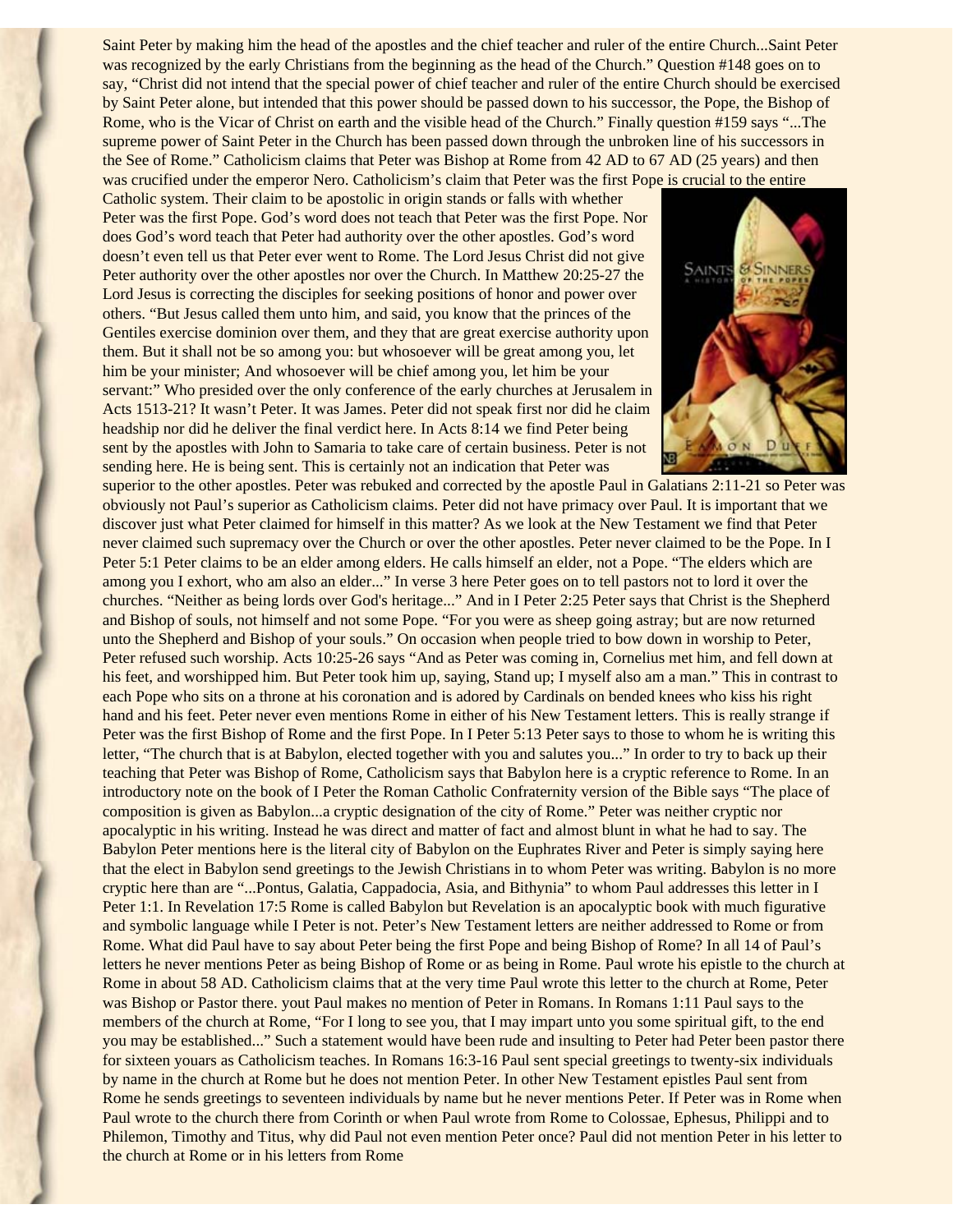Saint Peter by making him the head of the apostles and the chief teacher and ruler of the entire Church...Saint Peter was recognized by the early Christians from the beginning as the head of the Church." Question #148 goes on to say, "Christ did not intend that the special power of chief teacher and ruler of the entire Church should be exercised by Saint Peter alone, but intended that this power should be passed down to his successor, the Pope, the Bishop of Rome, who is the Vicar of Christ on earth and the visible head of the Church." Finally question #159 says "...The supreme power of Saint Peter in the Church has been passed down through the unbroken line of his successors in the See of Rome." Catholicism claims that Peter was Bishop at Rome from 42 AD to 67 AD (25 years) and then was crucified under the emperor Nero. Catholicism's claim that Peter was the first Pope is crucial to the entire Catholic system. Their claim to be apostolic in origin stands or falls with whether Peter was the first Pope. God's word does not teach that Peter was the first Pope. Nor does God's word teach that Peter had authority over the other apostles. God's word doesn't even tell us that Peter ever went to Rome. The Lord Jesus Christ did not give Peter authority over the other apostles nor over the Church. In Matthew 20:25-27 the Lord Jesus is correcting the disciples for seeking positions of honor and power over others. "But Jesus called them unto him, and said, you know that the princes of the Gentiles exercise dominion over them, and they that are great exercise authority upon them. But it shall not be so among you: but whosoever will be great among you, let him be your minister; And whosoever will be chief among you, let him be your servant:" Who presided over the only conference of the early churches at Jerusalem in Acts 1513-21? It wasn't Peter. It was James. Peter did not speak first nor did he claim headship nor did he deliver the final verdict here. In Acts 8:14 we find Peter being sent by the apostles with John to Samaria to take care of certain business. Peter is not sending here. He is being sent. This is certainly not an indication that Peter was superior to the other apostles. Peter was rebuked and corrected by the apostle Paul in Galatians 2:11-21 so Peter was obviously not Paul's superior as Catholicism claims. Peter did not have primacy over Paul. It is important that we discover just what Peter claimed for himself in this matter? As we look at the New Testament we find that Peter never claimed such supremacy over the Church or over the other apostles. Peter never claimed to be the Pope. In I Peter 5:1 Peter claims to be an elder among elders. He calls himself an elder, not a Pope. "The elders which are among you I exhort, who am also an elder..." In verse 3 here Peter goes on to tell pastors not to lord it over the churches. "Neither as being lords over God's heritage..." And in I Peter 2:25 Peter says that Christ is the Shepherd and Bishop of souls, not himself and not some Pope. "For you were as sheep going astray; but are now returned unto the Shepherd and Bishop of your souls." On occasion when people tried to bow down in worship to Peter, Peter refused such worship. Acts 10:25-26 says "And as Peter was coming in, Cornelius met him, and fell down at his feet, and worshipped him. But Peter took him up, saying, Stand up; I myself also am a man." This in contrast to each Pope who sits on a throne at his coronation and is adored by Cardinals on bended knees who kiss his right hand and his feet. Peter never even mentions Rome in either of his New Testament letters. This is really strange if Peter was the first Bishop of Rome and the first Pope. In I Peter 5:13 Peter says to those to whom he is writing this letter, "The church that is at Babylon, elected together with you and salutes you..." In order to try to back up their teaching that Peter was Bishop of Rome, Catholicism says that Babylon here is a cryptic reference to Rome. In an introductory note on the book of I Peter the Roman Catholic Confraternity version of the Bible says "The place of composition is given as Babylon...a cryptic designation of the city of Rome." Peter was neither cryptic nor apocalyptic in his writing. Instead he was direct and matter of fact and almost blunt in what he had to say. The Babylon Peter mentions here is the literal city of Babylon on the Euphrates River and Peter is simply saying here that the elect in Babylon send greetings to the Jewish Christians in to whom Peter was writing. Babylon is no more cryptic here than are "...Pontus, Galatia, Cappadocia, Asia, and Bithynia" to whom Paul addresses this letter in I Peter 1:1. In Revelation 17:5 Rome is called Babylon but Revelation is an apocalyptic book with much figurative and symbolic language while I Peter is not. Peter's New Testament letters are neither addressed to Rome or from Rome. What did Paul have to say about Peter being the first Pope and being Bishop of Rome? In all 14 of Paul's letters he never mentions Peter as being Bishop of Rome or as being in Rome. Paul wrote his epistle to the church at Rome in about 58 AD. Catholicism claims that at the very time Paul wrote this letter to the church at Rome, Peter was Bishop or Pastor there. yout Paul makes no mention of Peter in Romans. In Romans 1:11 Paul says to the members of the church at Rome, "For I long to see you, that I may impart unto you some spiritual gift, to the end you may be established..." Such a statement would have been rude and insulting to Peter had Peter been pastor there for sixteen youars as Catholicism teaches. In Romans 16:3-16 Paul sent special greetings to twenty-six individuals by name in the church at Rome but he does not mention Peter. In other New Testament epistles Paul sent from Rome he sends greetings to seventeen individuals by name but he never mentions Peter. If Peter was in Rome when Paul wrote to the church there from Corinth or when Paul wrote from Rome to Colossae, Ephesus, Philippi and to Philemon, Timothy and Titus, why did Paul not even mention Peter once? Paul did not mention Peter in his letter to the church at Rome or in his letters from Rome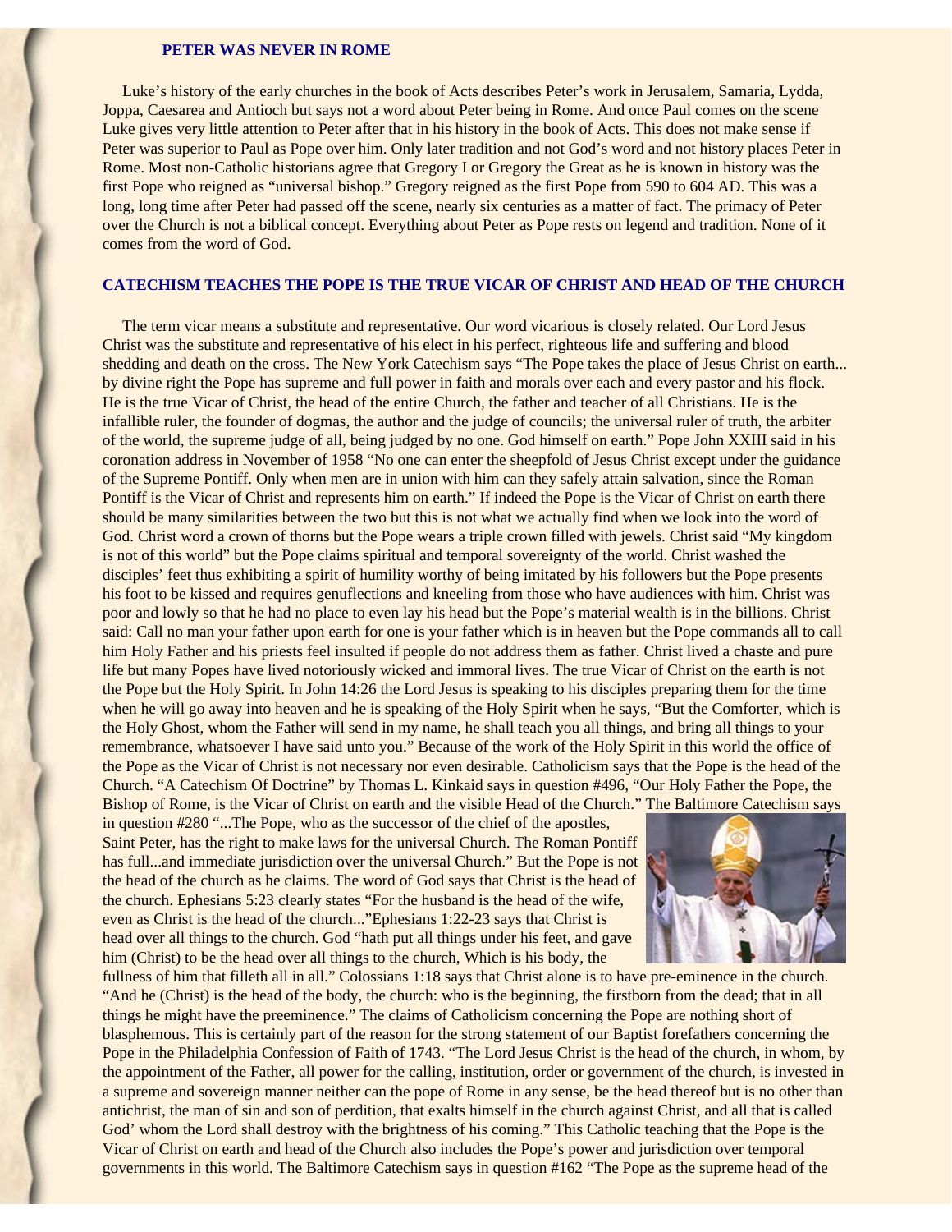## PETER WAS NEVER IN ROME

Luke's history of the early churches in the book of Acts describes Peter's work in Jerusalem, Samaria, Lydda, Joppa, Caesarea and Antioch but says not a word about Peter being in Rome. And once Paul comes on the scene Luke gives very little attention to Peter after that in his history in the book of Acts. This does not make sense if Peter was superior to Paul as Pope over him. Only later tradition and not God's word and not history places Peter in Rome. Most non-Catholic historians agree that Gregory I or Gregory the Great as he is known in history was the first Pope who reigned as "universal bishop." Gregory reigned as the first Pope from 590 to 604 AD. This was a long, long time after Peter had passed off the scene, nearly six centuries as a matter of fact. The primacy of Peter over the Church is not a biblical concept. Everything about Peter as Pope rests on legend and tradition. None of it comes from the word of God.

## CATECHISM TEACHES THE POPE IS THE TRUE VICAR OF CHRIST AND HEAD OF THE CHURCH

The term vicar means a substitute and representative. Our word vicarious is closely related. Our Lord Jesus Christ was the substitute and representative of his elect in his perfect, righteous life and suffering and blood shedding and death on the cross. The New York Catechism says "The Pope takes the place of Jesus Christ on earth... by divine right the Pope has supreme and full power in faith and morals over each and every pastor and his flock. He is the true Vicar of Christ, the head of the entire Church, the father and teacher of all Christians. He is the infallible ruler, the founder of dogmas, the author and the judge of councils; the universal ruler of truth, the arbiter of the world, the supreme judge of all, being judged by no one. God himself on earth." Pope John XXIII said in his coronation address in November of 1958 "No one can enter the sheepfold of Jesus Christ except under the guidance of the Supreme Pontiff. Only when men are in union with him can they safely attain salvation, since the Roman Pontiff is the Vicar of Christ and represents him on earth." If indeed the Pope is the Vicar of Christ on earth there should be many similarities between the two but this is not what we actually find when we look into the word of God. Christ word a crown of thorns but the Pope wears a triple crown filled with jewels. Christ said "My kingdom is not of this world" but the Pope claims spiritual and temporal sovereignty of the world. Christ washed the disciples' feet thus exhibiting a spirit of humility worthy of being imitated by his followers but the Pope presents his foot to be kissed and requires genuflections and kneeling from those who have audiences with him. Christ was poor and lowly so that he had no place to even lay his head but the Pope's material wealth is in the billions. Christ said: Call no man your father upon earth for one is your father which is in heaven but the Pope commands all to call him Holy Father and his priests feel insulted if people do not address them as father. Christ lived a chaste and pure life but many Popes have lived notoriously wicked and immoral lives. The true Vicar of Christ on the earth is not the Pope but the Holy Spirit. In John 14:26 the Lord Jesus is speaking to his disciples preparing them for the time when he will go away into heaven and he is speaking of the Holy Spirit when he says, "But the Comforter, which is the Holy Ghost, whom the Father will send in my name, he shall teach you all things, and bring all things to your remembrance, whatsoever I have said unto you." Because of the work of the Holy Spirit in this world the office of the Pope as the Vicar of Christ is not necessary nor even desirable. Catholicism says that the Pope is the head of the Church. "A Catechism Of Doctrine" by Thomas L. Kinkaid says in question #496, "Our Holy Father the Pope, the Bishop of Rome, is the Vicar of Christ on earth and the visible Head of the Church." The Baltimore Catechism says in question #280 "...The Pope, who as the successor of the chief of the apostles, Saint Peter, has the right to make laws for the universal Church. The Roman Pontiff has full...and immediate jurisdiction over the universal Church." But the Pope is not the head of the church as he claims. The word of God says that Christ is the head of the church. Ephesians 5:23 clearly states "For the husband is the head of the wife, even as Christ is the head of the church..."Ephesians 1:22-23 says that Christ is head over all things to the church. God "hath put all things under his feet, and gave him (Christ) to be the head over all things to the church, Which is his body, the fullness of him that filleth all in all." Colossians 1:18 says that Christ alone is to have pre-eminence in the church. "And he (Christ) is the head of the body, the church: who is the beginning, the firstborn from the dead; that in all things he might have the preeminence." The claims of Catholicism concerning the Pope are nothing short of blasphemous. This is certainly part of the reason for the strong statement of our Baptist forefathers concerning the Pope in the Philadelphia Confession of Faith of 1743. "The Lord Jesus Christ is the head of the church, in whom, by the appointment of the Father, all power for the calling, institution, order or government of the church, is invested in a supreme and sovereign manner neither can the pope of Rome in any sense, be the head thereof but is no other than antichrist, the man of sin and son of perdition, that exalts himself in the church against Christ, and all that is called God' whom the Lord shall destroy with the brightness of his coming." This Catholic teaching that the Pope is the Vicar of Christ on earth and head of the Church also includes the Pope's power and jurisdiction over temporal governments in this world. The Baltimore Catechism says in question #162 "The Pope as the supreme head of the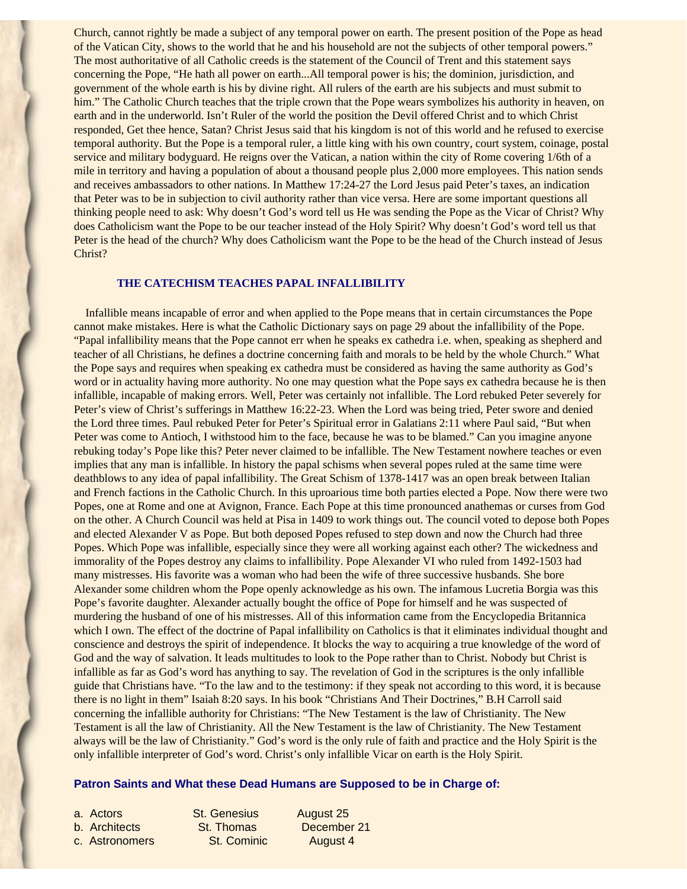Church, cannot rightly be made a subject of any temporal power on earth. The present position of the Pope as head of the Vatican City, shows to the world that he and his household are not the subjects of other temporal powers." The most authoritative of all Catholic creeds is the statement of the Council of Trent and this statement says concerning the Pope, "He hath all power on earth...All temporal power is his; the dominion, jurisdiction, and government of the whole earth is his by divine right. All rulers of the earth are his subjects and must submit to him." The Catholic Church teaches that the triple crown that the Pope wears symbolizes his authority in heaven, on earth and in the underworld. Isn't Ruler of the world the position the Devil offered Christ and to which Christ responded, Get thee hence, Satan? Christ Jesus said that his kingdom is not of this world and he refused to exercise temporal authority. But the Pope is a temporal ruler, a little king with his own country, court system, coinage, postal service and military bodyguard. He reigns over the Vatican, a nation within the city of Rome covering 1/6th of a mile in territory and having a population of about a thousand people plus 2,000 more employees. This nation sends and receives ambassadors to other nations. In Matthew 17:24-27 the Lord Jesus paid Peter's taxes, an indication that Peter was to be in subjection to civil authority rather than vice versa. Here are some important questions all thinking people need to ask: Why doesn't God's word tell us He was sending the Pope as the Vicar of Christ? Why does Catholicism want the Pope to be our teacher instead of the Holy Spirit? Why doesn't God's word tell us that Peter is the head of the church? Why does Catholicism want the Pope to be the head of the Church instead of Jesus Christ?

## THE CATECHISM TEACHES PAPAL INFALLIBILITY

Infallible means incapable of error and when applied to the Pope means that in certain circumstances the Pope cannot make mistakes. Here is what the Catholic Dictionary says on page 29 about the infallibility of the Pope. "Papal infallibility means that the Pope cannot err when he speaks ex cathedra i.e. when, speaking as shepherd and teacher of all Christians, he defines a doctrine concerning faith and morals to be held by the whole Church." What the Pope says and requires when speaking ex cathedra must be considered as having the same authority as God's word or in actuality having more authority. No one may question what the Pope says ex cathedra because he is then infallible, incapable of making errors. Well, Peter was certainly not infallible. The Lord rebuked Peter severely for Peter's view of Christ's sufferings in Matthew 16:22-23. When the Lord was being tried, Peter swore and denied the Lord three times. Paul rebuked Peter for Peter's Spiritual error in Galatians 2:11 where Paul said, "But when Peter was come to Antioch, I withstood him to the face, because he was to be blamed." Can you imagine anyone rebuking today's Pope like this? Peter never claimed to be infallible. The New Testament nowhere teaches or even implies that any man is infallible. In history the papal schisms when several popes ruled at the same time were deathblows to any idea of papal infallibility. The Great Schism of 1378-1417 was an open break between Italian and French factions in the Catholic Church. In this uproarious time both parties elected a Pope. Now there were two Popes, one at Rome and one at Avignon, France. Each Pope at this time pronounced anathemas or curses from God on the other. A Church Council was held at Pisa in 1409 to work things out. The council voted to depose both Popes and elected Alexander V as Pope. But both deposed Popes refused to step down and now the Church had three Popes. Which Pope was infallible, especially since they were all working against each other? The wickedness and immorality of the Popes destroy any claims to infallibility. Pope Alexander VI who ruled from 1492-1503 had many mistresses. His favorite was a woman who had been the wife of three successive husbands. She bore Alexander some children whom the Pope openly acknowledge as his own. The infamous Lucretia Borgia was this Pope's favorite daughter. Alexander actually bought the office of Pope for himself and he was suspected of murdering the husband of one of his mistresses. All of this information came from the Encyclopedia Britannica which I own. The effect of the doctrine of Papal infallibility on Catholics is that it eliminates individual thought and conscience and destroys the spirit of independence. It blocks the way to acquiring a true knowledge of the word of God and the way of salvation. It leads multitudes to look to the Pope rather than to Christ. Nobody but Christ is infallible as far as God's word has anything to say. The revelation of God in the scriptures is the only infallible guide that Christians have. "To the law and to the testimony: if they speak not according to this word, it is because there is no light in them" Isaiah 8:20 says. In his book "Christians And Their Doctrines," B.H Carroll said concerning the infallible authority for Christians: "The New Testament is the law of Christianity. The New Testament is all the law of Christianity. All the New Testament is the law of Christianity. The New Testament always will be the law of Christianity." God's word is the only rule of faith and practice and the Holy Spirit is the only infallible interpreter of God's word. Christ's only infallible Vicar on earth is the Holy Spirit.

### Patron Saints and What these Dead Humans are Supposed to be in Charge of:

| | | |
|---|---|---|
| a. Actors | St. Genesius | August 25 |
| b. Architects | St. Thomas | December 21 |
| c. Astronomers | St. Cominic | August 4 |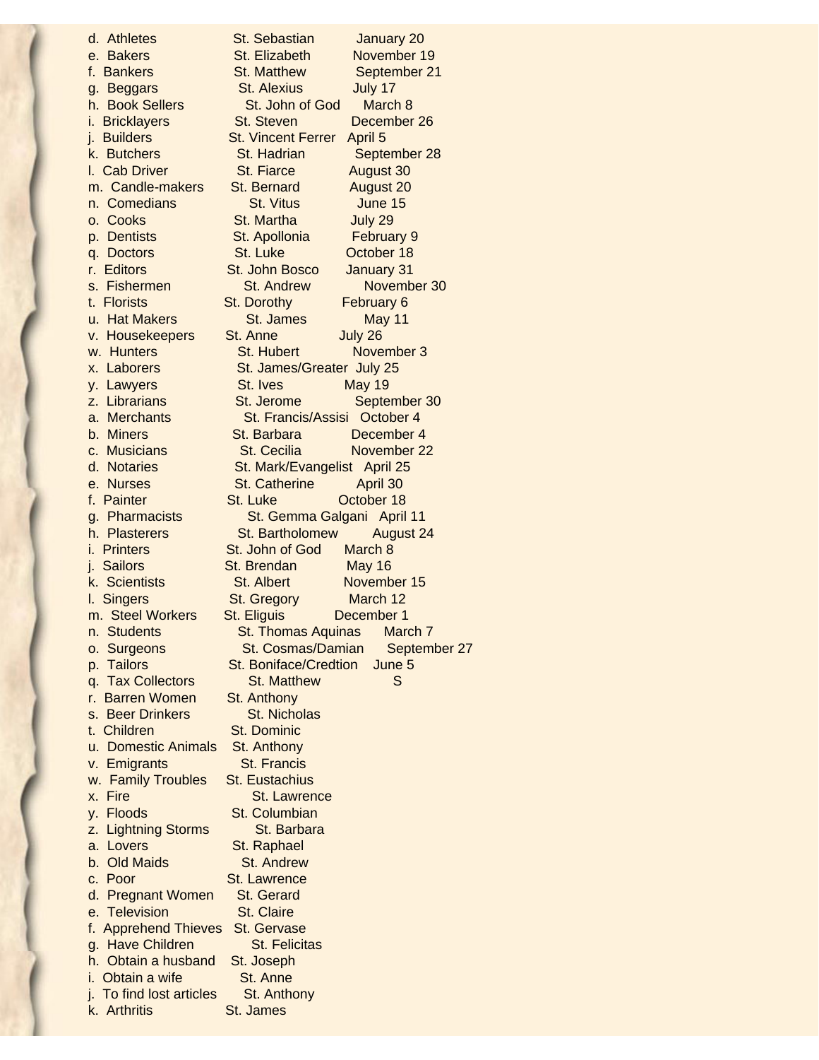d. Athletes St. Sebastian January 20
e. Bakers St. Elizabeth November 19
f. Bankers St. Matthew September 21
g. Beggars St. Alexius July 17
h. Book Sellers St. John of God March 8
i. Bricklayers St. Steven December 26
j. Builders St. Vincent Ferrer April 5
k. Butchers St. Hadrian September 28
l. Cab Driver St. Fiarce August 30
m. Candle-makers St. Bernard August 20
n. Comedians St. Vitus June 15
o. Cooks St. Martha July 29
p. Dentists St. Apollonia February 9
q. Doctors St. Luke October 18
r. Editors St. John Bosco January 31
s. Fishermen St. Andrew November 30
t. Florists St. Dorothy February 6
u. Hat Makers St. James May 11
v. Housekeepers St. Anne July 26
w. Hunters St. Hubert November 3
x. Laborers St. James/Greater July 25
y. Lawyers St. Ives May 19
z. Librarians St. Jerome September 30
a. Merchants St. Francis/Assisi October 4
b. Miners St. Barbara December 4
c. Musicians St. Cecilia November 22
d. Notaries St. Mark/Evangelist April 25
e. Nurses St. Catherine April 30
f. Painter St. Luke October 18
g. Pharmacists St. Gemma Galgani April 11
h. Plasterers St. Bartholomew August 24
i. Printers St. John of God March 8
j. Sailors St. Brendan May 16
k. Scientists St. Albert November 15
l. Singers St. Gregory March 12
m. Steel Workers St. Eliguis December 1
n. Students St. Thomas Aquinas March 7
o. Surgeons St. Cosmas/Damian September 27
p. Tailors St. Boniface/Credtion June 5
q. Tax Collectors St. Matthew S
r. Barren Women St. Anthony
s. Beer Drinkers St. Nicholas
t. Children St. Dominic
u. Domestic Animals St. Anthony
v. Emigrants St. Francis
w. Family Troubles St. Eustachius
x. Fire St. Lawrence
y. Floods St. Columbian
z. Lightning Storms St. Barbara
a. Lovers St. Raphael
b. Old Maids St. Andrew
c. Poor St. Lawrence
d. Pregnant Women St. Gerard
e. Television St. Claire
f. Apprehend Thieves St. Gervase
g. Have Children St. Felicitas
h. Obtain a husband St. Joseph
i. Obtain a wife St. Anne
j. To find lost articles St. Anthony
k. Arthritis St. James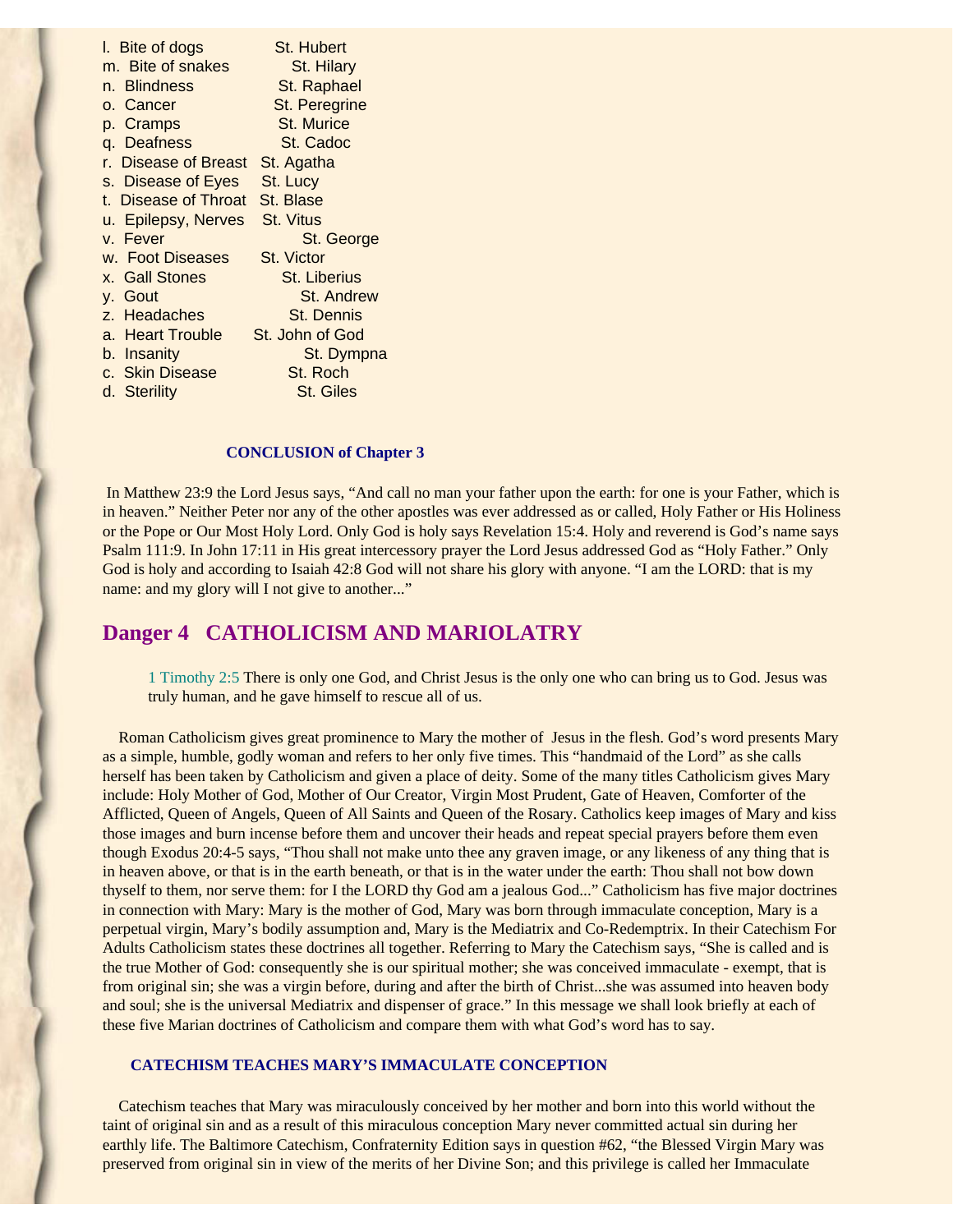l. Bite of dogs St. Hubert
m. Bite of snakes St. Hilary
n. Blindness St. Raphael
o. Cancer St. Peregrine
p. Cramps St. Murice
q. Deafness St. Cadoc
r. Disease of Breast St. Agatha
s. Disease of Eyes St. Lucy
t. Disease of Throat St. Blase
u. Epilepsy, Nerves St. Vitus
v. Fever St. George
w. Foot Diseases St. Victor
x. Gall Stones St. Liberius
y. Gout St. Andrew
z. Headaches St. Dennis
a. Heart Trouble St. John of God
b. Insanity St. Dympna
c. Skin Disease St. Roch
d. Sterility St. Giles

### CONCLUSION of Chapter 3

In Matthew 23:9 the Lord Jesus says, "And call no man your father upon the earth: for one is your Father, which is in heaven." Neither Peter nor any of the other apostles was ever addressed as or called, Holy Father or His Holiness or the Pope or Our Most Holy Lord. Only God is holy says Revelation 15:4. Holy and reverend is God's name says Psalm 111:9. In John 17:11 in His great intercessory prayer the Lord Jesus addressed God as "Holy Father." Only God is holy and according to Isaiah 42:8 God will not share his glory with anyone. "I am the LORD: that is my name: and my glory will I not give to another..."

## Danger 4 CATHOLICISM AND MARIOLATRY

> 1 Timothy 2:5 There is only one God, and Christ Jesus is the only one who can bring us to God. Jesus was truly human, and he gave himself to rescue all of us.

Roman Catholicism gives great prominence to Mary the mother of Jesus in the flesh. God's word presents Mary as a simple, humble, godly woman and refers to her only five times. This "handmaid of the Lord" as she calls herself has been taken by Catholicism and given a place of deity. Some of the many titles Catholicism gives Mary include: Holy Mother of God, Mother of Our Creator, Virgin Most Prudent, Gate of Heaven, Comforter of the Afflicted, Queen of Angels, Queen of All Saints and Queen of the Rosary. Catholics keep images of Mary and kiss those images and burn incense before them and uncover their heads and repeat special prayers before them even though Exodus 20:4-5 says, "Thou shalt not make unto thee any graven image, or any likeness of any thing that is in heaven above, or that is in the earth beneath, or that is in the water under the earth: Thou shalt not bow down thyself to them, nor serve them: for I the LORD thy God am a jealous God..." Catholicism has five major doctrines in connection with Mary: Mary is the mother of God, Mary was born through immaculate conception, Mary is a perpetual virgin, Mary's bodily assumption and, Mary is the Mediatrix and Co-Redemptrix. In their Catechism For Adults Catholicism states these doctrines all together. Referring to Mary the Catechism says, "She is called and is the true Mother of God: consequently she is our spiritual mother; she was conceived immaculate - exempt, that is from original sin; she was a virgin before, during and after the birth of Christ...she was assumed into heaven body and soul; she is the universal Mediatrix and dispenser of grace." In this message we shall look briefly at each of these five Marian doctrines of Catholicism and compare them with what God's word has to say.

### CATECHISM TEACHES MARY'S IMMACULATE CONCEPTION

Catechism teaches that Mary was miraculously conceived by her mother and born into this world without the taint of original sin and as a result of this miraculous conception Mary never committed actual sin during her earthly life. The Baltimore Catechism, Confraternity Edition says in question #62, "the Blessed Virgin Mary was preserved from original sin in view of the merits of her Divine Son; and this privilege is called her Immaculate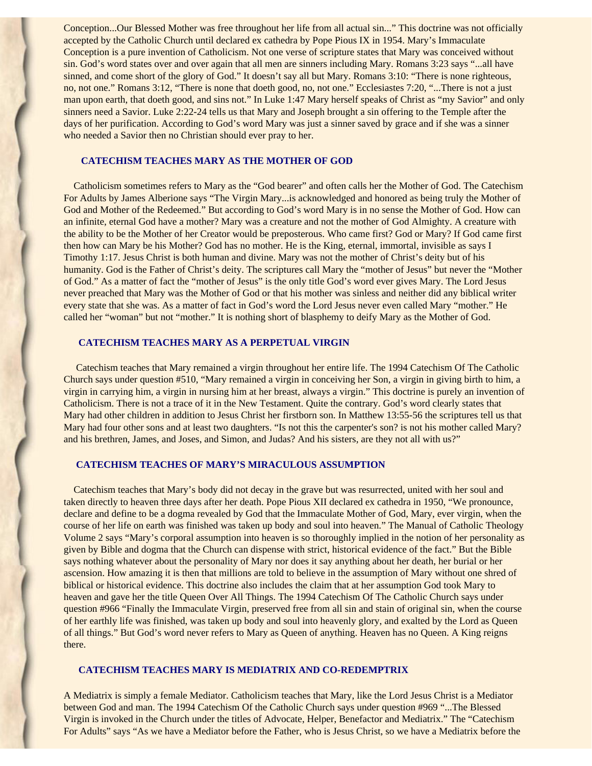Conception...Our Blessed Mother was free throughout her life from all actual sin..." This doctrine was not officially accepted by the Catholic Church until declared ex cathedra by Pope Pious IX in 1954. Mary's Immaculate Conception is a pure invention of Catholicism. Not one verse of scripture states that Mary was conceived without sin. God's word states over and over again that all men are sinners including Mary. Romans 3:23 says "...all have sinned, and come short of the glory of God." It doesn't say all but Mary. Romans 3:10: "There is none righteous, no, not one." Romans 3:12, "There is none that doeth good, no, not one." Ecclesiastes 7:20, "...There is not a just man upon earth, that doeth good, and sins not." In Luke 1:47 Mary herself speaks of Christ as "my Savior" and only sinners need a Savior. Luke 2:22-24 tells us that Mary and Joseph brought a sin offering to the Temple after the days of her purification. According to God's word Mary was just a sinner saved by grace and if she was a sinner who needed a Savior then no Christian should ever pray to her.

### CATECHISM TEACHES MARY AS THE MOTHER OF GOD

Catholicism sometimes refers to Mary as the "God bearer" and often calls her the Mother of God. The Catechism For Adults by James Alberione says "The Virgin Mary...is acknowledged and honored as being truly the Mother of God and Mother of the Redeemed." But according to God's word Mary is in no sense the Mother of God. How can an infinite, eternal God have a mother? Mary was a creature and not the mother of God Almighty. A creature with the ability to be the Mother of her Creator would be preposterous. Who came first? God or Mary? If God came first then how can Mary be his Mother? God has no mother. He is the King, eternal, immortal, invisible as says I Timothy 1:17. Jesus Christ is both human and divine. Mary was not the mother of Christ's deity but of his humanity. God is the Father of Christ's deity. The scriptures call Mary the "mother of Jesus" but never the "Mother of God." As a matter of fact the "mother of Jesus" is the only title God's word ever gives Mary. The Lord Jesus never preached that Mary was the Mother of God or that his mother was sinless and neither did any biblical writer every state that she was. As a matter of fact in God's word the Lord Jesus never even called Mary "mother." He called her "woman" but not "mother." It is nothing short of blasphemy to deify Mary as the Mother of God.

### CATECHISM TEACHES MARY AS A PERPETUAL VIRGIN

Catechism teaches that Mary remained a virgin throughout her entire life. The 1994 Catechism Of The Catholic Church says under question #510, "Mary remained a virgin in conceiving her Son, a virgin in giving birth to him, a virgin in carrying him, a virgin in nursing him at her breast, always a virgin." This doctrine is purely an invention of Catholicism. There is not a trace of it in the New Testament. Quite the contrary. God's word clearly states that Mary had other children in addition to Jesus Christ her firstborn son. In Matthew 13:55-56 the scriptures tell us that Mary had four other sons and at least two daughters. "Is not this the carpenter's son? is not his mother called Mary? and his brethren, James, and Joses, and Simon, and Judas? And his sisters, are they not all with us?"

### CATECHISM TEACHES OF MARY'S MIRACULOUS ASSUMPTION

Catechism teaches that Mary's body did not decay in the grave but was resurrected, united with her soul and taken directly to heaven three days after her death. Pope Pious XII declared ex cathedra in 1950, "We pronounce, declare and define to be a dogma revealed by God that the Immaculate Mother of God, Mary, ever virgin, when the course of her life on earth was finished was taken up body and soul into heaven." The Manual of Catholic Theology Volume 2 says "Mary's corporal assumption into heaven is so thoroughly implied in the notion of her personality as given by Bible and dogma that the Church can dispense with strict, historical evidence of the fact." But the Bible says nothing whatever about the personality of Mary nor does it say anything about her death, her burial or her ascension. How amazing it is then that millions are told to believe in the assumption of Mary without one shred of biblical or historical evidence. This doctrine also includes the claim that at her assumption God took Mary to heaven and gave her the title Queen Over All Things. The 1994 Catechism Of The Catholic Church says under question #966 "Finally the Immaculate Virgin, preserved free from all sin and stain of original sin, when the course of her earthly life was finished, was taken up body and soul into heavenly glory, and exalted by the Lord as Queen of all things." But God's word never refers to Mary as Queen of anything. Heaven has no Queen. A King reigns there.

### CATECHISM TEACHES MARY IS MEDIATRIX AND CO-REDEMPTRIX

A Mediatrix is simply a female Mediator. Catholicism teaches that Mary, like the Lord Jesus Christ is a Mediator between God and man. The 1994 Catechism Of the Catholic Church says under question #969 "...The Blessed Virgin is invoked in the Church under the titles of Advocate, Helper, Benefactor and Mediatrix." The "Catechism For Adults" says "As we have a Mediator before the Father, who is Jesus Christ, so we have a Mediatrix before the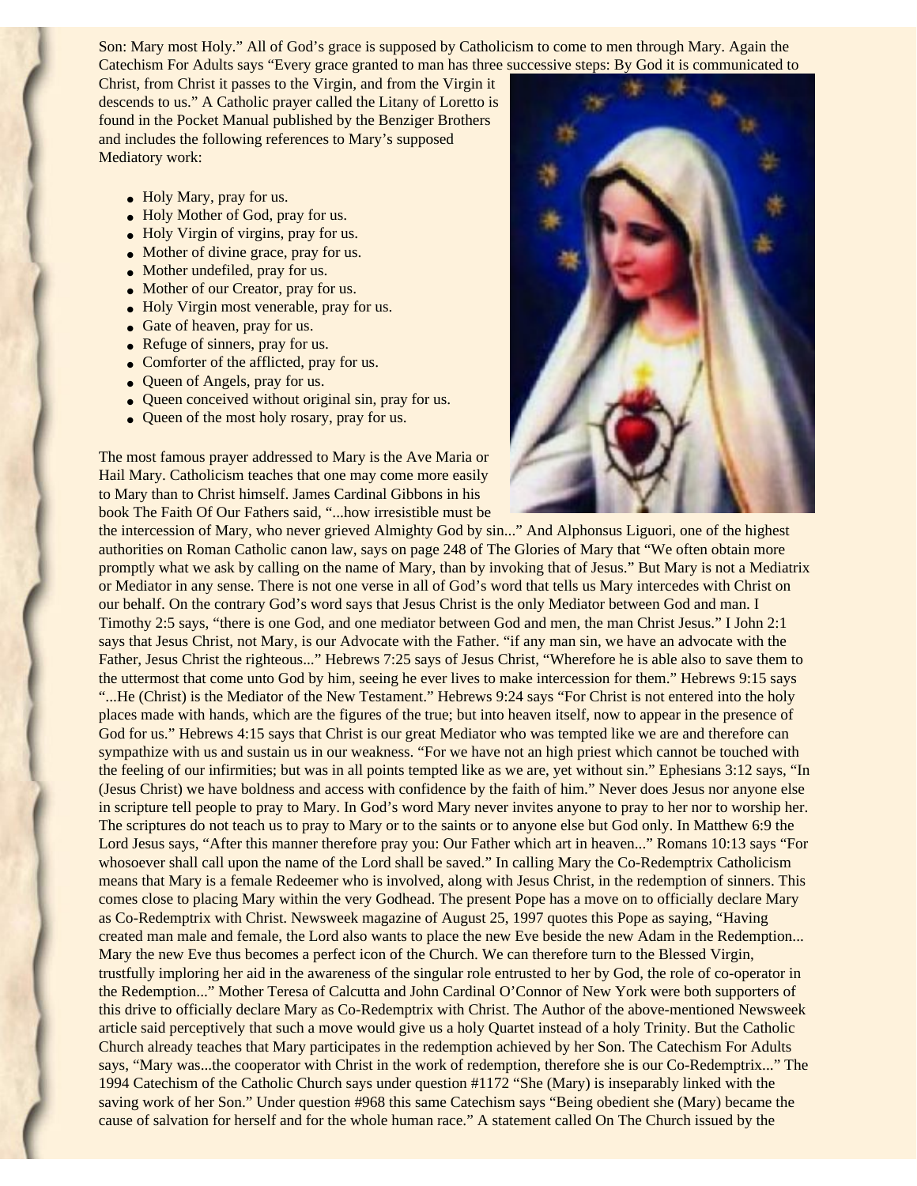Son: Mary most Holy." All of God's grace is supposed by Catholicism to come to men through Mary. Again the Catechism For Adults says "Every grace granted to man has three successive steps: By God it is communicated to Christ, from Christ it passes to the Virgin, and from the Virgin it descends to us." A Catholic prayer called the Litany of Loretto is found in the Pocket Manual published by the Benziger Brothers and includes the following references to Mary's supposed Mediatory work:

- Holy Mary, pray for us.
- Holy Mother of God, pray for us.
- Holy Virgin of virgins, pray for us.
- Mother of divine grace, pray for us.
- Mother undefiled, pray for us.
- Mother of our Creator, pray for us.
- Holy Virgin most venerable, pray for us.
- Gate of heaven, pray for us.
- Refuge of sinners, pray for us.
- Comforter of the afflicted, pray for us.
- Queen of Angels, pray for us.
- Queen conceived without original sin, pray for us.
- Queen of the most holy rosary, pray for us.

The most famous prayer addressed to Mary is the Ave Maria or Hail Mary. Catholicism teaches that one may come more easily to Mary than to Christ himself. James Cardinal Gibbons in his book The Faith Of Our Fathers said, "...how irresistible must be the intercession of Mary, who never grieved Almighty God by sin..." And Alphonsus Liguori, one of the highest authorities on Roman Catholic canon law, says on page 248 of The Glories of Mary that "We often obtain more promptly what we ask by calling on the name of Mary, than by invoking that of Jesus." But Mary is not a Mediatrix or Mediator in any sense. There is not one verse in all of God's word that tells us Mary intercedes with Christ on our behalf. On the contrary God's word says that Jesus Christ is the only Mediator between God and man. I Timothy 2:5 says, "there is one God, and one mediator between God and men, the man Christ Jesus." I John 2:1 says that Jesus Christ, not Mary, is our Advocate with the Father. "if any man sin, we have an advocate with the Father, Jesus Christ the righteous..." Hebrews 7:25 says of Jesus Christ, "Wherefore he is able also to save them to the uttermost that come unto God by him, seeing he ever lives to make intercession for them." Hebrews 9:15 says "...He (Christ) is the Mediator of the New Testament." Hebrews 9:24 says "For Christ is not entered into the holy places made with hands, which are the figures of the true; but into heaven itself, now to appear in the presence of God for us." Hebrews 4:15 says that Christ is our great Mediator who was tempted like we are and therefore can sympathize with us and sustain us in our weakness. "For we have not an high priest which cannot be touched with the feeling of our infirmities; but was in all points tempted like as we are, yet without sin." Ephesians 3:12 says, "In (Jesus Christ) we have boldness and access with confidence by the faith of him." Never does Jesus nor anyone else in scripture tell people to pray to Mary. In God's word Mary never invites anyone to pray to her nor to worship her. The scriptures do not teach us to pray to Mary or to the saints or to anyone else but God only. In Matthew 6:9 the Lord Jesus says, "After this manner therefore pray you: Our Father which art in heaven..." Romans 10:13 says "For whosoever shall call upon the name of the Lord shall be saved." In calling Mary the Co-Redemptrix Catholicism means that Mary is a female Redeemer who is involved, along with Jesus Christ, in the redemption of sinners. This comes close to placing Mary within the very Godhead. The present Pope has a move on to officially declare Mary as Co-Redemptrix with Christ. Newsweek magazine of August 25, 1997 quotes this Pope as saying, "Having created man male and female, the Lord also wants to place the new Eve beside the new Adam in the Redemption... Mary the new Eve thus becomes a perfect icon of the Church. We can therefore turn to the Blessed Virgin, trustfully imploring her aid in the awareness of the singular role entrusted to her by God, the role of co-operator in the Redemption..." Mother Teresa of Calcutta and John Cardinal O'Connor of New York were both supporters of this drive to officially declare Mary as Co-Redemptrix with Christ. The Author of the above-mentioned Newsweek article said perceptively that such a move would give us a holy Quartet instead of a holy Trinity. But the Catholic Church already teaches that Mary participates in the redemption achieved by her Son. The Catechism For Adults says, "Mary was...the cooperator with Christ in the work of redemption, therefore she is our Co-Redemptrix..." The 1994 Catechism of the Catholic Church says under question #1172 "She (Mary) is inseparably linked with the saving work of her Son." Under question #968 this same Catechism says "Being obedient she (Mary) became the cause of salvation for herself and for the whole human race." A statement called On The Church issued by the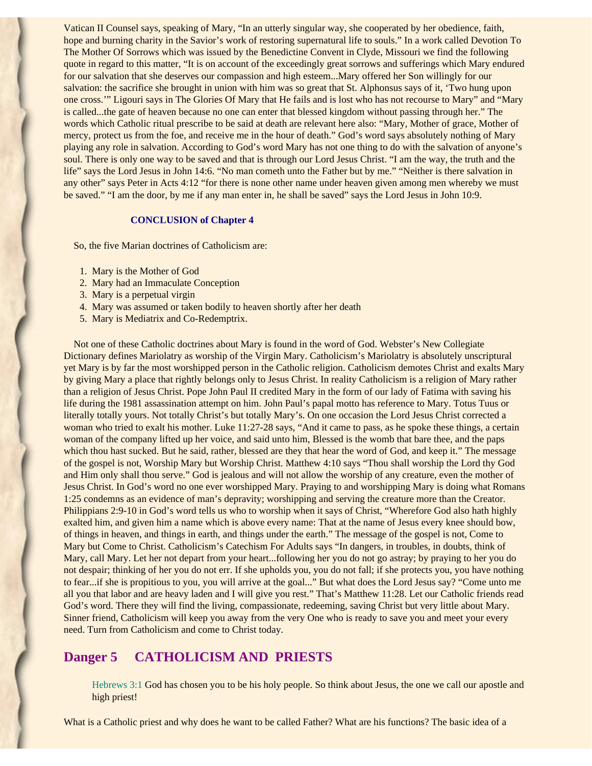Vatican II Counsel says, speaking of Mary, "In an utterly singular way, she cooperated by her obedience, faith, hope and burning charity in the Savior's work of restoring supernatural life to souls." In a work called Devotion To The Mother Of Sorrows which was issued by the Benedictine Convent in Clyde, Missouri we find the following quote in regard to this matter, "It is on account of the exceedingly great sorrows and sufferings which Mary endured for our salvation that she deserves our compassion and high esteem...Mary offered her Son willingly for our salvation: the sacrifice she brought in union with him was so great that St. Alphonsus says of it, 'Two hung upon one cross.'" Ligouri says in The Glories Of Mary that He fails and is lost who has not recourse to Mary" and "Mary is called...the gate of heaven because no one can enter that blessed kingdom without passing through her." The words which Catholic ritual prescribe to be said at death are relevant here also: "Mary, Mother of grace, Mother of mercy, protect us from the foe, and receive me in the hour of death." God's word says absolutely nothing of Mary playing any role in salvation. According to God's word Mary has not one thing to do with the salvation of anyone's soul. There is only one way to be saved and that is through our Lord Jesus Christ. "I am the way, the truth and the life" says the Lord Jesus in John 14:6. "No man cometh unto the Father but by me." "Neither is there salvation in any other" says Peter in Acts 4:12 "for there is none other name under heaven given among men whereby we must be saved." "I am the door, by me if any man enter in, he shall be saved" says the Lord Jesus in John 10:9.

**CONCLUSION of Chapter 4**

So, the five Marian doctrines of Catholicism are:

1. Mary is the Mother of God
2. Mary had an Immaculate Conception
3. Mary is a perpetual virgin
4. Mary was assumed or taken bodily to heaven shortly after her death
5. Mary is Mediatrix and Co-Redemptrix.

Not one of these Catholic doctrines about Mary is found in the word of God. Webster's New Collegiate Dictionary defines Mariolatry as worship of the Virgin Mary. Catholicism's Mariolatry is absolutely unscriptural yet Mary is by far the most worshipped person in the Catholic religion. Catholicism demotes Christ and exalts Mary by giving Mary a place that rightly belongs only to Jesus Christ. In reality Catholicism is a religion of Mary rather than a religion of Jesus Christ. Pope John Paul II credited Mary in the form of our lady of Fatima with saving his life during the 1981 assassination attempt on him. John Paul's papal motto has reference to Mary. Totus Tuus or literally totally yours. Not totally Christ's but totally Mary's. On one occasion the Lord Jesus Christ corrected a woman who tried to exalt his mother. Luke 11:27-28 says, "And it came to pass, as he spoke these things, a certain woman of the company lifted up her voice, and said unto him, Blessed is the womb that bare thee, and the paps which thou hast sucked. But he said, rather, blessed are they that hear the word of God, and keep it." The message of the gospel is not, Worship Mary but Worship Christ. Matthew 4:10 says "Thou shall worship the Lord thy God and Him only shall thou serve." God is jealous and will not allow the worship of any creature, even the mother of Jesus Christ. In God's word no one ever worshipped Mary. Praying to and worshipping Mary is doing what Romans 1:25 condemns as an evidence of man's depravity; worshipping and serving the creature more than the Creator. Philippians 2:9-10 in God's word tells us who to worship when it says of Christ, "Wherefore God also hath highly exalted him, and given him a name which is above every name: That at the name of Jesus every knee should bow, of things in heaven, and things in earth, and things under the earth." The message of the gospel is not, Come to Mary but Come to Christ. Catholicism's Catechism For Adults says "In dangers, in troubles, in doubts, think of Mary, call Mary. Let her not depart from your heart...following her you do not go astray; by praying to her you do not despair; thinking of her you do not err. If she upholds you, you do not fall; if she protects you, you have nothing to fear...if she is propitious to you, you will arrive at the goal..." But what does the Lord Jesus say? "Come unto me all you that labor and are heavy laden and I will give you rest." That's Matthew 11:28. Let our Catholic friends read God's word. There they will find the living, compassionate, redeeming, saving Christ but very little about Mary. Sinner friend, Catholicism will keep you away from the very One who is ready to save you and meet your every need. Turn from Catholicism and come to Christ today.

## Danger 5 CATHOLICISM AND PRIESTS

> Hebrews 3:1 God has chosen you to be his holy people. So think about Jesus, the one we call our apostle and high priest!

What is a Catholic priest and why does he want to be called Father? What are his functions? The basic idea of a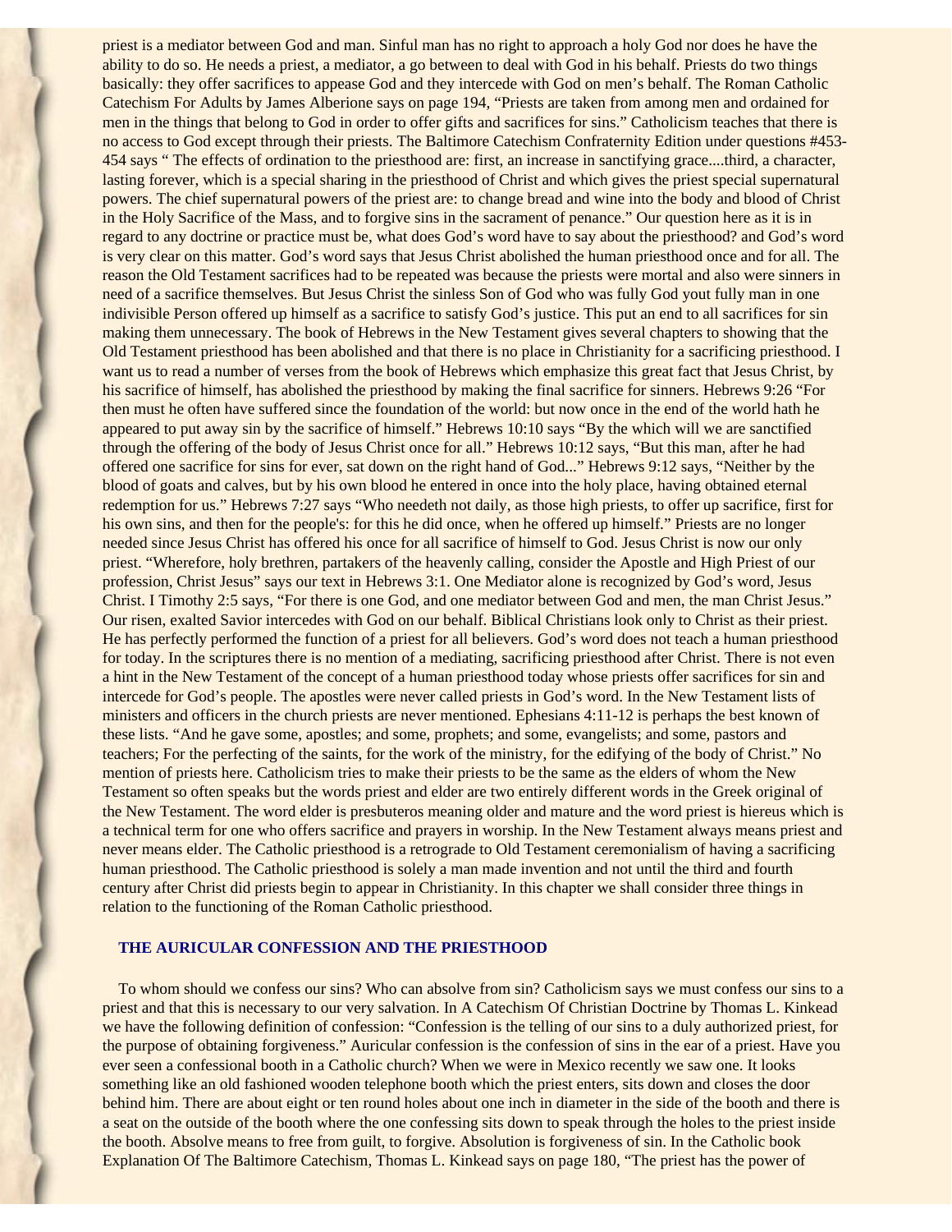priest is a mediator between God and man. Sinful man has no right to approach a holy God nor does he have the ability to do so. He needs a priest, a mediator, a go between to deal with God in his behalf. Priests do two things basically: they offer sacrifices to appease God and they intercede with God on men's behalf. The Roman Catholic Catechism For Adults by James Alberione says on page 194, "Priests are taken from among men and ordained for men in the things that belong to God in order to offer gifts and sacrifices for sins." Catholicism teaches that there is no access to God except through their priests. The Baltimore Catechism Confraternity Edition under questions #453-454 says " The effects of ordination to the priesthood are: first, an increase in sanctifying grace....third, a character, lasting forever, which is a special sharing in the priesthood of Christ and which gives the priest special supernatural powers. The chief supernatural powers of the priest are: to change bread and wine into the body and blood of Christ in the Holy Sacrifice of the Mass, and to forgive sins in the sacrament of penance." Our question here as it is in regard to any doctrine or practice must be, what does God's word have to say about the priesthood? and God's word is very clear on this matter. God's word says that Jesus Christ abolished the human priesthood once and for all. The reason the Old Testament sacrifices had to be repeated was because the priests were mortal and also were sinners in need of a sacrifice themselves. But Jesus Christ the sinless Son of God who was fully God yout fully man in one indivisible Person offered up himself as a sacrifice to satisfy God's justice. This put an end to all sacrifices for sin making them unnecessary. The book of Hebrews in the New Testament gives several chapters to showing that the Old Testament priesthood has been abolished and that there is no place in Christianity for a sacrificing priesthood. I want us to read a number of verses from the book of Hebrews which emphasize this great fact that Jesus Christ, by his sacrifice of himself, has abolished the priesthood by making the final sacrifice for sinners. Hebrews 9:26 "For then must he often have suffered since the foundation of the world: but now once in the end of the world hath he appeared to put away sin by the sacrifice of himself." Hebrews 10:10 says "By the which will we are sanctified through the offering of the body of Jesus Christ once for all." Hebrews 10:12 says, "But this man, after he had offered one sacrifice for sins for ever, sat down on the right hand of God..." Hebrews 9:12 says, "Neither by the blood of goats and calves, but by his own blood he entered in once into the holy place, having obtained eternal redemption for us." Hebrews 7:27 says "Who needeth not daily, as those high priests, to offer up sacrifice, first for his own sins, and then for the people's: for this he did once, when he offered up himself." Priests are no longer needed since Jesus Christ has offered his once for all sacrifice of himself to God. Jesus Christ is now our only priest. "Wherefore, holy brethren, partakers of the heavenly calling, consider the Apostle and High Priest of our profession, Christ Jesus" says our text in Hebrews 3:1. One Mediator alone is recognized by God's word, Jesus Christ. I Timothy 2:5 says, "For there is one God, and one mediator between God and men, the man Christ Jesus." Our risen, exalted Savior intercedes with God on our behalf. Biblical Christians look only to Christ as their priest. He has perfectly performed the function of a priest for all believers. God's word does not teach a human priesthood for today. In the scriptures there is no mention of a mediating, sacrificing priesthood after Christ. There is not even a hint in the New Testament of the concept of a human priesthood today whose priests offer sacrifices for sin and intercede for God's people. The apostles were never called priests in God's word. In the New Testament lists of ministers and officers in the church priests are never mentioned. Ephesians 4:11-12 is perhaps the best known of these lists. "And he gave some, apostles; and some, prophets; and some, evangelists; and some, pastors and teachers; For the perfecting of the saints, for the work of the ministry, for the edifying of the body of Christ." No mention of priests here. Catholicism tries to make their priests to be the same as the elders of whom the New Testament so often speaks but the words priest and elder are two entirely different words in the Greek original of the New Testament. The word elder is presbuteros meaning older and mature and the word priest is hiereus which is a technical term for one who offers sacrifice and prayers in worship. In the New Testament always means priest and never means elder. The Catholic priesthood is a retrograde to Old Testament ceremonialism of having a sacrificing human priesthood. The Catholic priesthood is solely a man made invention and not until the third and fourth century after Christ did priests begin to appear in Christianity. In this chapter we shall consider three things in relation to the functioning of the Roman Catholic priesthood.

### THE AURICULAR CONFESSION AND THE PRIESTHOOD

To whom should we confess our sins? Who can absolve from sin? Catholicism says we must confess our sins to a priest and that this is necessary to our very salvation. In A Catechism Of Christian Doctrine by Thomas L. Kinkead we have the following definition of confession: "Confession is the telling of our sins to a duly authorized priest, for the purpose of obtaining forgiveness." Auricular confession is the confession of sins in the ear of a priest. Have you ever seen a confessional booth in a Catholic church? When we were in Mexico recently we saw one. It looks something like an old fashioned wooden telephone booth which the priest enters, sits down and closes the door behind him. There are about eight or ten round holes about one inch in diameter in the side of the booth and there is a seat on the outside of the booth where the one confessing sits down to speak through the holes to the priest inside the booth. Absolve means to free from guilt, to forgive. Absolution is forgiveness of sin. In the Catholic book Explanation Of The Baltimore Catechism, Thomas L. Kinkead says on page 180, "The priest has the power of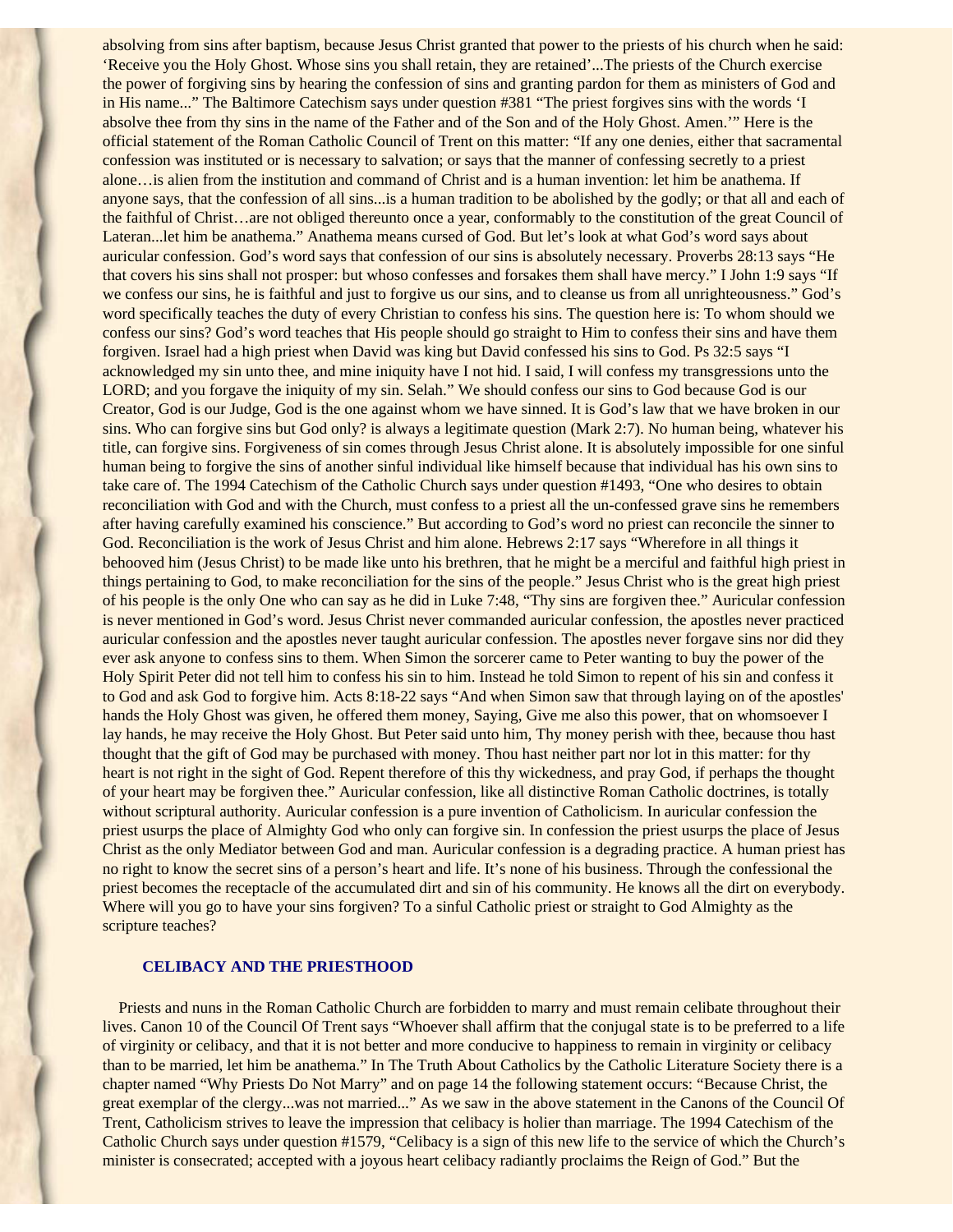absolving from sins after baptism, because Jesus Christ granted that power to the priests of his church when he said: 'Receive you the Holy Ghost. Whose sins you shall retain, they are retained'...The priests of the Church exercise the power of forgiving sins by hearing the confession of sins and granting pardon for them as ministers of God and in His name..." The Baltimore Catechism says under question #381 "The priest forgives sins with the words 'I absolve thee from thy sins in the name of the Father and of the Son and of the Holy Ghost. Amen.'" Here is the official statement of the Roman Catholic Council of Trent on this matter: "If any one denies, either that sacramental confession was instituted or is necessary to salvation; or says that the manner of confessing secretly to a priest alone…is alien from the institution and command of Christ and is a human invention: let him be anathema. If anyone says, that the confession of all sins...is a human tradition to be abolished by the godly; or that all and each of the faithful of Christ…are not obliged thereunto once a year, conformably to the constitution of the great Council of Lateran...let him be anathema." Anathema means cursed of God. But let's look at what God's word says about auricular confession. God's word says that confession of our sins is absolutely necessary. Proverbs 28:13 says "He that covers his sins shall not prosper: but whoso confesses and forsakes them shall have mercy." I John 1:9 says "If we confess our sins, he is faithful and just to forgive us our sins, and to cleanse us from all unrighteousness." God's word specifically teaches the duty of every Christian to confess his sins. The question here is: To whom should we confess our sins? God's word teaches that His people should go straight to Him to confess their sins and have them forgiven. Israel had a high priest when David was king but David confessed his sins to God. Ps 32:5 says "I acknowledged my sin unto thee, and mine iniquity have I not hid. I said, I will confess my transgressions unto the LORD; and you forgave the iniquity of my sin. Selah." We should confess our sins to God because God is our Creator, God is our Judge, God is the one against whom we have sinned. It is God's law that we have broken in our sins. Who can forgive sins but God only? is always a legitimate question (Mark 2:7). No human being, whatever his title, can forgive sins. Forgiveness of sin comes through Jesus Christ alone. It is absolutely impossible for one sinful human being to forgive the sins of another sinful individual like himself because that individual has his own sins to take care of. The 1994 Catechism of the Catholic Church says under question #1493, "One who desires to obtain reconciliation with God and with the Church, must confess to a priest all the un-confessed grave sins he remembers after having carefully examined his conscience." But according to God's word no priest can reconcile the sinner to God. Reconciliation is the work of Jesus Christ and him alone. Hebrews 2:17 says "Wherefore in all things it behooved him (Jesus Christ) to be made like unto his brethren, that he might be a merciful and faithful high priest in things pertaining to God, to make reconciliation for the sins of the people." Jesus Christ who is the great high priest of his people is the only One who can say as he did in Luke 7:48, "Thy sins are forgiven thee." Auricular confession is never mentioned in God's word. Jesus Christ never commanded auricular confession, the apostles never practiced auricular confession and the apostles never taught auricular confession. The apostles never forgave sins nor did they ever ask anyone to confess sins to them. When Simon the sorcerer came to Peter wanting to buy the power of the Holy Spirit Peter did not tell him to confess his sin to him. Instead he told Simon to repent of his sin and confess it to God and ask God to forgive him. Acts 8:18-22 says "And when Simon saw that through laying on of the apostles' hands the Holy Ghost was given, he offered them money, Saying, Give me also this power, that on whomsoever I lay hands, he may receive the Holy Ghost. But Peter said unto him, Thy money perish with thee, because thou hast thought that the gift of God may be purchased with money. Thou hast neither part nor lot in this matter: for thy heart is not right in the sight of God. Repent therefore of this thy wickedness, and pray God, if perhaps the thought of your heart may be forgiven thee." Auricular confession, like all distinctive Roman Catholic doctrines, is totally without scriptural authority. Auricular confession is a pure invention of Catholicism. In auricular confession the priest usurps the place of Almighty God who only can forgive sin. In confession the priest usurps the place of Jesus Christ as the only Mediator between God and man. Auricular confession is a degrading practice. A human priest has no right to know the secret sins of a person's heart and life. It's none of his business. Through the confessional the priest becomes the receptacle of the accumulated dirt and sin of his community. He knows all the dirt on everybody. Where will you go to have your sins forgiven? To a sinful Catholic priest or straight to God Almighty as the scripture teaches?

### CELIBACY AND THE PRIESTHOOD

Priests and nuns in the Roman Catholic Church are forbidden to marry and must remain celibate throughout their lives. Canon 10 of the Council Of Trent says "Whoever shall affirm that the conjugal state is to be preferred to a life of virginity or celibacy, and that it is not better and more conducive to happiness to remain in virginity or celibacy than to be married, let him be anathema." In The Truth About Catholics by the Catholic Literature Society there is a chapter named "Why Priests Do Not Marry" and on page 14 the following statement occurs: "Because Christ, the great exemplar of the clergy...was not married..." As we saw in the above statement in the Canons of the Council Of Trent, Catholicism strives to leave the impression that celibacy is holier than marriage. The 1994 Catechism of the Catholic Church says under question #1579, "Celibacy is a sign of this new life to the service of which the Church's minister is consecrated; accepted with a joyous heart celibacy radiantly proclaims the Reign of God." But the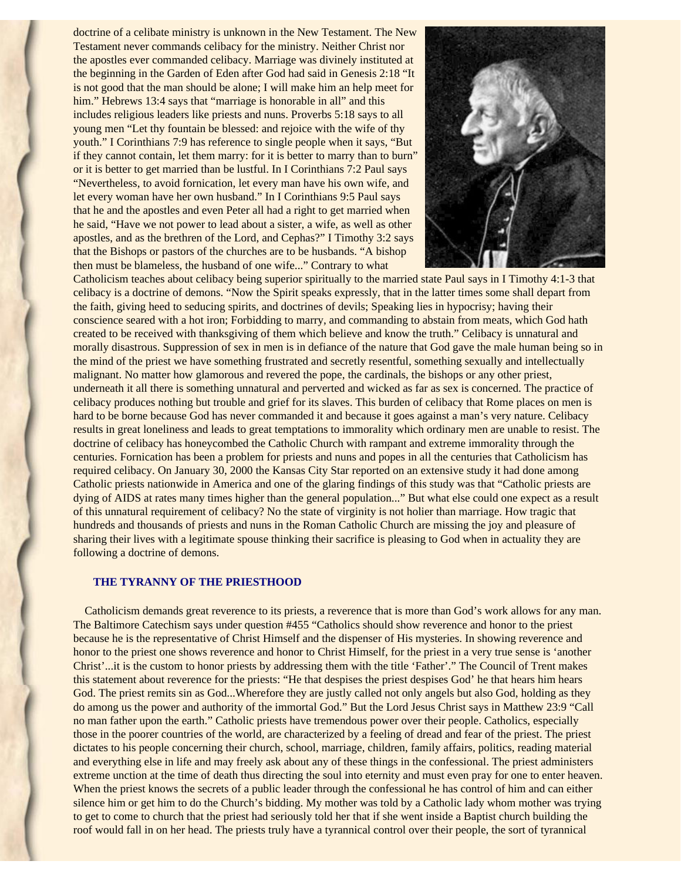doctrine of a celibate ministry is unknown in the New Testament. The New Testament never commands celibacy for the ministry. Neither Christ nor the apostles ever commanded celibacy. Marriage was divinely instituted at the beginning in the Garden of Eden after God had said in Genesis 2:18 "It is not good that the man should be alone; I will make him an help meet for him." Hebrews 13:4 says that "marriage is honorable in all" and this includes religious leaders like priests and nuns. Proverbs 5:18 says to all young men "Let thy fountain be blessed: and rejoice with the wife of thy youth." I Corinthians 7:9 has reference to single people when it says, "But if they cannot contain, let them marry: for it is better to marry than to burn" or it is better to get married than be lustful. In I Corinthians 7:2 Paul says "Nevertheless, to avoid fornication, let every man have his own wife, and let every woman have her own husband." In I Corinthians 9:5 Paul says that he and the apostles and even Peter all had a right to get married when he said, "Have we not power to lead about a sister, a wife, as well as other apostles, and as the brethren of the Lord, and Cephas?" I Timothy 3:2 says that the Bishops or pastors of the churches are to be husbands. "A bishop then must be blameless, the husband of one wife..." Contrary to what Catholicism teaches about celibacy being superior spiritually to the married state Paul says in I Timothy 4:1-3 that celibacy is a doctrine of demons. "Now the Spirit speaks expressly, that in the latter times some shall depart from the faith, giving heed to seducing spirits, and doctrines of devils; Speaking lies in hypocrisy; having their conscience seared with a hot iron; Forbidding to marry, and commanding to abstain from meats, which God hath created to be received with thanksgiving of them which believe and know the truth." Celibacy is unnatural and morally disastrous. Suppression of sex in men is in defiance of the nature that God gave the male human being so in the mind of the priest we have something frustrated and secretly resentful, something sexually and intellectually malignant. No matter how glamorous and revered the pope, the cardinals, the bishops or any other priest, underneath it all there is something unnatural and perverted and wicked as far as sex is concerned. The practice of celibacy produces nothing but trouble and grief for its slaves. This burden of celibacy that Rome places on men is hard to be borne because God has never commanded it and because it goes against a man's very nature. Celibacy results in great loneliness and leads to great temptations to immorality which ordinary men are unable to resist. The doctrine of celibacy has honeycombed the Catholic Church with rampant and extreme immorality through the centuries. Fornication has been a problem for priests and nuns and popes in all the centuries that Catholicism has required celibacy. On January 30, 2000 the Kansas City Star reported on an extensive study it had done among Catholic priests nationwide in America and one of the glaring findings of this study was that "Catholic priests are dying of AIDS at rates many times higher than the general population..." But what else could one expect as a result of this unnatural requirement of celibacy? No the state of virginity is not holier than marriage. How tragic that hundreds and thousands of priests and nuns in the Roman Catholic Church are missing the joy and pleasure of sharing their lives with a legitimate spouse thinking their sacrifice is pleasing to God when in actuality they are following a doctrine of demons.

### THE TYRANNY OF THE PRIESTHOOD

Catholicism demands great reverence to its priests, a reverence that is more than God's work allows for any man. The Baltimore Catechism says under question #455 "Catholics should show reverence and honor to the priest because he is the representative of Christ Himself and the dispenser of His mysteries. In showing reverence and honor to the priest one shows reverence and honor to Christ Himself, for the priest in a very true sense is 'another Christ'...it is the custom to honor priests by addressing them with the title 'Father'." The Council of Trent makes this statement about reverence for the priests: "He that despises the priest despises God' he that hears him hears God. The priest remits sin as God...Wherefore they are justly called not only angels but also God, holding as they do among us the power and authority of the immortal God." But the Lord Jesus Christ says in Matthew 23:9 "Call no man father upon the earth." Catholic priests have tremendous power over their people. Catholics, especially those in the poorer countries of the world, are characterized by a feeling of dread and fear of the priest. The priest dictates to his people concerning their church, school, marriage, children, family affairs, politics, reading material and everything else in life and may freely ask about any of these things in the confessional. The priest administers extreme unction at the time of death thus directing the soul into eternity and must even pray for one to enter heaven. When the priest knows the secrets of a public leader through the confessional he has control of him and can either silence him or get him to do the Church's bidding. My mother was told by a Catholic lady whom mother was trying to get to come to church that the priest had seriously told her that if she went inside a Baptist church building the roof would fall in on her head. The priests truly have a tyrannical control over their people, the sort of tyrannical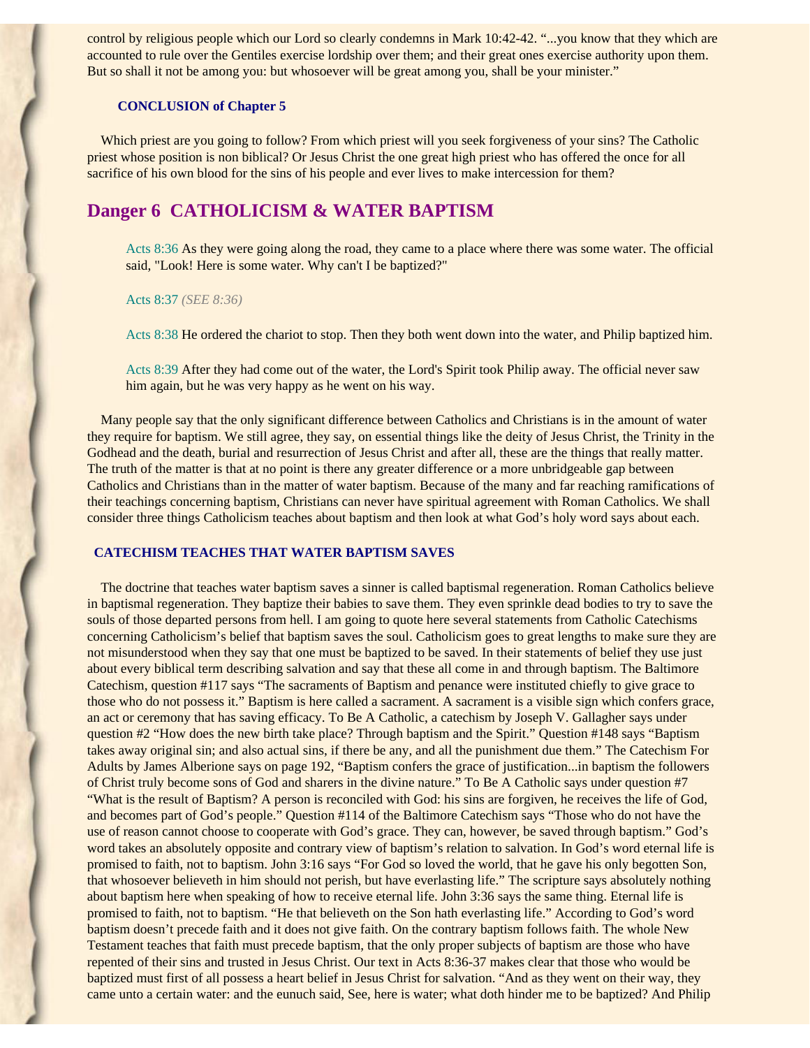control by religious people which our Lord so clearly condemns in Mark 10:42-42. "...you know that they which are accounted to rule over the Gentiles exercise lordship over them; and their great ones exercise authority upon them. But so shall it not be among you: but whosoever will be great among you, shall be your minister."

### CONCLUSION of Chapter 5

Which priest are you going to follow? From which priest will you seek forgiveness of your sins? The Catholic priest whose position is non biblical? Or Jesus Christ the one great high priest who has offered the once for all sacrifice of his own blood for the sins of his people and ever lives to make intercession for them?

## Danger 6 CATHOLICISM & WATER BAPTISM

> Acts 8:36 As they were going along the road, they came to a place where there was some water. The official said, "Look! Here is some water. Why can't I be baptized?"
>
> Acts 8:37 *(SEE 8:36)*
>
> Acts 8:38 He ordered the chariot to stop. Then they both went down into the water, and Philip baptized him.
>
> Acts 8:39 After they had come out of the water, the Lord's Spirit took Philip away. The official never saw him again, but he was very happy as he went on his way.

Many people say that the only significant difference between Catholics and Christians is in the amount of water they require for baptism. We still agree, they say, on essential things like the deity of Jesus Christ, the Trinity in the Godhead and the death, burial and resurrection of Jesus Christ and after all, these are the things that really matter. The truth of the matter is that at no point is there any greater difference or a more unbridgeable gap between Catholics and Christians than in the matter of water baptism. Because of the many and far reaching ramifications of their teachings concerning baptism, Christians can never have spiritual agreement with Roman Catholics. We shall consider three things Catholicism teaches about baptism and then look at what God's holy word says about each.

### CATECHISM TEACHES THAT WATER BAPTISM SAVES

The doctrine that teaches water baptism saves a sinner is called baptismal regeneration. Roman Catholics believe in baptismal regeneration. They baptize their babies to save them. They even sprinkle dead bodies to try to save the souls of those departed persons from hell. I am going to quote here several statements from Catholic Catechisms concerning Catholicism's belief that baptism saves the soul. Catholicism goes to great lengths to make sure they are not misunderstood when they say that one must be baptized to be saved. In their statements of belief they use just about every biblical term describing salvation and say that these all come in and through baptism. The Baltimore Catechism, question #117 says "The sacraments of Baptism and penance were instituted chiefly to give grace to those who do not possess it." Baptism is here called a sacrament. A sacrament is a visible sign which confers grace, an act or ceremony that has saving efficacy. To Be A Catholic, a catechism by Joseph V. Gallagher says under question #2 "How does the new birth take place? Through baptism and the Spirit." Question #148 says "Baptism takes away original sin; and also actual sins, if there be any, and all the punishment due them." The Catechism For Adults by James Alberione says on page 192, "Baptism confers the grace of justification...in baptism the followers of Christ truly become sons of God and sharers in the divine nature." To Be A Catholic says under question #7 "What is the result of Baptism? A person is reconciled with God: his sins are forgiven, he receives the life of God, and becomes part of God's people." Question #114 of the Baltimore Catechism says "Those who do not have the use of reason cannot choose to cooperate with God's grace. They can, however, be saved through baptism." God's word takes an absolutely opposite and contrary view of baptism's relation to salvation. In God's word eternal life is promised to faith, not to baptism. John 3:16 says "For God so loved the world, that he gave his only begotten Son, that whosoever believeth in him should not perish, but have everlasting life." The scripture says absolutely nothing about baptism here when speaking of how to receive eternal life. John 3:36 says the same thing. Eternal life is promised to faith, not to baptism. "He that believeth on the Son hath everlasting life." According to God's word baptism doesn't precede faith and it does not give faith. On the contrary baptism follows faith. The whole New Testament teaches that faith must precede baptism, that the only proper subjects of baptism are those who have repented of their sins and trusted in Jesus Christ. Our text in Acts 8:36-37 makes clear that those who would be baptized must first of all possess a heart belief in Jesus Christ for salvation. "And as they went on their way, they came unto a certain water: and the eunuch said, See, here is water; what doth hinder me to be baptized? And Philip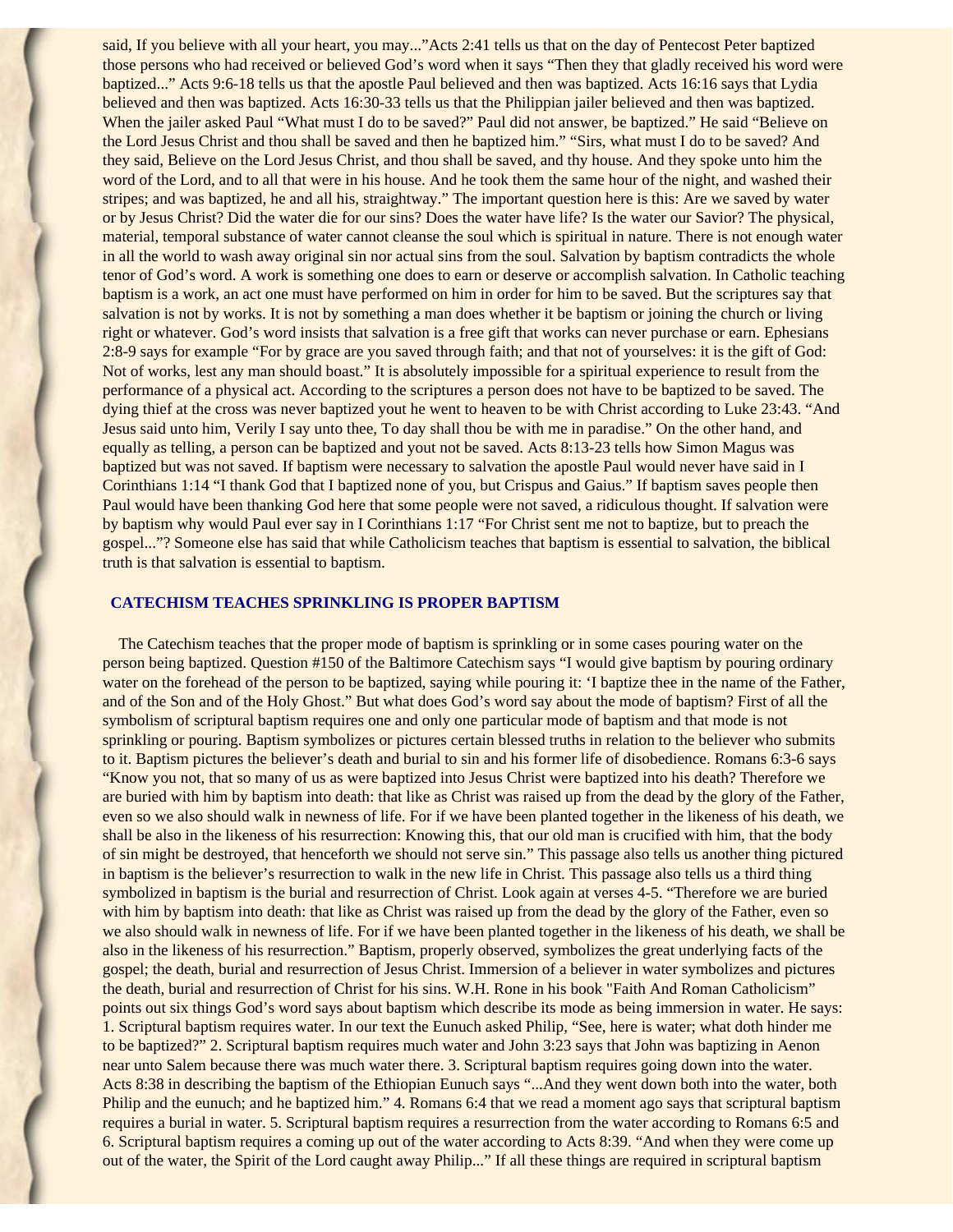said, If you believe with all your heart, you may..."Acts 2:41 tells us that on the day of Pentecost Peter baptized those persons who had received or believed God's word when it says "Then they that gladly received his word were baptized..." Acts 9:6-18 tells us that the apostle Paul believed and then was baptized. Acts 16:16 says that Lydia believed and then was baptized. Acts 16:30-33 tells us that the Philippian jailer believed and then was baptized. When the jailer asked Paul "What must I do to be saved?" Paul did not answer, be baptized." He said "Believe on the Lord Jesus Christ and thou shall be saved and then he baptized him." "Sirs, what must I do to be saved? And they said, Believe on the Lord Jesus Christ, and thou shall be saved, and thy house. And they spoke unto him the word of the Lord, and to all that were in his house. And he took them the same hour of the night, and washed their stripes; and was baptized, he and all his, straightway." The important question here is this: Are we saved by water or by Jesus Christ? Did the water die for our sins? Does the water have life? Is the water our Savior? The physical, material, temporal substance of water cannot cleanse the soul which is spiritual in nature. There is not enough water in all the world to wash away original sin nor actual sins from the soul. Salvation by baptism contradicts the whole tenor of God's word. A work is something one does to earn or deserve or accomplish salvation. In Catholic teaching baptism is a work, an act one must have performed on him in order for him to be saved. But the scriptures say that salvation is not by works. It is not by something a man does whether it be baptism or joining the church or living right or whatever. God's word insists that salvation is a free gift that works can never purchase or earn. Ephesians 2:8-9 says for example "For by grace are you saved through faith; and that not of yourselves: it is the gift of God: Not of works, lest any man should boast." It is absolutely impossible for a spiritual experience to result from the performance of a physical act. According to the scriptures a person does not have to be baptized to be saved. The dying thief at the cross was never baptized yout he went to heaven to be with Christ according to Luke 23:43. "And Jesus said unto him, Verily I say unto thee, To day shall thou be with me in paradise." On the other hand, and equally as telling, a person can be baptized and yout not be saved. Acts 8:13-23 tells how Simon Magus was baptized but was not saved. If baptism were necessary to salvation the apostle Paul would never have said in I Corinthians 1:14 "I thank God that I baptized none of you, but Crispus and Gaius." If baptism saves people then Paul would have been thanking God here that some people were not saved, a ridiculous thought. If salvation were by baptism why would Paul ever say in I Corinthians 1:17 "For Christ sent me not to baptize, but to preach the gospel..."? Someone else has said that while Catholicism teaches that baptism is essential to salvation, the biblical truth is that salvation is essential to baptism.

## CATECHISM TEACHES SPRINKLING IS PROPER BAPTISM

The Catechism teaches that the proper mode of baptism is sprinkling or in some cases pouring water on the person being baptized. Question #150 of the Baltimore Catechism says "I would give baptism by pouring ordinary water on the forehead of the person to be baptized, saying while pouring it: 'I baptize thee in the name of the Father, and of the Son and of the Holy Ghost." But what does God's word say about the mode of baptism? First of all the symbolism of scriptural baptism requires one and only one particular mode of baptism and that mode is not sprinkling or pouring. Baptism symbolizes or pictures certain blessed truths in relation to the believer who submits to it. Baptism pictures the believer's death and burial to sin and his former life of disobedience. Romans 6:3-6 says "Know you not, that so many of us as were baptized into Jesus Christ were baptized into his death? Therefore we are buried with him by baptism into death: that like as Christ was raised up from the dead by the glory of the Father, even so we also should walk in newness of life. For if we have been planted together in the likeness of his death, we shall be also in the likeness of his resurrection: Knowing this, that our old man is crucified with him, that the body of sin might be destroyed, that henceforth we should not serve sin." This passage also tells us another thing pictured in baptism is the believer's resurrection to walk in the new life in Christ. This passage also tells us a third thing symbolized in baptism is the burial and resurrection of Christ. Look again at verses 4-5. "Therefore we are buried with him by baptism into death: that like as Christ was raised up from the dead by the glory of the Father, even so we also should walk in newness of life. For if we have been planted together in the likeness of his death, we shall be also in the likeness of his resurrection." Baptism, properly observed, symbolizes the great underlying facts of the gospel; the death, burial and resurrection of Jesus Christ. Immersion of a believer in water symbolizes and pictures the death, burial and resurrection of Christ for his sins. W.H. Rone in his book "Faith And Roman Catholicism" points out six things God's word says about baptism which describe its mode as being immersion in water. He says: 1. Scriptural baptism requires water. In our text the Eunuch asked Philip, "See, here is water; what doth hinder me to be baptized?" 2. Scriptural baptism requires much water and John 3:23 says that John was baptizing in Aenon near unto Salem because there was much water there. 3. Scriptural baptism requires going down into the water. Acts 8:38 in describing the baptism of the Ethiopian Eunuch says "...And they went down both into the water, both Philip and the eunuch; and he baptized him." 4. Romans 6:4 that we read a moment ago says that scriptural baptism requires a burial in water. 5. Scriptural baptism requires a resurrection from the water according to Romans 6:5 and 6. Scriptural baptism requires a coming up out of the water according to Acts 8:39. "And when they were come up out of the water, the Spirit of the Lord caught away Philip..." If all these things are required in scriptural baptism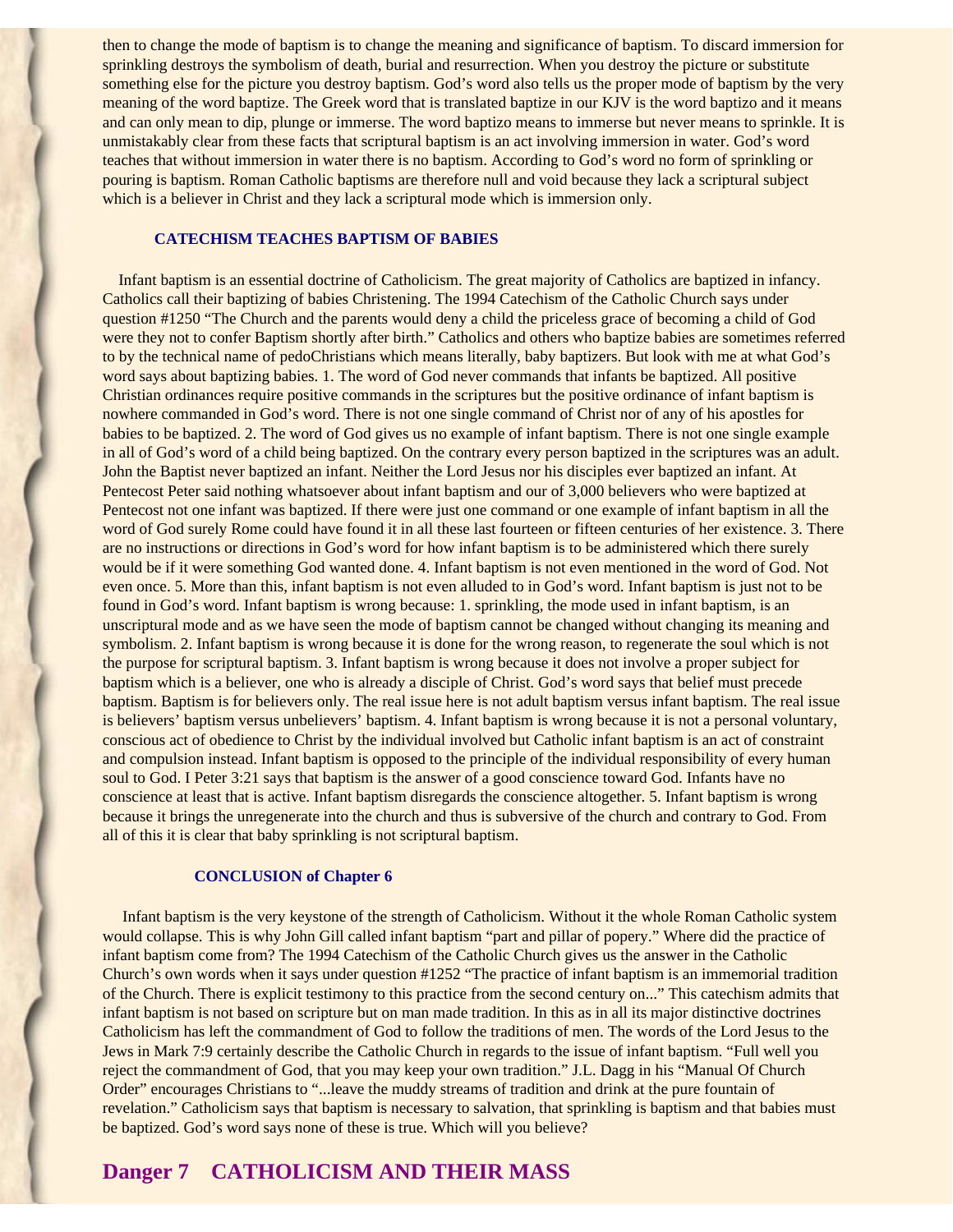then to change the mode of baptism is to change the meaning and significance of baptism. To discard immersion for sprinkling destroys the symbolism of death, burial and resurrection. When you destroy the picture or substitute something else for the picture you destroy baptism. God's word also tells us the proper mode of baptism by the very meaning of the word baptize. The Greek word that is translated baptize in our KJV is the word baptizo and it means and can only mean to dip, plunge or immerse. The word baptizo means to immerse but never means to sprinkle. It is unmistakably clear from these facts that scriptural baptism is an act involving immersion in water. God's word teaches that without immersion in water there is no baptism. According to God's word no form of sprinkling or pouring is baptism. Roman Catholic baptisms are therefore null and void because they lack a scriptural subject which is a believer in Christ and they lack a scriptural mode which is immersion only.

### CATECHISM TEACHES BAPTISM OF BABIES

Infant baptism is an essential doctrine of Catholicism. The great majority of Catholics are baptized in infancy. Catholics call their baptizing of babies Christening. The 1994 Catechism of the Catholic Church says under question #1250 "The Church and the parents would deny a child the priceless grace of becoming a child of God were they not to confer Baptism shortly after birth." Catholics and others who baptize babies are sometimes referred to by the technical name of pedoChristians which means literally, baby baptizers. But look with me at what God's word says about baptizing babies. 1. The word of God never commands that infants be baptized. All positive Christian ordinances require positive commands in the scriptures but the positive ordinance of infant baptism is nowhere commanded in God's word. There is not one single command of Christ nor of any of his apostles for babies to be baptized. 2. The word of God gives us no example of infant baptism. There is not one single example in all of God's word of a child being baptized. On the contrary every person baptized in the scriptures was an adult. John the Baptist never baptized an infant. Neither the Lord Jesus nor his disciples ever baptized an infant. At Pentecost Peter said nothing whatsoever about infant baptism and our of 3,000 believers who were baptized at Pentecost not one infant was baptized. If there were just one command or one example of infant baptism in all the word of God surely Rome could have found it in all these last fourteen or fifteen centuries of her existence. 3. There are no instructions or directions in God's word for how infant baptism is to be administered which there surely would be if it were something God wanted done. 4. Infant baptism is not even mentioned in the word of God. Not even once. 5. More than this, infant baptism is not even alluded to in God's word. Infant baptism is just not to be found in God's word. Infant baptism is wrong because: 1. sprinkling, the mode used in infant baptism, is an unscriptural mode and as we have seen the mode of baptism cannot be changed without changing its meaning and symbolism. 2. Infant baptism is wrong because it is done for the wrong reason, to regenerate the soul which is not the purpose for scriptural baptism. 3. Infant baptism is wrong because it does not involve a proper subject for baptism which is a believer, one who is already a disciple of Christ. God's word says that belief must precede baptism. Baptism is for believers only. The real issue here is not adult baptism versus infant baptism. The real issue is believers' baptism versus unbelievers' baptism. 4. Infant baptism is wrong because it is not a personal voluntary, conscious act of obedience to Christ by the individual involved but Catholic infant baptism is an act of constraint and compulsion instead. Infant baptism is opposed to the principle of the individual responsibility of every human soul to God. I Peter 3:21 says that baptism is the answer of a good conscience toward God. Infants have no conscience at least that is active. Infant baptism disregards the conscience altogether. 5. Infant baptism is wrong because it brings the unregenerate into the church and thus is subversive of the church and contrary to God. From all of this it is clear that baby sprinkling is not scriptural baptism.

### CONCLUSION of Chapter 6

Infant baptism is the very keystone of the strength of Catholicism. Without it the whole Roman Catholic system would collapse. This is why John Gill called infant baptism "part and pillar of popery." Where did the practice of infant baptism come from? The 1994 Catechism of the Catholic Church gives us the answer in the Catholic Church's own words when it says under question #1252 "The practice of infant baptism is an immemorial tradition of the Church. There is explicit testimony to this practice from the second century on..." This catechism admits that infant baptism is not based on scripture but on man made tradition. In this as in all its major distinctive doctrines Catholicism has left the commandment of God to follow the traditions of men. The words of the Lord Jesus to the Jews in Mark 7:9 certainly describe the Catholic Church in regards to the issue of infant baptism. "Full well you reject the commandment of God, that you may keep your own tradition." J.L. Dagg in his "Manual Of Church Order" encourages Christians to "...leave the muddy streams of tradition and drink at the pure fountain of revelation." Catholicism says that baptism is necessary to salvation, that sprinkling is baptism and that babies must be baptized. God's word says none of these is true. Which will you believe?

## Danger 7 CATHOLICISM AND THEIR MASS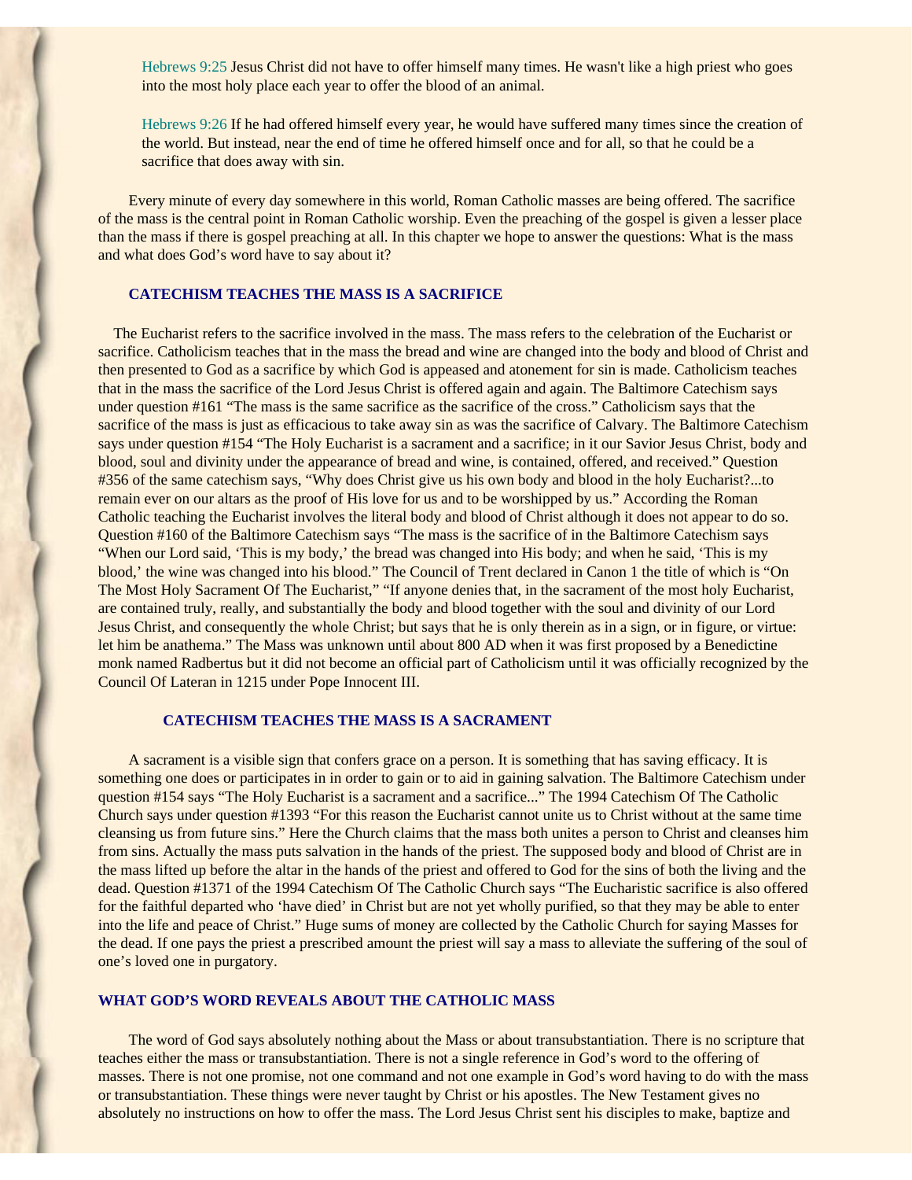Hebrews 9:25 Jesus Christ did not have to offer himself many times. He wasn't like a high priest who goes into the most holy place each year to offer the blood of an animal.

Hebrews 9:26 If he had offered himself every year, he would have suffered many times since the creation of the world. But instead, near the end of time he offered himself once and for all, so that he could be a sacrifice that does away with sin.

Every minute of every day somewhere in this world, Roman Catholic masses are being offered. The sacrifice of the mass is the central point in Roman Catholic worship. Even the preaching of the gospel is given a lesser place than the mass if there is gospel preaching at all. In this chapter we hope to answer the questions: What is the mass and what does God's word have to say about it?

## CATECHISM TEACHES THE MASS IS A SACRIFICE

The Eucharist refers to the sacrifice involved in the mass. The mass refers to the celebration of the Eucharist or sacrifice. Catholicism teaches that in the mass the bread and wine are changed into the body and blood of Christ and then presented to God as a sacrifice by which God is appeased and atonement for sin is made. Catholicism teaches that in the mass the sacrifice of the Lord Jesus Christ is offered again and again. The Baltimore Catechism says under question #161 "The mass is the same sacrifice as the sacrifice of the cross." Catholicism says that the sacrifice of the mass is just as efficacious to take away sin as was the sacrifice of Calvary. The Baltimore Catechism says under question #154 "The Holy Eucharist is a sacrament and a sacrifice; in it our Savior Jesus Christ, body and blood, soul and divinity under the appearance of bread and wine, is contained, offered, and received." Question #356 of the same catechism says, "Why does Christ give us his own body and blood in the holy Eucharist?...to remain ever on our altars as the proof of His love for us and to be worshipped by us." According the Roman Catholic teaching the Eucharist involves the literal body and blood of Christ although it does not appear to do so. Question #160 of the Baltimore Catechism says "The mass is the sacrifice of in the Baltimore Catechism says "When our Lord said, 'This is my body,' the bread was changed into His body; and when he said, 'This is my blood,' the wine was changed into his blood." The Council of Trent declared in Canon 1 the title of which is "On The Most Holy Sacrament Of The Eucharist," "If anyone denies that, in the sacrament of the most holy Eucharist, are contained truly, really, and substantially the body and blood together with the soul and divinity of our Lord Jesus Christ, and consequently the whole Christ; but says that he is only therein as in a sign, or in figure, or virtue: let him be anathema." The Mass was unknown until about 800 AD when it was first proposed by a Benedictine monk named Radbertus but it did not become an official part of Catholicism until it was officially recognized by the Council Of Lateran in 1215 under Pope Innocent III.

## CATECHISM TEACHES THE MASS IS A SACRAMENT

A sacrament is a visible sign that confers grace on a person. It is something that has saving efficacy. It is something one does or participates in in order to gain or to aid in gaining salvation. The Baltimore Catechism under question #154 says "The Holy Eucharist is a sacrament and a sacrifice..." The 1994 Catechism Of The Catholic Church says under question #1393 "For this reason the Eucharist cannot unite us to Christ without at the same time cleansing us from future sins." Here the Church claims that the mass both unites a person to Christ and cleanses him from sins. Actually the mass puts salvation in the hands of the priest. The supposed body and blood of Christ are in the mass lifted up before the altar in the hands of the priest and offered to God for the sins of both the living and the dead. Question #1371 of the 1994 Catechism Of The Catholic Church says "The Eucharistic sacrifice is also offered for the faithful departed who 'have died' in Christ but are not yet wholly purified, so that they may be able to enter into the life and peace of Christ." Huge sums of money are collected by the Catholic Church for saying Masses for the dead. If one pays the priest a prescribed amount the priest will say a mass to alleviate the suffering of the soul of one's loved one in purgatory.

## WHAT GOD'S WORD REVEALS ABOUT THE CATHOLIC MASS

The word of God says absolutely nothing about the Mass or about transubstantiation. There is no scripture that teaches either the mass or transubstantiation. There is not a single reference in God's word to the offering of masses. There is not one promise, not one command and not one example in God's word having to do with the mass or transubstantiation. These things were never taught by Christ or his apostles. The New Testament gives no absolutely no instructions on how to offer the mass. The Lord Jesus Christ sent his disciples to make, baptize and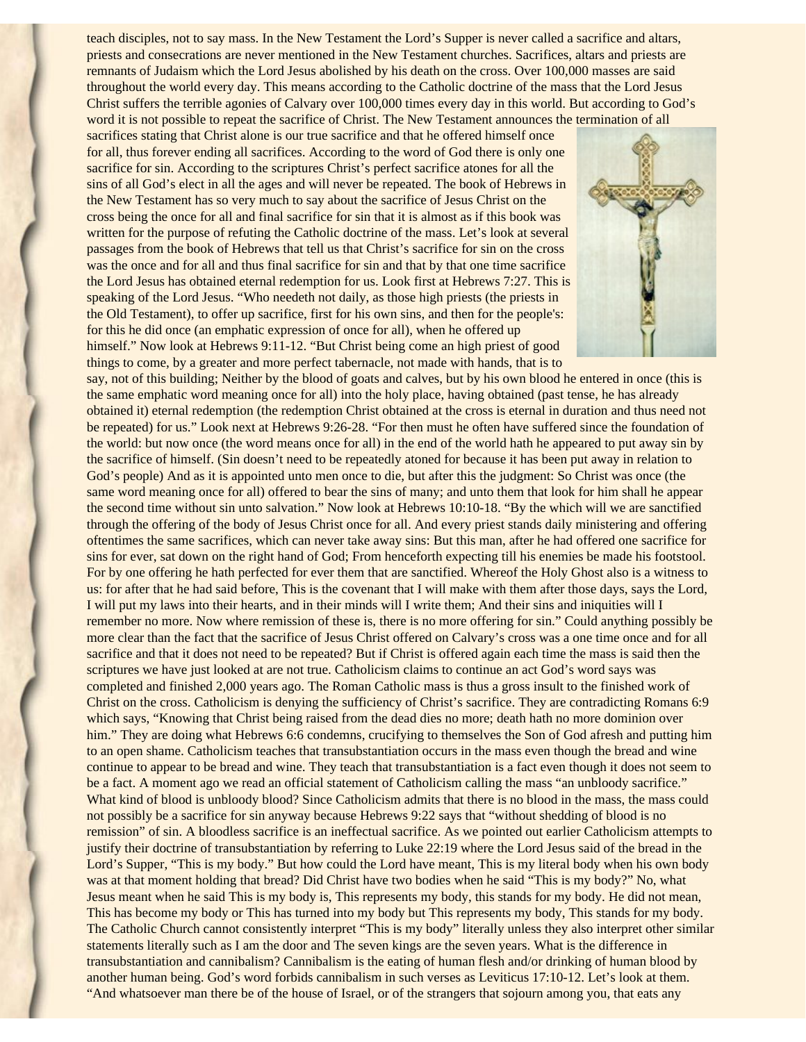teach disciples, not to say mass. In the New Testament the Lord's Supper is never called a sacrifice and altars, priests and consecrations are never mentioned in the New Testament churches. Sacrifices, altars and priests are remnants of Judaism which the Lord Jesus abolished by his death on the cross. Over 100,000 masses are said throughout the world every day. This means according to the Catholic doctrine of the mass that the Lord Jesus Christ suffers the terrible agonies of Calvary over 100,000 times every day in this world. But according to God's word it is not possible to repeat the sacrifice of Christ. The New Testament announces the termination of all sacrifices stating that Christ alone is our true sacrifice and that he offered himself once for all, thus forever ending all sacrifices. According to the word of God there is only one sacrifice for sin. According to the scriptures Christ's perfect sacrifice atones for all the sins of all God's elect in all the ages and will never be repeated. The book of Hebrews in the New Testament has so very much to say about the sacrifice of Jesus Christ on the cross being the once for all and final sacrifice for sin that it is almost as if this book was written for the purpose of refuting the Catholic doctrine of the mass. Let's look at several passages from the book of Hebrews that tell us that Christ's sacrifice for sin on the cross was the once and for all and thus final sacrifice for sin and that by that one time sacrifice the Lord Jesus has obtained eternal redemption for us. Look first at Hebrews 7:27. This is speaking of the Lord Jesus. "Who needeth not daily, as those high priests (the priests in the Old Testament), to offer up sacrifice, first for his own sins, and then for the people's: for this he did once (an emphatic expression of once for all), when he offered up himself." Now look at Hebrews 9:11-12. "But Christ being come an high priest of good things to come, by a greater and more perfect tabernacle, not made with hands, that is to say, not of this building; Neither by the blood of goats and calves, but by his own blood he entered in once (this is the same emphatic word meaning once for all) into the holy place, having obtained (past tense, he has already obtained it) eternal redemption (the redemption Christ obtained at the cross is eternal in duration and thus need not be repeated) for us." Look next at Hebrews 9:26-28. "For then must he often have suffered since the foundation of the world: but now once (the word means once for all) in the end of the world hath he appeared to put away sin by the sacrifice of himself. (Sin doesn't need to be repeatedly atoned for because it has been put away in relation to God's people) And as it is appointed unto men once to die, but after this the judgment: So Christ was once (the same word meaning once for all) offered to bear the sins of many; and unto them that look for him shall he appear the second time without sin unto salvation." Now look at Hebrews 10:10-18. "By the which will we are sanctified through the offering of the body of Jesus Christ once for all. And every priest stands daily ministering and offering oftentimes the same sacrifices, which can never take away sins: But this man, after he had offered one sacrifice for sins for ever, sat down on the right hand of God; From henceforth expecting till his enemies be made his footstool. For by one offering he hath perfected for ever them that are sanctified. Whereof the Holy Ghost also is a witness to us: for after that he had said before, This is the covenant that I will make with them after those days, says the Lord, I will put my laws into their hearts, and in their minds will I write them; And their sins and iniquities will I remember no more. Now where remission of these is, there is no more offering for sin." Could anything possibly be more clear than the fact that the sacrifice of Jesus Christ offered on Calvary's cross was a one time once and for all sacrifice and that it does not need to be repeated? But if Christ is offered again each time the mass is said then the scriptures we have just looked at are not true. Catholicism claims to continue an act God's word says was completed and finished 2,000 years ago. The Roman Catholic mass is thus a gross insult to the finished work of Christ on the cross. Catholicism is denying the sufficiency of Christ's sacrifice. They are contradicting Romans 6:9 which says, "Knowing that Christ being raised from the dead dies no more; death hath no more dominion over him." They are doing what Hebrews 6:6 condemns, crucifying to themselves the Son of God afresh and putting him to an open shame. Catholicism teaches that transubstantiation occurs in the mass even though the bread and wine continue to appear to be bread and wine. They teach that transubstantiation is a fact even though it does not seem to be a fact. A moment ago we read an official statement of Catholicism calling the mass "an unbloody sacrifice." What kind of blood is unbloody blood? Since Catholicism admits that there is no blood in the mass, the mass could not possibly be a sacrifice for sin anyway because Hebrews 9:22 says that "without shedding of blood is no remission" of sin. A bloodless sacrifice is an ineffectual sacrifice. As we pointed out earlier Catholicism attempts to justify their doctrine of transubstantiation by referring to Luke 22:19 where the Lord Jesus said of the bread in the Lord's Supper, "This is my body." But how could the Lord have meant, This is my literal body when his own body was at that moment holding that bread? Did Christ have two bodies when he said "This is my body?" No, what Jesus meant when he said This is my body is, This represents my body, this stands for my body. He did not mean, This has become my body or This has turned into my body but This represents my body, This stands for my body. The Catholic Church cannot consistently interpret "This is my body" literally unless they also interpret other similar statements literally such as I am the door and The seven kings are the seven years. What is the difference in transubstantiation and cannibalism? Cannibalism is the eating of human flesh and/or drinking of human blood by another human being. God's word forbids cannibalism in such verses as Leviticus 17:10-12. Let's look at them. "And whatsoever man there be of the house of Israel, or of the strangers that sojourn among you, that eats any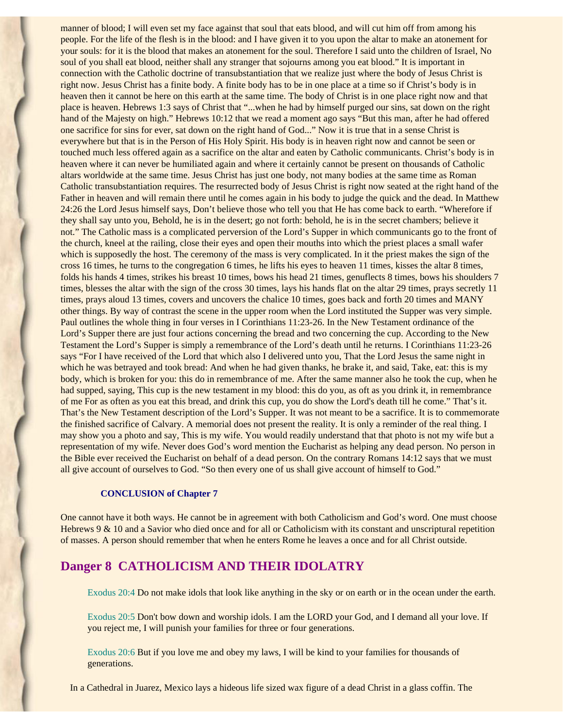manner of blood; I will even set my face against that soul that eats blood, and will cut him off from among his people. For the life of the flesh is in the blood: and I have given it to you upon the altar to make an atonement for your souls: for it is the blood that makes an atonement for the soul. Therefore I said unto the children of Israel, No soul of you shall eat blood, neither shall any stranger that sojourns among you eat blood." It is important in connection with the Catholic doctrine of transubstantiation that we realize just where the body of Jesus Christ is right now. Jesus Christ has a finite body. A finite body has to be in one place at a time so if Christ's body is in heaven then it cannot be here on this earth at the same time. The body of Christ is in one place right now and that place is heaven. Hebrews 1:3 says of Christ that "...when he had by himself purged our sins, sat down on the right hand of the Majesty on high." Hebrews 10:12 that we read a moment ago says "But this man, after he had offered one sacrifice for sins for ever, sat down on the right hand of God..." Now it is true that in a sense Christ is everywhere but that is in the Person of His Holy Spirit. His body is in heaven right now and cannot be seen or touched much less offered again as a sacrifice on the altar and eaten by Catholic communicants. Christ's body is in heaven where it can never be humiliated again and where it certainly cannot be present on thousands of Catholic altars worldwide at the same time. Jesus Christ has just one body, not many bodies at the same time as Roman Catholic transubstantiation requires. The resurrected body of Jesus Christ is right now seated at the right hand of the Father in heaven and will remain there until he comes again in his body to judge the quick and the dead. In Matthew 24:26 the Lord Jesus himself says, Don't believe those who tell you that He has come back to earth. "Wherefore if they shall say unto you, Behold, he is in the desert; go not forth: behold, he is in the secret chambers; believe it not." The Catholic mass is a complicated perversion of the Lord's Supper in which communicants go to the front of the church, kneel at the railing, close their eyes and open their mouths into which the priest places a small wafer which is supposedly the host. The ceremony of the mass is very complicated. In it the priest makes the sign of the cross 16 times, he turns to the congregation 6 times, he lifts his eyes to heaven 11 times, kisses the altar 8 times, folds his hands 4 times, strikes his breast 10 times, bows his head 21 times, genuflects 8 times, bows his shoulders 7 times, blesses the altar with the sign of the cross 30 times, lays his hands flat on the altar 29 times, prays secretly 11 times, prays aloud 13 times, covers and uncovers the chalice 10 times, goes back and forth 20 times and MANY other things. By way of contrast the scene in the upper room when the Lord instituted the Supper was very simple. Paul outlines the whole thing in four verses in I Corinthians 11:23-26. In the New Testament ordinance of the Lord's Supper there are just four actions concerning the bread and two concerning the cup. According to the New Testament the Lord's Supper is simply a remembrance of the Lord's death until he returns. I Corinthians 11:23-26 says "For I have received of the Lord that which also I delivered unto you, That the Lord Jesus the same night in which he was betrayed and took bread: And when he had given thanks, he brake it, and said, Take, eat: this is my body, which is broken for you: this do in remembrance of me. After the same manner also he took the cup, when he had supped, saying, This cup is the new testament in my blood: this do you, as oft as you drink it, in remembrance of me For as often as you eat this bread, and drink this cup, you do show the Lord's death till he come." That's it. That's the New Testament description of the Lord's Supper. It was not meant to be a sacrifice. It is to commemorate the finished sacrifice of Calvary. A memorial does not present the reality. It is only a reminder of the real thing. I may show you a photo and say, This is my wife. You would readily understand that that photo is not my wife but a representation of my wife. Never does God's word mention the Eucharist as helping any dead person. No person in the Bible ever received the Eucharist on behalf of a dead person. On the contrary Romans 14:12 says that we must all give account of ourselves to God. "So then every one of us shall give account of himself to God."

**CONCLUSION of Chapter 7**

One cannot have it both ways. He cannot be in agreement with both Catholicism and God's word. One must choose Hebrews 9 & 10 and a Savior who died once and for all or Catholicism with its constant and unscriptural repetition of masses. A person should remember that when he enters Rome he leaves a once and for all Christ outside.

## Danger 8 CATHOLICISM AND THEIR IDOLATRY

Exodus 20:4 Do not make idols that look like anything in the sky or on earth or in the ocean under the earth.

Exodus 20:5 Don't bow down and worship idols. I am the LORD your God, and I demand all your love. If you reject me, I will punish your families for three or four generations.

Exodus 20:6 But if you love me and obey my laws, I will be kind to your families for thousands of generations.

In a Cathedral in Juarez, Mexico lays a hideous life sized wax figure of a dead Christ in a glass coffin. The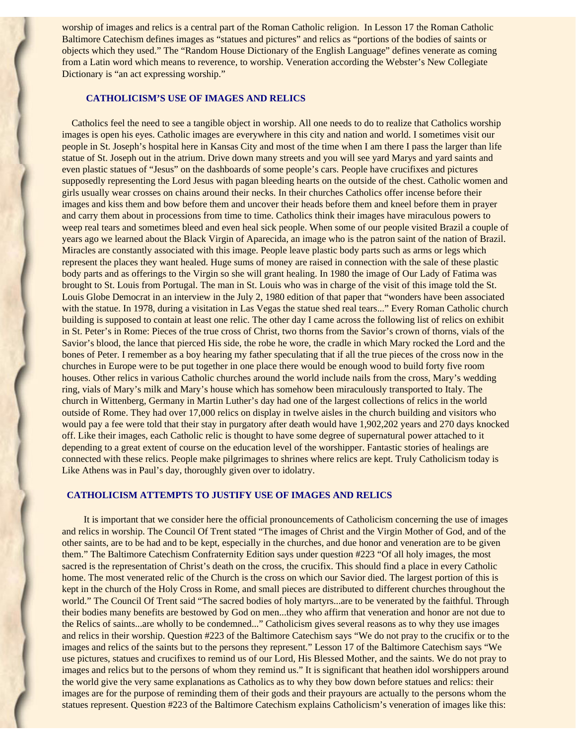worship of images and relics is a central part of the Roman Catholic religion. In Lesson 17 the Roman Catholic Baltimore Catechism defines images as "statues and pictures" and relics as "portions of the bodies of saints or objects which they used." The "Random House Dictionary of the English Language" defines venerate as coming from a Latin word which means to reverence, to worship. Veneration according the Webster's New Collegiate Dictionary is "an act expressing worship."

## CATHOLICISM'S USE OF IMAGES AND RELICS

Catholics feel the need to see a tangible object in worship. All one needs to do to realize that Catholics worship images is open his eyes. Catholic images are everywhere in this city and nation and world. I sometimes visit our people in St. Joseph's hospital here in Kansas City and most of the time when I am there I pass the larger than life statue of St. Joseph out in the atrium. Drive down many streets and you will see yard Marys and yard saints and even plastic statues of "Jesus" on the dashboards of some people's cars. People have crucifixes and pictures supposedly representing the Lord Jesus with pagan bleeding hearts on the outside of the chest. Catholic women and girls usually wear crosses on chains around their necks. In their churches Catholics offer incense before their images and kiss them and bow before them and uncover their heads before them and kneel before them in prayer and carry them about in processions from time to time. Catholics think their images have miraculous powers to weep real tears and sometimes bleed and even heal sick people. When some of our people visited Brazil a couple of years ago we learned about the Black Virgin of Aparecida, an image who is the patron saint of the nation of Brazil. Miracles are constantly associated with this image. People leave plastic body parts such as arms or legs which represent the places they want healed. Huge sums of money are raised in connection with the sale of these plastic body parts and as offerings to the Virgin so she will grant healing. In 1980 the image of Our Lady of Fatima was brought to St. Louis from Portugal. The man in St. Louis who was in charge of the visit of this image told the St. Louis Globe Democrat in an interview in the July 2, 1980 edition of that paper that "wonders have been associated with the statue. In 1978, during a visitation in Las Vegas the statue shed real tears..." Every Roman Catholic church building is supposed to contain at least one relic. The other day I came across the following list of relics on exhibit in St. Peter's in Rome: Pieces of the true cross of Christ, two thorns from the Savior's crown of thorns, vials of the Savior's blood, the lance that pierced His side, the robe he wore, the cradle in which Mary rocked the Lord and the bones of Peter. I remember as a boy hearing my father speculating that if all the true pieces of the cross now in the churches in Europe were to be put together in one place there would be enough wood to build forty five room houses. Other relics in various Catholic churches around the world include nails from the cross, Mary's wedding ring, vials of Mary's milk and Mary's house which has somehow been miraculously transported to Italy. The church in Wittenberg, Germany in Martin Luther's day had one of the largest collections of relics in the world outside of Rome. They had over 17,000 relics on display in twelve aisles in the church building and visitors who would pay a fee were told that their stay in purgatory after death would have 1,902,202 years and 270 days knocked off. Like their images, each Catholic relic is thought to have some degree of supernatural power attached to it depending to a great extent of course on the education level of the worshipper. Fantastic stories of healings are connected with these relics. People make pilgrimages to shrines where relics are kept. Truly Catholicism today is Like Athens was in Paul's day, thoroughly given over to idolatry.

## CATHOLICISM ATTEMPTS TO JUSTIFY USE OF IMAGES AND RELICS

It is important that we consider here the official pronouncements of Catholicism concerning the use of images and relics in worship. The Council Of Trent stated "The images of Christ and the Virgin Mother of God, and of the other saints, are to be had and to be kept, especially in the churches, and due honor and veneration are to be given them." The Baltimore Catechism Confraternity Edition says under question #223 "Of all holy images, the most sacred is the representation of Christ's death on the cross, the crucifix. This should find a place in every Catholic home. The most venerated relic of the Church is the cross on which our Savior died. The largest portion of this is kept in the church of the Holy Cross in Rome, and small pieces are distributed to different churches throughout the world." The Council Of Trent said "The sacred bodies of holy martyrs...are to be venerated by the faithful. Through their bodies many benefits are bestowed by God on men...they who affirm that veneration and honor are not due to the Relics of saints...are wholly to be condemned..." Catholicism gives several reasons as to why they use images and relics in their worship. Question #223 of the Baltimore Catechism says "We do not pray to the crucifix or to the images and relics of the saints but to the persons they represent." Lesson 17 of the Baltimore Catechism says "We use pictures, statues and crucifixes to remind us of our Lord, His Blessed Mother, and the saints. We do not pray to images and relics but to the persons of whom they remind us." It is significant that heathen idol worshippers around the world give the very same explanations as Catholics as to why they bow down before statues and relics: their images are for the purpose of reminding them of their gods and their prayours are actually to the persons whom the statues represent. Question #223 of the Baltimore Catechism explains Catholicism's veneration of images like this: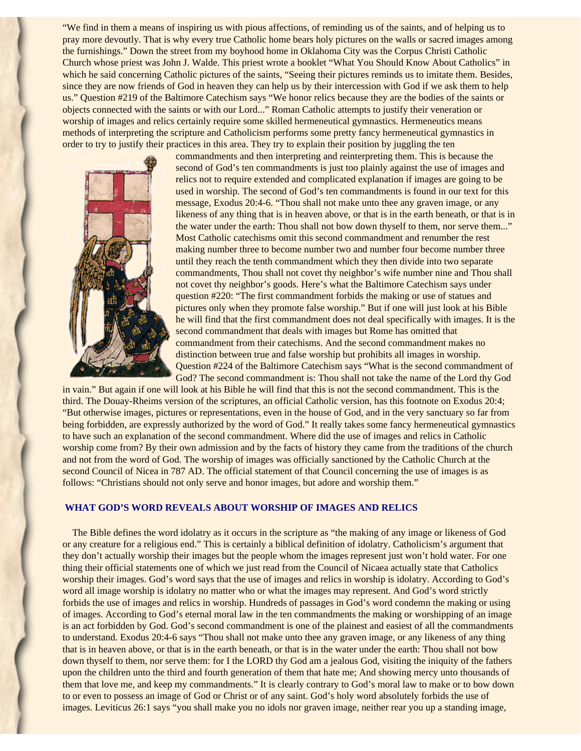"We find in them a means of inspiring us with pious affections, of reminding us of the saints, and of helping us to pray more devoutly. That is why every true Catholic home bears holy pictures on the walls or sacred images among the furnishings." Down the street from my boyhood home in Oklahoma City was the Corpus Christi Catholic Church whose priest was John J. Walde. This priest wrote a booklet "What You Should Know About Catholics" in which he said concerning Catholic pictures of the saints, "Seeing their pictures reminds us to imitate them. Besides, since they are now friends of God in heaven they can help us by their intercession with God if we ask them to help us." Question #219 of the Baltimore Catechism says "We honor relics because they are the bodies of the saints or objects connected with the saints or with our Lord..." Roman Catholic attempts to justify their veneration or worship of images and relics certainly require some skilled hermeneutical gymnastics. Hermeneutics means methods of interpreting the scripture and Catholicism performs some pretty fancy hermeneutical gymnastics in order to try to justify their practices in this area. They try to explain their position by juggling the ten commandments and then interpreting and reinterpreting them. This is because the second of God's ten commandments is just too plainly against the use of images and relics not to require extended and complicated explanation if images are going to be used in worship. The second of God's ten commandments is found in our text for this message, Exodus 20:4-6. "Thou shall not make unto thee any graven image, or any likeness of any thing that is in heaven above, or that is in the earth beneath, or that is in the water under the earth: Thou shall not bow down thyself to them, nor serve them..." Most Catholic catechisms omit this second commandment and renumber the rest making number three to become number two and number four become number three until they reach the tenth commandment which they then divide into two separate commandments, Thou shall not covet thy neighbor's wife number nine and Thou shall not covet thy neighbor's goods. Here's what the Baltimore Catechism says under question #220: "The first commandment forbids the making or use of statues and pictures only when they promote false worship." But if one will just look at his Bible he will find that the first commandment does not deal specifically with images. It is the second commandment that deals with images but Rome has omitted that commandment from their catechisms. And the second commandment makes no distinction between true and false worship but prohibits all images in worship. Question #224 of the Baltimore Catechism says "What is the second commandment of God? The second commandment is: Thou shall not take the name of the Lord thy God in vain." But again if one will look at his Bible he will find that this is not the second commandment. This is the third. The Douay-Rheims version of the scriptures, an official Catholic version, has this footnote on Exodus 20:4; "But otherwise images, pictures or representations, even in the house of God, and in the very sanctuary so far from being forbidden, are expressly authorized by the word of God." It really takes some fancy hermeneutical gymnastics to have such an explanation of the second commandment. Where did the use of images and relics in Catholic worship come from? By their own admission and by the facts of history they came from the traditions of the church and not from the word of God. The worship of images was officially sanctioned by the Catholic Church at the second Council of Nicea in 787 AD. The official statement of that Council concerning the use of images is as follows: "Christians should not only serve and honor images, but adore and worship them."

## WHAT GOD'S WORD REVEALS ABOUT WORSHIP OF IMAGES AND RELICS

The Bible defines the word idolatry as it occurs in the scripture as "the making of any image or likeness of God or any creature for a religious end." This is certainly a biblical definition of idolatry. Catholicism's argument that they don't actually worship their images but the people whom the images represent just won't hold water. For one thing their official statements one of which we just read from the Council of Nicaea actually state that Catholics worship their images. God's word says that the use of images and relics in worship is idolatry. According to God's word all image worship is idolatry no matter who or what the images may represent. And God's word strictly forbids the use of images and relics in worship. Hundreds of passages in God's word condemn the making or using of images. According to God's eternal moral law in the ten commandments the making or worshipping of an image is an act forbidden by God. God's second commandment is one of the plainest and easiest of all the commandments to understand. Exodus 20:4-6 says "Thou shall not make unto thee any graven image, or any likeness of any thing that is in heaven above, or that is in the earth beneath, or that is in the water under the earth: Thou shall not bow down thyself to them, nor serve them: for I the LORD thy God am a jealous God, visiting the iniquity of the fathers upon the children unto the third and fourth generation of them that hate me; And showing mercy unto thousands of them that love me, and keep my commandments." It is clearly contrary to God's moral law to make or to bow down to or even to possess an image of God or Christ or of any saint. God's holy word absolutely forbids the use of images. Leviticus 26:1 says "you shall make you no idols nor graven image, neither rear you up a standing image,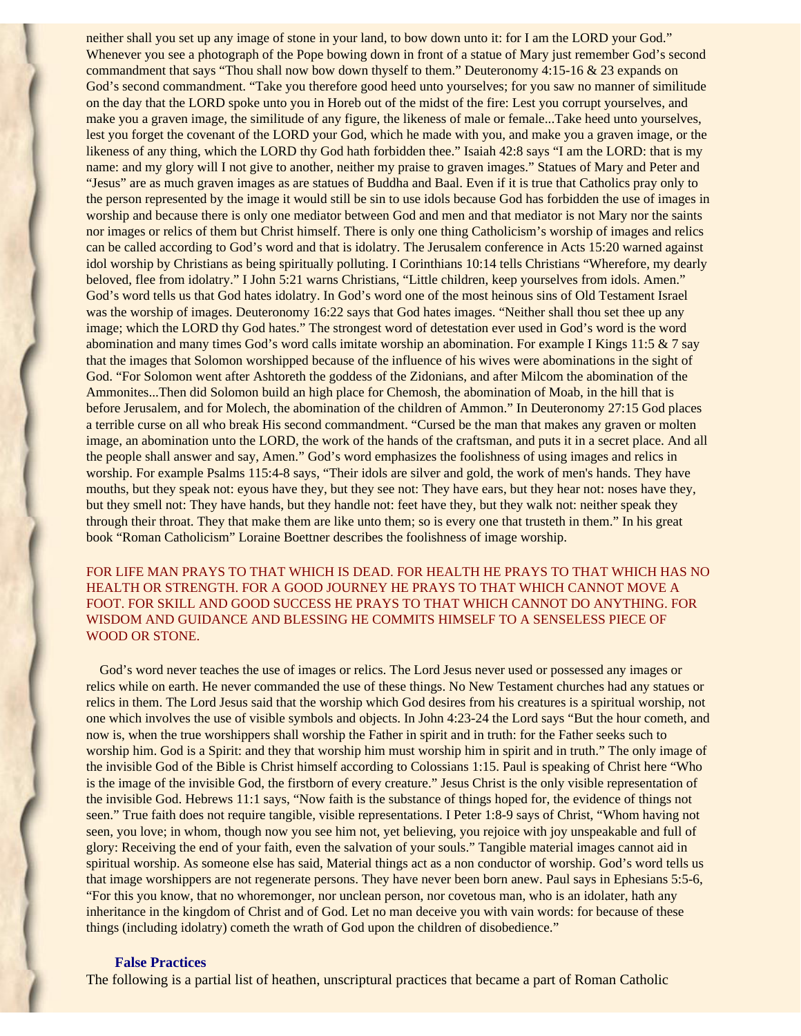neither shall you set up any image of stone in your land, to bow down unto it: for I am the LORD your God." Whenever you see a photograph of the Pope bowing down in front of a statue of Mary just remember God's second commandment that says "Thou shall now bow down thyself to them." Deuteronomy 4:15-16 & 23 expands on God's second commandment. "Take you therefore good heed unto yourselves; for you saw no manner of similitude on the day that the LORD spoke unto you in Horeb out of the midst of the fire: Lest you corrupt yourselves, and make you a graven image, the similitude of any figure, the likeness of male or female...Take heed unto yourselves, lest you forget the covenant of the LORD your God, which he made with you, and make you a graven image, or the likeness of any thing, which the LORD thy God hath forbidden thee." Isaiah 42:8 says "I am the LORD: that is my name: and my glory will I not give to another, neither my praise to graven images." Statues of Mary and Peter and "Jesus" are as much graven images as are statues of Buddha and Baal. Even if it is true that Catholics pray only to the person represented by the image it would still be sin to use idols because God has forbidden the use of images in worship and because there is only one mediator between God and men and that mediator is not Mary nor the saints nor images or relics of them but Christ himself. There is only one thing Catholicism's worship of images and relics can be called according to God's word and that is idolatry. The Jerusalem conference in Acts 15:20 warned against idol worship by Christians as being spiritually polluting. I Corinthians 10:14 tells Christians "Wherefore, my dearly beloved, flee from idolatry." I John 5:21 warns Christians, "Little children, keep yourselves from idols. Amen." God's word tells us that God hates idolatry. In God's word one of the most heinous sins of Old Testament Israel was the worship of images. Deuteronomy 16:22 says that God hates images. "Neither shall thou set thee up any image; which the LORD thy God hates." The strongest word of detestation ever used in God's word is the word abomination and many times God's word calls imitate worship an abomination. For example I Kings 11:5 & 7 say that the images that Solomon worshipped because of the influence of his wives were abominations in the sight of God. "For Solomon went after Ashtoreth the goddess of the Zidonians, and after Milcom the abomination of the Ammonites...Then did Solomon build an high place for Chemosh, the abomination of Moab, in the hill that is before Jerusalem, and for Molech, the abomination of the children of Ammon." In Deuteronomy 27:15 God places a terrible curse on all who break His second commandment. "Cursed be the man that makes any graven or molten image, an abomination unto the LORD, the work of the hands of the craftsman, and puts it in a secret place. And all the people shall answer and say, Amen." God's word emphasizes the foolishness of using images and relics in worship. For example Psalms 115:4-8 says, "Their idols are silver and gold, the work of men's hands. They have mouths, but they speak not: eyous have they, but they see not: They have ears, but they hear not: noses have they, but they smell not: They have hands, but they handle not: feet have they, but they walk not: neither speak they through their throat. They that make them are like unto them; so is every one that trusteth in them." In his great book "Roman Catholicism" Loraine Boettner describes the foolishness of image worship.

FOR LIFE MAN PRAYS TO THAT WHICH IS DEAD. FOR HEALTH HE PRAYS TO THAT WHICH HAS NO HEALTH OR STRENGTH. FOR A GOOD JOURNEY HE PRAYS TO THAT WHICH CANNOT MOVE A FOOT. FOR SKILL AND GOOD SUCCESS HE PRAYS TO THAT WHICH CANNOT DO ANYTHING. FOR WISDOM AND GUIDANCE AND BLESSING HE COMMITS HIMSELF TO A SENSELESS PIECE OF WOOD OR STONE.

God's word never teaches the use of images or relics. The Lord Jesus never used or possessed any images or relics while on earth. He never commanded the use of these things. No New Testament churches had any statues or relics in them. The Lord Jesus said that the worship which God desires from his creatures is a spiritual worship, not one which involves the use of visible symbols and objects. In John 4:23-24 the Lord says "But the hour cometh, and now is, when the true worshippers shall worship the Father in spirit and in truth: for the Father seeks such to worship him. God is a Spirit: and they that worship him must worship him in spirit and in truth." The only image of the invisible God of the Bible is Christ himself according to Colossians 1:15. Paul is speaking of Christ here "Who is the image of the invisible God, the firstborn of every creature." Jesus Christ is the only visible representation of the invisible God. Hebrews 11:1 says, "Now faith is the substance of things hoped for, the evidence of things not seen." True faith does not require tangible, visible representations. I Peter 1:8-9 says of Christ, "Whom having not seen, you love; in whom, though now you see him not, yet believing, you rejoice with joy unspeakable and full of glory: Receiving the end of your faith, even the salvation of your souls." Tangible material images cannot aid in spiritual worship. As someone else has said, Material things act as a non conductor of worship. God's word tells us that image worshippers are not regenerate persons. They have never been born anew. Paul says in Ephesians 5:5-6, "For this you know, that no whoremonger, nor unclean person, nor covetous man, who is an idolater, hath any inheritance in the kingdom of Christ and of God. Let no man deceive you with vain words: for because of these things (including idolatry) cometh the wrath of God upon the children of disobedience."

### False Practices

The following is a partial list of heathen, unscriptural practices that became a part of Roman Catholic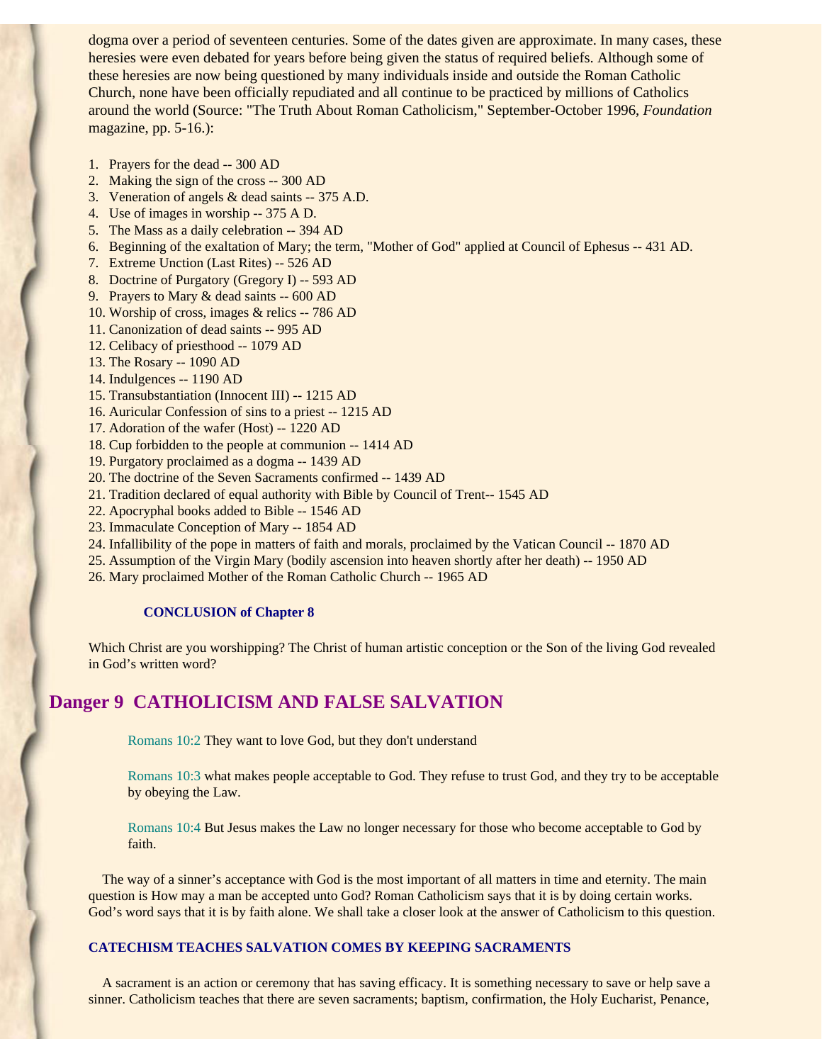dogma over a period of seventeen centuries. Some of the dates given are approximate. In many cases, these heresies were even debated for years before being given the status of required beliefs. Although some of these heresies are now being questioned by many individuals inside and outside the Roman Catholic Church, none have been officially repudiated and all continue to be practiced by millions of Catholics around the world (Source: "The Truth About Roman Catholicism," September-October 1996, *Foundation* magazine, pp. 5-16.):

1. Prayers for the dead -- 300 AD
2. Making the sign of the cross -- 300 AD
3. Veneration of angels & dead saints -- 375 A.D.
4. Use of images in worship -- 375 A D.
5. The Mass as a daily celebration -- 394 AD
6. Beginning of the exaltation of Mary; the term, "Mother of God" applied at Council of Ephesus -- 431 AD.
7. Extreme Unction (Last Rites) -- 526 AD
8. Doctrine of Purgatory (Gregory I) -- 593 AD
9. Prayers to Mary & dead saints -- 600 AD
10. Worship of cross, images & relics -- 786 AD
11. Canonization of dead saints -- 995 AD
12. Celibacy of priesthood -- 1079 AD
13. The Rosary -- 1090 AD
14. Indulgences -- 1190 AD
15. Transubstantiation (Innocent III) -- 1215 AD
16. Auricular Confession of sins to a priest -- 1215 AD
17. Adoration of the wafer (Host) -- 1220 AD
18. Cup forbidden to the people at communion -- 1414 AD
19. Purgatory proclaimed as a dogma -- 1439 AD
20. The doctrine of the Seven Sacraments confirmed -- 1439 AD
21. Tradition declared of equal authority with Bible by Council of Trent-- 1545 AD
22. Apocryphal books added to Bible -- 1546 AD
23. Immaculate Conception of Mary -- 1854 AD
24. Infallibility of the pope in matters of faith and morals, proclaimed by the Vatican Council -- 1870 AD
25. Assumption of the Virgin Mary (bodily ascension into heaven shortly after her death) -- 1950 AD
26. Mary proclaimed Mother of the Roman Catholic Church -- 1965 AD

### CONCLUSION of Chapter 8

Which Christ are you worshipping? The Christ of human artistic conception or the Son of the living God revealed in God's written word?

## Danger 9 CATHOLICISM AND FALSE SALVATION

Romans 10:2 They want to love God, but they don't understand

Romans 10:3 what makes people acceptable to God. They refuse to trust God, and they try to be acceptable by obeying the Law.

Romans 10:4 But Jesus makes the Law no longer necessary for those who become acceptable to God by faith.

The way of a sinner's acceptance with God is the most important of all matters in time and eternity. The main question is How may a man be accepted unto God? Roman Catholicism says that it is by doing certain works. God's word says that it is by faith alone. We shall take a closer look at the answer of Catholicism to this question.

### CATECHISM TEACHES SALVATION COMES BY KEEPING SACRAMENTS

A sacrament is an action or ceremony that has saving efficacy. It is something necessary to save or help save a sinner. Catholicism teaches that there are seven sacraments; baptism, confirmation, the Holy Eucharist, Penance,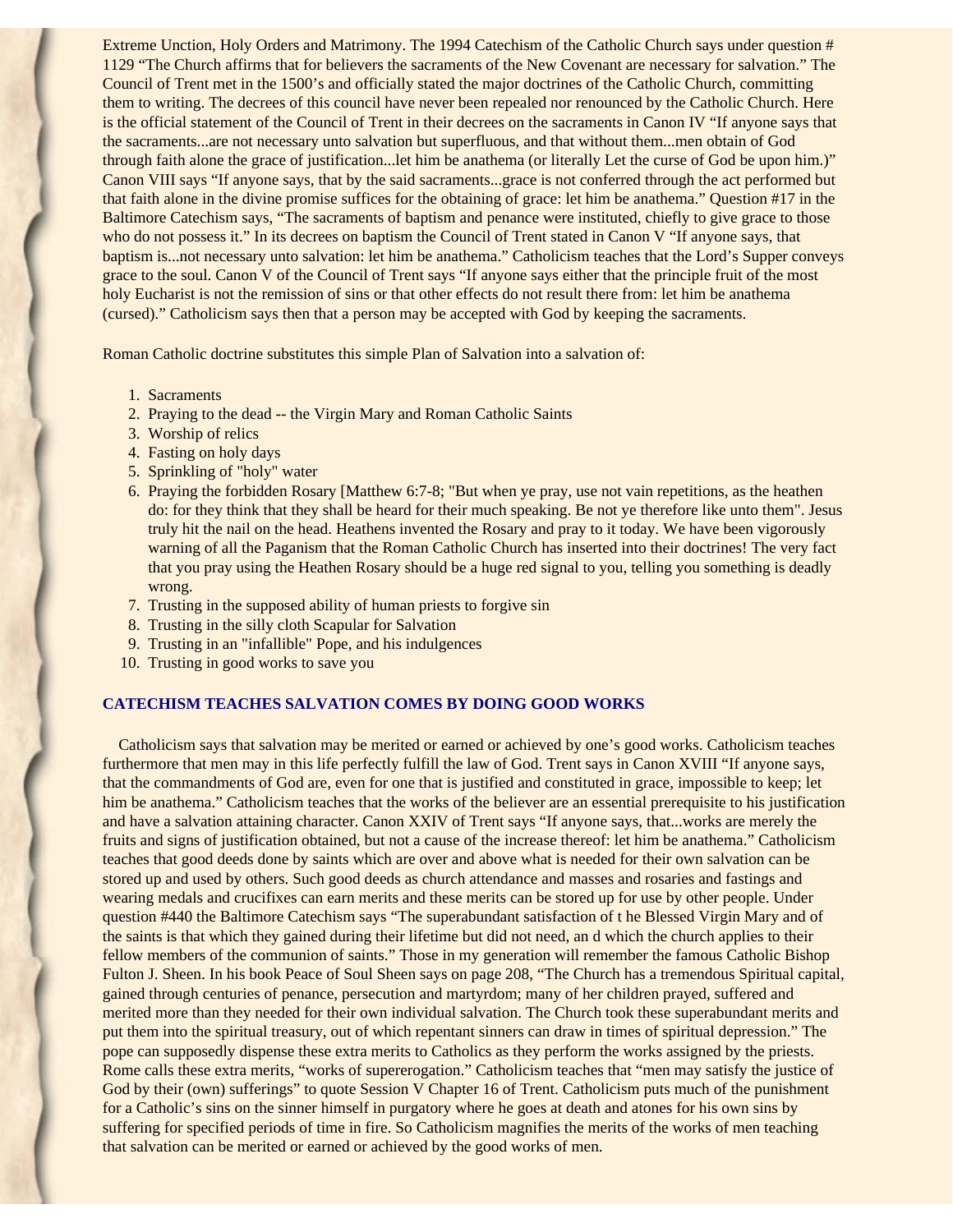Extreme Unction, Holy Orders and Matrimony. The 1994 Catechism of the Catholic Church says under question # 1129 "The Church affirms that for believers the sacraments of the New Covenant are necessary for salvation." The Council of Trent met in the 1500's and officially stated the major doctrines of the Catholic Church, committing them to writing. The decrees of this council have never been repealed nor renounced by the Catholic Church. Here is the official statement of the Council of Trent in their decrees on the sacraments in Canon IV "If anyone says that the sacraments...are not necessary unto salvation but superfluous, and that without them...men obtain of God through faith alone the grace of justification...let him be anathema (or literally Let the curse of God be upon him.)" Canon VIII says "If anyone says, that by the said sacraments...grace is not conferred through the act performed but that faith alone in the divine promise suffices for the obtaining of grace: let him be anathema." Question #17 in the Baltimore Catechism says, "The sacraments of baptism and penance were instituted, chiefly to give grace to those who do not possess it." In its decrees on baptism the Council of Trent stated in Canon V "If anyone says, that baptism is...not necessary unto salvation: let him be anathema." Catholicism teaches that the Lord's Supper conveys grace to the soul. Canon V of the Council of Trent says "If anyone says either that the principle fruit of the most holy Eucharist is not the remission of sins or that other effects do not result there from: let him be anathema (cursed)." Catholicism says then that a person may be accepted with God by keeping the sacraments.

Roman Catholic doctrine substitutes this simple Plan of Salvation into a salvation of:

1. Sacraments
2. Praying to the dead -- the Virgin Mary and Roman Catholic Saints
3. Worship of relics
4. Fasting on holy days
5. Sprinkling of "holy" water
6. Praying the forbidden Rosary [Matthew 6:7-8; "But when ye pray, use not vain repetitions, as the heathen do: for they think that they shall be heard for their much speaking. Be not ye therefore like unto them". Jesus truly hit the nail on the head. Heathens invented the Rosary and pray to it today. We have been vigorously warning of all the Paganism that the Roman Catholic Church has inserted into their doctrines! The very fact that you pray using the Heathen Rosary should be a huge red signal to you, telling you something is deadly wrong.
7. Trusting in the supposed ability of human priests to forgive sin
8. Trusting in the silly cloth Scapular for Salvation
9. Trusting in an "infallible" Pope, and his indulgences
10. Trusting in good works to save you

### CATECHISM TEACHES SALVATION COMES BY DOING GOOD WORKS

Catholicism says that salvation may be merited or earned or achieved by one's good works. Catholicism teaches furthermore that men may in this life perfectly fulfill the law of God. Trent says in Canon XVIII "If anyone says, that the commandments of God are, even for one that is justified and constituted in grace, impossible to keep; let him be anathema." Catholicism teaches that the works of the believer are an essential prerequisite to his justification and have a salvation attaining character. Canon XXIV of Trent says "If anyone says, that...works are merely the fruits and signs of justification obtained, but not a cause of the increase thereof: let him be anathema." Catholicism teaches that good deeds done by saints which are over and above what is needed for their own salvation can be stored up and used by others. Such good deeds as church attendance and masses and rosaries and fastings and wearing medals and crucifixes can earn merits and these merits can be stored up for use by other people. Under question #440 the Baltimore Catechism says "The superabundant satisfaction of t he Blessed Virgin Mary and of the saints is that which they gained during their lifetime but did not need, an d which the church applies to their fellow members of the communion of saints." Those in my generation will remember the famous Catholic Bishop Fulton J. Sheen. In his book Peace of Soul Sheen says on page 208, "The Church has a tremendous Spiritual capital, gained through centuries of penance, persecution and martyrdom; many of her children prayed, suffered and merited more than they needed for their own individual salvation. The Church took these superabundant merits and put them into the spiritual treasury, out of which repentant sinners can draw in times of spiritual depression." The pope can supposedly dispense these extra merits to Catholics as they perform the works assigned by the priests. Rome calls these extra merits, "works of supererogation." Catholicism teaches that "men may satisfy the justice of God by their (own) sufferings" to quote Session V Chapter 16 of Trent. Catholicism puts much of the punishment for a Catholic's sins on the sinner himself in purgatory where he goes at death and atones for his own sins by suffering for specified periods of time in fire. So Catholicism magnifies the merits of the works of men teaching that salvation can be merited or earned or achieved by the good works of men.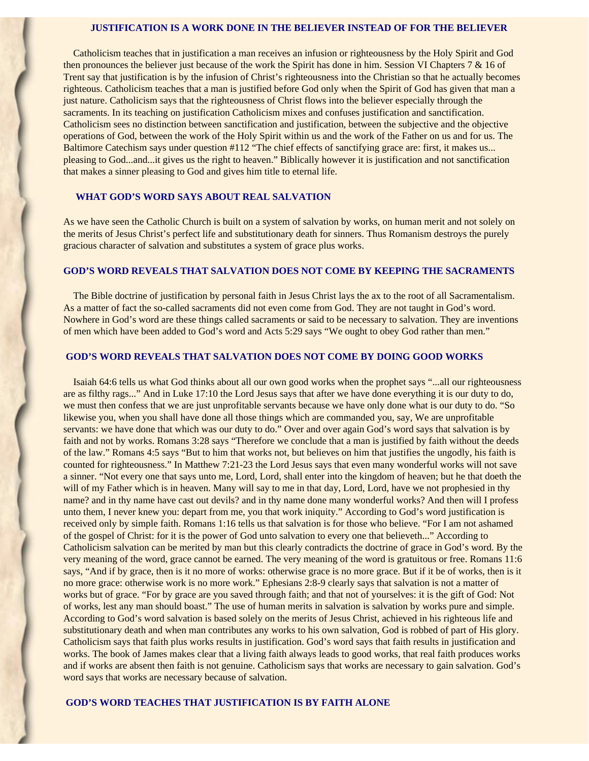## JUSTIFICATION IS A WORK DONE IN THE BELIEVER INSTEAD OF FOR THE BELIEVER

Catholicism teaches that in justification a man receives an infusion or righteousness by the Holy Spirit and God then pronounces the believer just because of the work the Spirit has done in him. Session VI Chapters 7 & 16 of Trent say that justification is by the infusion of Christ's righteousness into the Christian so that he actually becomes righteous. Catholicism teaches that a man is justified before God only when the Spirit of God has given that man a just nature. Catholicism says that the righteousness of Christ flows into the believer especially through the sacraments. In its teaching on justification Catholicism mixes and confuses justification and sanctification. Catholicism sees no distinction between sanctification and justification, between the subjective and the objective operations of God, between the work of the Holy Spirit within us and the work of the Father on us and for us. The Baltimore Catechism says under question #112 "The chief effects of sanctifying grace are: first, it makes us... pleasing to God...and...it gives us the right to heaven." Biblically however it is justification and not sanctification that makes a sinner pleasing to God and gives him title to eternal life.

## WHAT GOD'S WORD SAYS ABOUT REAL SALVATION

As we have seen the Catholic Church is built on a system of salvation by works, on human merit and not solely on the merits of Jesus Christ's perfect life and substitutionary death for sinners. Thus Romanism destroys the purely gracious character of salvation and substitutes a system of grace plus works.

## GOD'S WORD REVEALS THAT SALVATION DOES NOT COME BY KEEPING THE SACRAMENTS

The Bible doctrine of justification by personal faith in Jesus Christ lays the ax to the root of all Sacramentalism. As a matter of fact the so-called sacraments did not even come from God. They are not taught in God's word. Nowhere in God's word are these things called sacraments or said to be necessary to salvation. They are inventions of men which have been added to God's word and Acts 5:29 says "We ought to obey God rather than men."

## GOD'S WORD REVEALS THAT SALVATION DOES NOT COME BY DOING GOOD WORKS

Isaiah 64:6 tells us what God thinks about all our own good works when the prophet says "...all our righteousness are as filthy rags..." And in Luke 17:10 the Lord Jesus says that after we have done everything it is our duty to do, we must then confess that we are just unprofitable servants because we have only done what is our duty to do. "So likewise you, when you shall have done all those things which are commanded you, say, We are unprofitable servants: we have done that which was our duty to do." Over and over again God's word says that salvation is by faith and not by works. Romans 3:28 says "Therefore we conclude that a man is justified by faith without the deeds of the law." Romans 4:5 says "But to him that works not, but believes on him that justifies the ungodly, his faith is counted for righteousness." In Matthew 7:21-23 the Lord Jesus says that even many wonderful works will not save a sinner. "Not every one that says unto me, Lord, Lord, shall enter into the kingdom of heaven; but he that doeth the will of my Father which is in heaven. Many will say to me in that day, Lord, Lord, have we not prophesied in thy name? and in thy name have cast out devils? and in thy name done many wonderful works? And then will I profess unto them, I never knew you: depart from me, you that work iniquity." According to God's word justification is received only by simple faith. Romans 1:16 tells us that salvation is for those who believe. "For I am not ashamed of the gospel of Christ: for it is the power of God unto salvation to every one that believeth..." According to Catholicism salvation can be merited by man but this clearly contradicts the doctrine of grace in God's word. By the very meaning of the word, grace cannot be earned. The very meaning of the word is gratuitous or free. Romans 11:6 says, "And if by grace, then is it no more of works: otherwise grace is no more grace. But if it be of works, then is it no more grace: otherwise work is no more work." Ephesians 2:8-9 clearly says that salvation is not a matter of works but of grace. "For by grace are you saved through faith; and that not of yourselves: it is the gift of God: Not of works, lest any man should boast." The use of human merits in salvation is salvation by works pure and simple. According to God's word salvation is based solely on the merits of Jesus Christ, achieved in his righteous life and substitutionary death and when man contributes any works to his own salvation, God is robbed of part of His glory. Catholicism says that faith plus works results in justification. God's word says that faith results in justification and works. The book of James makes clear that a living faith always leads to good works, that real faith produces works and if works are absent then faith is not genuine. Catholicism says that works are necessary to gain salvation. God's word says that works are necessary because of salvation.

## GOD'S WORD TEACHES THAT JUSTIFICATION IS BY FAITH ALONE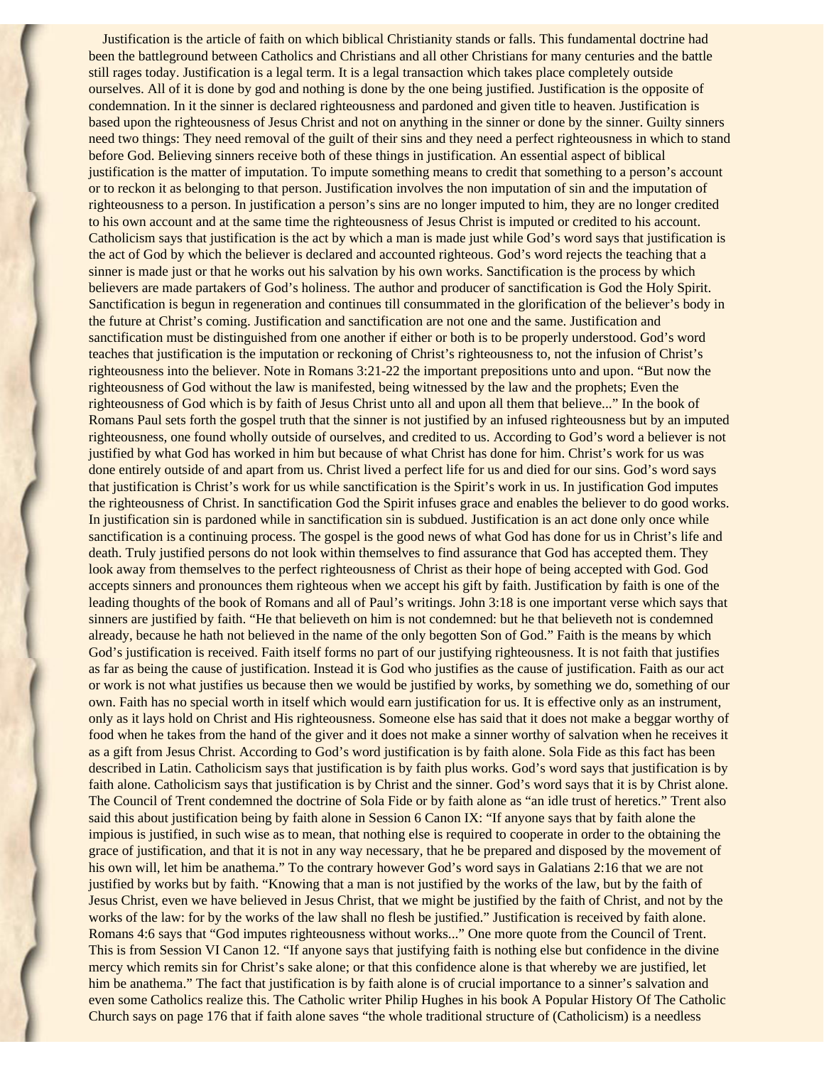Justification is the article of faith on which biblical Christianity stands or falls. This fundamental doctrine had been the battleground between Catholics and Christians and all other Christians for many centuries and the battle still rages today. Justification is a legal term. It is a legal transaction which takes place completely outside ourselves. All of it is done by god and nothing is done by the one being justified. Justification is the opposite of condemnation. In it the sinner is declared righteousness and pardoned and given title to heaven. Justification is based upon the righteousness of Jesus Christ and not on anything in the sinner or done by the sinner. Guilty sinners need two things: They need removal of the guilt of their sins and they need a perfect righteousness in which to stand before God. Believing sinners receive both of these things in justification. An essential aspect of biblical justification is the matter of imputation. To impute something means to credit that something to a person's account or to reckon it as belonging to that person. Justification involves the non imputation of sin and the imputation of righteousness to a person. In justification a person's sins are no longer imputed to him, they are no longer credited to his own account and at the same time the righteousness of Jesus Christ is imputed or credited to his account. Catholicism says that justification is the act by which a man is made just while God's word says that justification is the act of God by which the believer is declared and accounted righteous. God's word rejects the teaching that a sinner is made just or that he works out his salvation by his own works. Sanctification is the process by which believers are made partakers of God's holiness. The author and producer of sanctification is God the Holy Spirit. Sanctification is begun in regeneration and continues till consummated in the glorification of the believer's body in the future at Christ's coming. Justification and sanctification are not one and the same. Justification and sanctification must be distinguished from one another if either or both is to be properly understood. God's word teaches that justification is the imputation or reckoning of Christ's righteousness to, not the infusion of Christ's righteousness into the believer. Note in Romans 3:21-22 the important prepositions unto and upon. "But now the righteousness of God without the law is manifested, being witnessed by the law and the prophets; Even the righteousness of God which is by faith of Jesus Christ unto all and upon all them that believe..." In the book of Romans Paul sets forth the gospel truth that the sinner is not justified by an infused righteousness but by an imputed righteousness, one found wholly outside of ourselves, and credited to us. According to God's word a believer is not justified by what God has worked in him but because of what Christ has done for him. Christ's work for us was done entirely outside of and apart from us. Christ lived a perfect life for us and died for our sins. God's word says that justification is Christ's work for us while sanctification is the Spirit's work in us. In justification God imputes the righteousness of Christ. In sanctification God the Spirit infuses grace and enables the believer to do good works. In justification sin is pardoned while in sanctification sin is subdued. Justification is an act done only once while sanctification is a continuing process. The gospel is the good news of what God has done for us in Christ's life and death. Truly justified persons do not look within themselves to find assurance that God has accepted them. They look away from themselves to the perfect righteousness of Christ as their hope of being accepted with God. God accepts sinners and pronounces them righteous when we accept his gift by faith. Justification by faith is one of the leading thoughts of the book of Romans and all of Paul's writings. John 3:18 is one important verse which says that sinners are justified by faith. "He that believeth on him is not condemned: but he that believeth not is condemned already, because he hath not believed in the name of the only begotten Son of God." Faith is the means by which God's justification is received. Faith itself forms no part of our justifying righteousness. It is not faith that justifies as far as being the cause of justification. Instead it is God who justifies as the cause of justification. Faith as our act or work is not what justifies us because then we would be justified by works, by something we do, something of our own. Faith has no special worth in itself which would earn justification for us. It is effective only as an instrument, only as it lays hold on Christ and His righteousness. Someone else has said that it does not make a beggar worthy of food when he takes from the hand of the giver and it does not make a sinner worthy of salvation when he receives it as a gift from Jesus Christ. According to God's word justification is by faith alone. Sola Fide as this fact has been described in Latin. Catholicism says that justification is by faith plus works. God's word says that justification is by faith alone. Catholicism says that justification is by Christ and the sinner. God's word says that it is by Christ alone. The Council of Trent condemned the doctrine of Sola Fide or by faith alone as "an idle trust of heretics." Trent also said this about justification being by faith alone in Session 6 Canon IX: "If anyone says that by faith alone the impious is justified, in such wise as to mean, that nothing else is required to cooperate in order to the obtaining the grace of justification, and that it is not in any way necessary, that he be prepared and disposed by the movement of his own will, let him be anathema." To the contrary however God's word says in Galatians 2:16 that we are not justified by works but by faith. "Knowing that a man is not justified by the works of the law, but by the faith of Jesus Christ, even we have believed in Jesus Christ, that we might be justified by the faith of Christ, and not by the works of the law: for by the works of the law shall no flesh be justified." Justification is received by faith alone. Romans 4:6 says that "God imputes righteousness without works..." One more quote from the Council of Trent. This is from Session VI Canon 12. "If anyone says that justifying faith is nothing else but confidence in the divine mercy which remits sin for Christ's sake alone; or that this confidence alone is that whereby we are justified, let him be anathema." The fact that justification is by faith alone is of crucial importance to a sinner's salvation and even some Catholics realize this. The Catholic writer Philip Hughes in his book A Popular History Of The Catholic Church says on page 176 that if faith alone saves "the whole traditional structure of (Catholicism) is a needless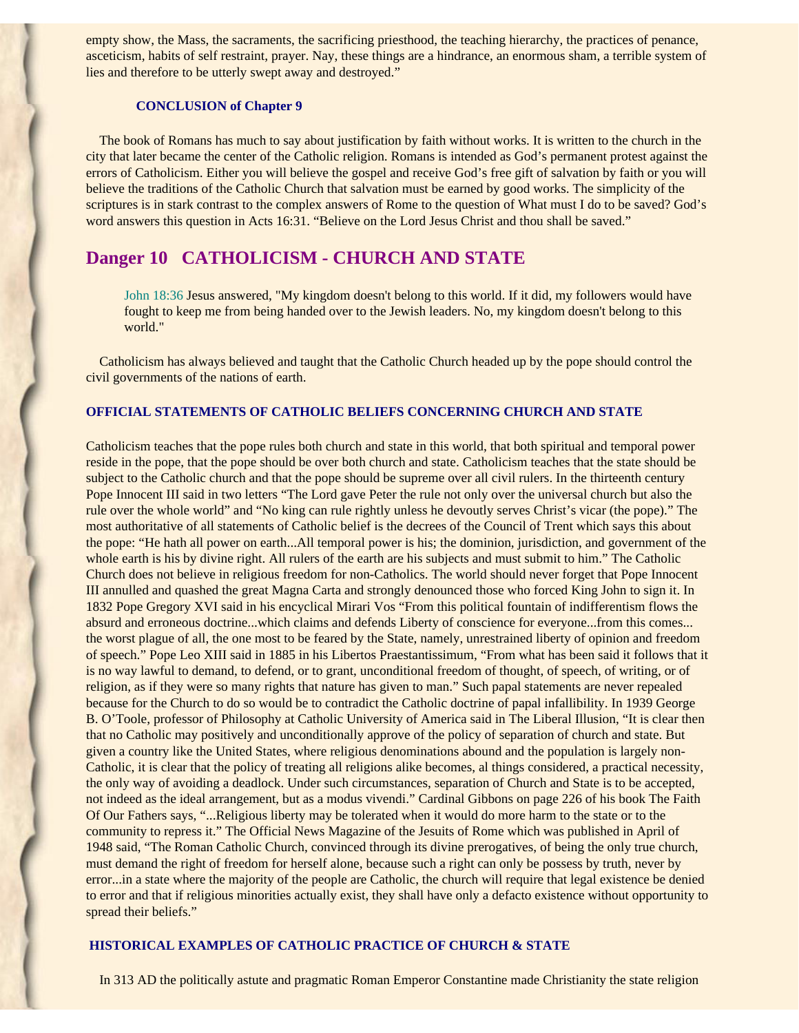empty show, the Mass, the sacraments, the sacrificing priesthood, the teaching hierarchy, the practices of penance, asceticism, habits of self restraint, prayer. Nay, these things are a hindrance, an enormous sham, a terrible system of lies and therefore to be utterly swept away and destroyed."

### CONCLUSION of Chapter 9

The book of Romans has much to say about justification by faith without works. It is written to the church in the city that later became the center of the Catholic religion. Romans is intended as God's permanent protest against the errors of Catholicism. Either you will believe the gospel and receive God's free gift of salvation by faith or you will believe the traditions of the Catholic Church that salvation must be earned by good works. The simplicity of the scriptures is in stark contrast to the complex answers of Rome to the question of What must I do to be saved? God's word answers this question in Acts 16:31. "Believe on the Lord Jesus Christ and thou shall be saved."

## Danger 10 CATHOLICISM - CHURCH AND STATE

> John 18:36 Jesus answered, "My kingdom doesn't belong to this world. If it did, my followers would have fought to keep me from being handed over to the Jewish leaders. No, my kingdom doesn't belong to this world."

Catholicism has always believed and taught that the Catholic Church headed up by the pope should control the civil governments of the nations of earth.

### OFFICIAL STATEMENTS OF CATHOLIC BELIEFS CONCERNING CHURCH AND STATE

Catholicism teaches that the pope rules both church and state in this world, that both spiritual and temporal power reside in the pope, that the pope should be over both church and state. Catholicism teaches that the state should be subject to the Catholic church and that the pope should be supreme over all civil rulers. In the thirteenth century Pope Innocent III said in two letters "The Lord gave Peter the rule not only over the universal church but also the rule over the whole world" and "No king can rule rightly unless he devoutly serves Christ's vicar (the pope)." The most authoritative of all statements of Catholic belief is the decrees of the Council of Trent which says this about the pope: "He hath all power on earth...All temporal power is his; the dominion, jurisdiction, and government of the whole earth is his by divine right. All rulers of the earth are his subjects and must submit to him." The Catholic Church does not believe in religious freedom for non-Catholics. The world should never forget that Pope Innocent III annulled and quashed the great Magna Carta and strongly denounced those who forced King John to sign it. In 1832 Pope Gregory XVI said in his encyclical Mirari Vos "From this political fountain of indifferentism flows the absurd and erroneous doctrine...which claims and defends Liberty of conscience for everyone...from this comes... the worst plague of all, the one most to be feared by the State, namely, unrestrained liberty of opinion and freedom of speech." Pope Leo XIII said in 1885 in his Libertos Praestantissimum, "From what has been said it follows that it is no way lawful to demand, to defend, or to grant, unconditional freedom of thought, of speech, of writing, or of religion, as if they were so many rights that nature has given to man." Such papal statements are never repealed because for the Church to do so would be to contradict the Catholic doctrine of papal infallibility. In 1939 George B. O'Toole, professor of Philosophy at Catholic University of America said in The Liberal Illusion, "It is clear then that no Catholic may positively and unconditionally approve of the policy of separation of church and state. But given a country like the United States, where religious denominations abound and the population is largely non-Catholic, it is clear that the policy of treating all religions alike becomes, al things considered, a practical necessity, the only way of avoiding a deadlock. Under such circumstances, separation of Church and State is to be accepted, not indeed as the ideal arrangement, but as a modus vivendi." Cardinal Gibbons on page 226 of his book The Faith Of Our Fathers says, "...Religious liberty may be tolerated when it would do more harm to the state or to the community to repress it." The Official News Magazine of the Jesuits of Rome which was published in April of 1948 said, "The Roman Catholic Church, convinced through its divine prerogatives, of being the only true church, must demand the right of freedom for herself alone, because such a right can only be possess by truth, never by error...in a state where the majority of the people are Catholic, the church will require that legal existence be denied to error and that if religious minorities actually exist, they shall have only a defacto existence without opportunity to spread their beliefs."

### HISTORICAL EXAMPLES OF CATHOLIC PRACTICE OF CHURCH & STATE

In 313 AD the politically astute and pragmatic Roman Emperor Constantine made Christianity the state religion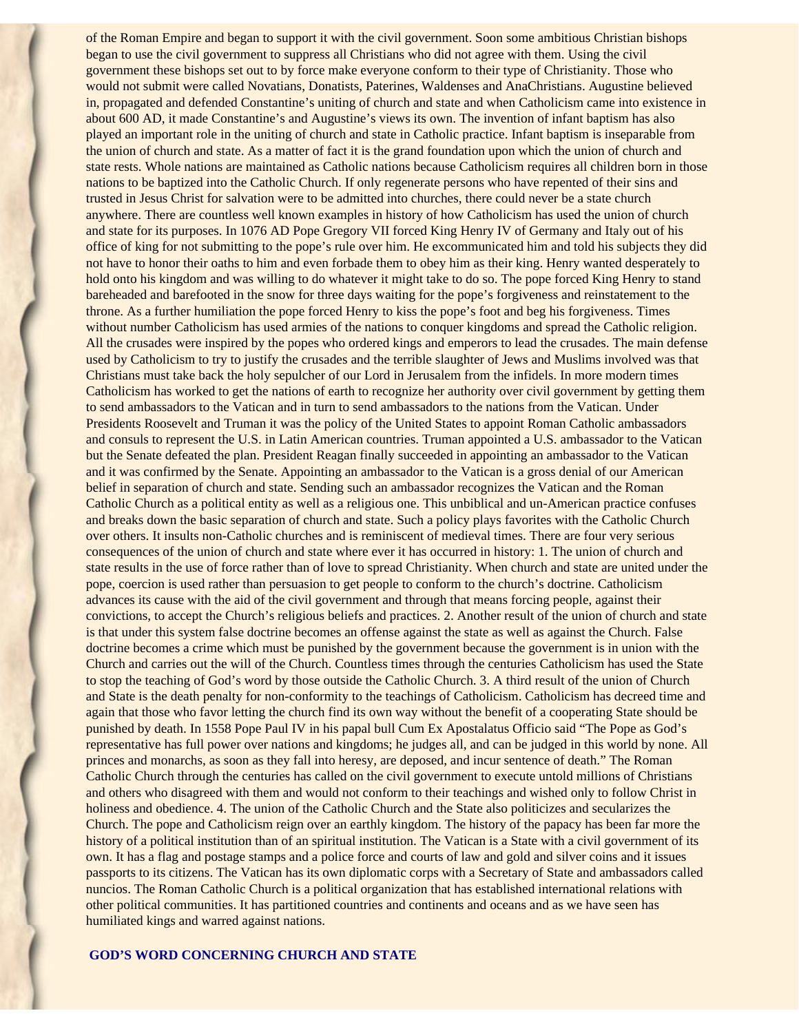of the Roman Empire and began to support it with the civil government. Soon some ambitious Christian bishops began to use the civil government to suppress all Christians who did not agree with them. Using the civil government these bishops set out to by force make everyone conform to their type of Christianity. Those who would not submit were called Novatians, Donatists, Paterines, Waldenses and AnaChristians. Augustine believed in, propagated and defended Constantine's uniting of church and state and when Catholicism came into existence in about 600 AD, it made Constantine's and Augustine's views its own. The invention of infant baptism has also played an important role in the uniting of church and state in Catholic practice. Infant baptism is inseparable from the union of church and state. As a matter of fact it is the grand foundation upon which the union of church and state rests. Whole nations are maintained as Catholic nations because Catholicism requires all children born in those nations to be baptized into the Catholic Church. If only regenerate persons who have repented of their sins and trusted in Jesus Christ for salvation were to be admitted into churches, there could never be a state church anywhere. There are countless well known examples in history of how Catholicism has used the union of church and state for its purposes. In 1076 AD Pope Gregory VII forced King Henry IV of Germany and Italy out of his office of king for not submitting to the pope's rule over him. He excommunicated him and told his subjects they did not have to honor their oaths to him and even forbade them to obey him as their king. Henry wanted desperately to hold onto his kingdom and was willing to do whatever it might take to do so. The pope forced King Henry to stand bareheaded and barefooted in the snow for three days waiting for the pope's forgiveness and reinstatement to the throne. As a further humiliation the pope forced Henry to kiss the pope's foot and beg his forgiveness. Times without number Catholicism has used armies of the nations to conquer kingdoms and spread the Catholic religion. All the crusades were inspired by the popes who ordered kings and emperors to lead the crusades. The main defense used by Catholicism to try to justify the crusades and the terrible slaughter of Jews and Muslims involved was that Christians must take back the holy sepulcher of our Lord in Jerusalem from the infidels. In more modern times Catholicism has worked to get the nations of earth to recognize her authority over civil government by getting them to send ambassadors to the Vatican and in turn to send ambassadors to the nations from the Vatican. Under Presidents Roosevelt and Truman it was the policy of the United States to appoint Roman Catholic ambassadors and consuls to represent the U.S. in Latin American countries. Truman appointed a U.S. ambassador to the Vatican but the Senate defeated the plan. President Reagan finally succeeded in appointing an ambassador to the Vatican and it was confirmed by the Senate. Appointing an ambassador to the Vatican is a gross denial of our American belief in separation of church and state. Sending such an ambassador recognizes the Vatican and the Roman Catholic Church as a political entity as well as a religious one. This unbiblical and un-American practice confuses and breaks down the basic separation of church and state. Such a policy plays favorites with the Catholic Church over others. It insults non-Catholic churches and is reminiscent of medieval times. There are four very serious consequences of the union of church and state where ever it has occurred in history: 1. The union of church and state results in the use of force rather than of love to spread Christianity. When church and state are united under the pope, coercion is used rather than persuasion to get people to conform to the church's doctrine. Catholicism advances its cause with the aid of the civil government and through that means forcing people, against their convictions, to accept the Church's religious beliefs and practices. 2. Another result of the union of church and state is that under this system false doctrine becomes an offense against the state as well as against the Church. False doctrine becomes a crime which must be punished by the government because the government is in union with the Church and carries out the will of the Church. Countless times through the centuries Catholicism has used the State to stop the teaching of God's word by those outside the Catholic Church. 3. A third result of the union of Church and State is the death penalty for non-conformity to the teachings of Catholicism. Catholicism has decreed time and again that those who favor letting the church find its own way without the benefit of a cooperating State should be punished by death. In 1558 Pope Paul IV in his papal bull Cum Ex Apostalatus Officio said "The Pope as God's representative has full power over nations and kingdoms; he judges all, and can be judged in this world by none. All princes and monarchs, as soon as they fall into heresy, are deposed, and incur sentence of death." The Roman Catholic Church through the centuries has called on the civil government to execute untold millions of Christians and others who disagreed with them and would not conform to their teachings and wished only to follow Christ in holiness and obedience. 4. The union of the Catholic Church and the State also politicizes and secularizes the Church. The pope and Catholicism reign over an earthly kingdom. The history of the papacy has been far more the history of a political institution than of an spiritual institution. The Vatican is a State with a civil government of its own. It has a flag and postage stamps and a police force and courts of law and gold and silver coins and it issues passports to its citizens. The Vatican has its own diplomatic corps with a Secretary of State and ambassadors called nuncios. The Roman Catholic Church is a political organization that has established international relations with other political communities. It has partitioned countries and continents and oceans and as we have seen has humiliated kings and warred against nations.

## GOD'S WORD CONCERNING CHURCH AND STATE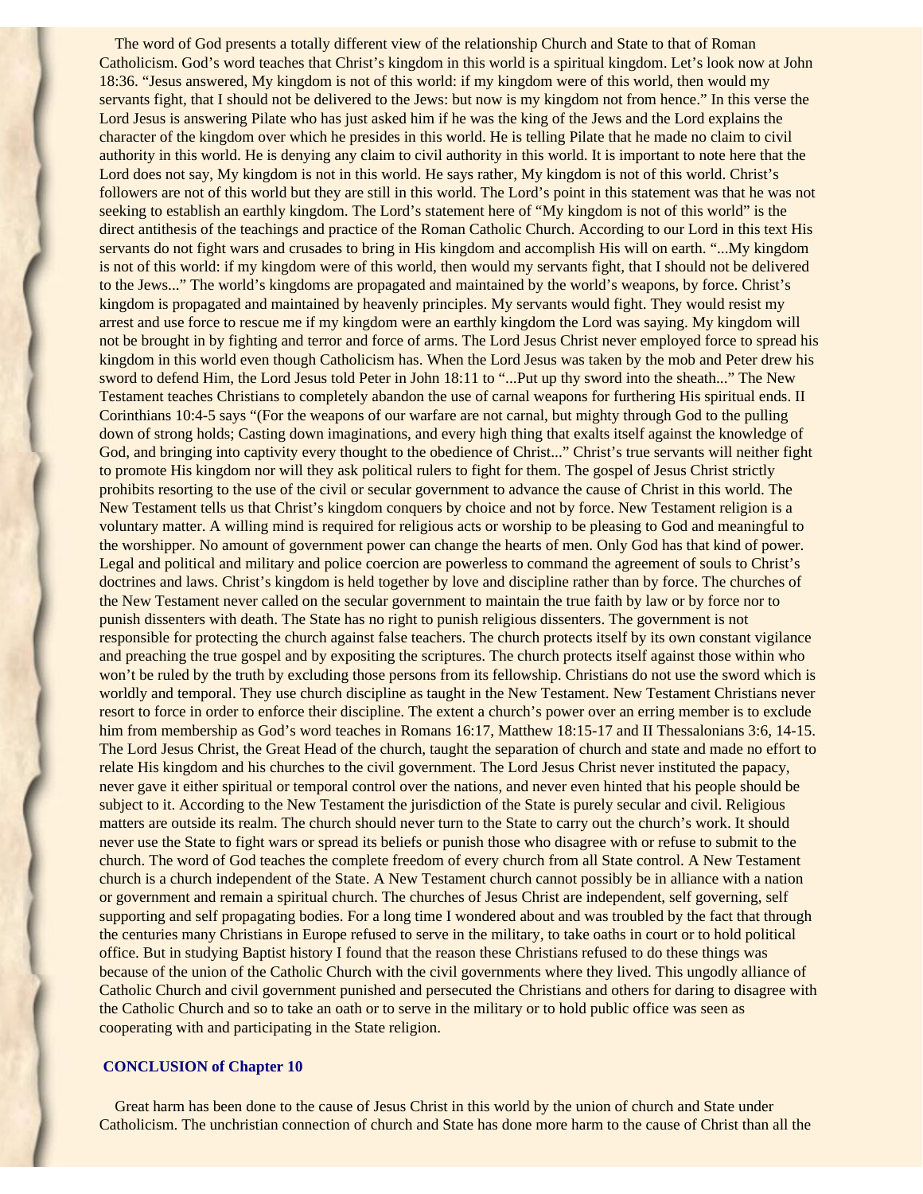The word of God presents a totally different view of the relationship Church and State to that of Roman Catholicism. God's word teaches that Christ's kingdom in this world is a spiritual kingdom. Let's look now at John 18:36. "Jesus answered, My kingdom is not of this world: if my kingdom were of this world, then would my servants fight, that I should not be delivered to the Jews: but now is my kingdom not from hence." In this verse the Lord Jesus is answering Pilate who has just asked him if he was the king of the Jews and the Lord explains the character of the kingdom over which he presides in this world. He is telling Pilate that he made no claim to civil authority in this world. He is denying any claim to civil authority in this world. It is important to note here that the Lord does not say, My kingdom is not in this world. He says rather, My kingdom is not of this world. Christ's followers are not of this world but they are still in this world. The Lord's point in this statement was that he was not seeking to establish an earthly kingdom. The Lord's statement here of "My kingdom is not of this world" is the direct antithesis of the teachings and practice of the Roman Catholic Church. According to our Lord in this text His servants do not fight wars and crusades to bring in His kingdom and accomplish His will on earth. "...My kingdom is not of this world: if my kingdom were of this world, then would my servants fight, that I should not be delivered to the Jews..." The world's kingdoms are propagated and maintained by the world's weapons, by force. Christ's kingdom is propagated and maintained by heavenly principles. My servants would fight. They would resist my arrest and use force to rescue me if my kingdom were an earthly kingdom the Lord was saying. My kingdom will not be brought in by fighting and terror and force of arms. The Lord Jesus Christ never employed force to spread his kingdom in this world even though Catholicism has. When the Lord Jesus was taken by the mob and Peter drew his sword to defend Him, the Lord Jesus told Peter in John 18:11 to "...Put up thy sword into the sheath..." The New Testament teaches Christians to completely abandon the use of carnal weapons for furthering His spiritual ends. II Corinthians 10:4-5 says "(For the weapons of our warfare are not carnal, but mighty through God to the pulling down of strong holds; Casting down imaginations, and every high thing that exalts itself against the knowledge of God, and bringing into captivity every thought to the obedience of Christ..." Christ's true servants will neither fight to promote His kingdom nor will they ask political rulers to fight for them. The gospel of Jesus Christ strictly prohibits resorting to the use of the civil or secular government to advance the cause of Christ in this world. The New Testament tells us that Christ's kingdom conquers by choice and not by force. New Testament religion is a voluntary matter. A willing mind is required for religious acts or worship to be pleasing to God and meaningful to the worshipper. No amount of government power can change the hearts of men. Only God has that kind of power. Legal and political and military and police coercion are powerless to command the agreement of souls to Christ's doctrines and laws. Christ's kingdom is held together by love and discipline rather than by force. The churches of the New Testament never called on the secular government to maintain the true faith by law or by force nor to punish dissenters with death. The State has no right to punish religious dissenters. The government is not responsible for protecting the church against false teachers. The church protects itself by its own constant vigilance and preaching the true gospel and by expositing the scriptures. The church protects itself against those within who won't be ruled by the truth by excluding those persons from its fellowship. Christians do not use the sword which is worldly and temporal. They use church discipline as taught in the New Testament. New Testament Christians never resort to force in order to enforce their discipline. The extent a church's power over an erring member is to exclude him from membership as God's word teaches in Romans 16:17, Matthew 18:15-17 and II Thessalonians 3:6, 14-15. The Lord Jesus Christ, the Great Head of the church, taught the separation of church and state and made no effort to relate His kingdom and his churches to the civil government. The Lord Jesus Christ never instituted the papacy, never gave it either spiritual or temporal control over the nations, and never even hinted that his people should be subject to it. According to the New Testament the jurisdiction of the State is purely secular and civil. Religious matters are outside its realm. The church should never turn to the State to carry out the church's work. It should never use the State to fight wars or spread its beliefs or punish those who disagree with or refuse to submit to the church. The word of God teaches the complete freedom of every church from all State control. A New Testament church is a church independent of the State. A New Testament church cannot possibly be in alliance with a nation or government and remain a spiritual church. The churches of Jesus Christ are independent, self governing, self supporting and self propagating bodies. For a long time I wondered about and was troubled by the fact that through the centuries many Christians in Europe refused to serve in the military, to take oaths in court or to hold political office. But in studying Baptist history I found that the reason these Christians refused to do these things was because of the union of the Catholic Church with the civil governments where they lived. This ungodly alliance of Catholic Church and civil government punished and persecuted the Christians and others for daring to disagree with the Catholic Church and so to take an oath or to serve in the military or to hold public office was seen as cooperating with and participating in the State religion.

## CONCLUSION of Chapter 10

Great harm has been done to the cause of Jesus Christ in this world by the union of church and State under Catholicism. The unchristian connection of church and State has done more harm to the cause of Christ than all the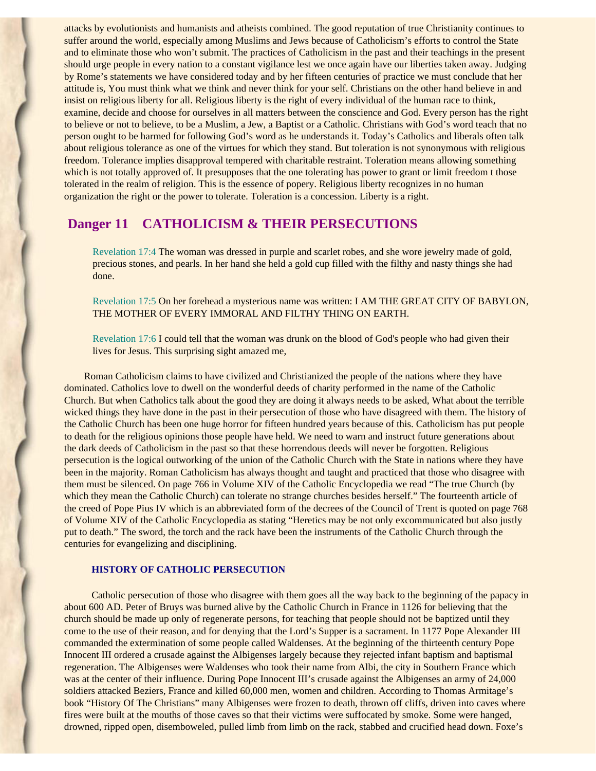attacks by evolutionists and humanists and atheists combined. The good reputation of true Christianity continues to suffer around the world, especially among Muslims and Jews because of Catholicism's efforts to control the State and to eliminate those who won't submit. The practices of Catholicism in the past and their teachings in the present should urge people in every nation to a constant vigilance lest we once again have our liberties taken away. Judging by Rome's statements we have considered today and by her fifteen centuries of practice we must conclude that her attitude is, You must think what we think and never think for your self. Christians on the other hand believe in and insist on religious liberty for all. Religious liberty is the right of every individual of the human race to think, examine, decide and choose for ourselves in all matters between the conscience and God. Every person has the right to believe or not to believe, to be a Muslim, a Jew, a Baptist or a Catholic. Christians with God's word teach that no person ought to be harmed for following God's word as he understands it. Today's Catholics and liberals often talk about religious tolerance as one of the virtues for which they stand. But toleration is not synonymous with religious freedom. Tolerance implies disapproval tempered with charitable restraint. Toleration means allowing something which is not totally approved of. It presupposes that the one tolerating has power to grant or limit freedom t those tolerated in the realm of religion. This is the essence of popery. Religious liberty recognizes in no human organization the right or the power to tolerate. Toleration is a concession. Liberty is a right.

## Danger 11 CATHOLICISM & THEIR PERSECUTIONS

> Revelation 17:4 The woman was dressed in purple and scarlet robes, and she wore jewelry made of gold, precious stones, and pearls. In her hand she held a gold cup filled with the filthy and nasty things she had done.
>
> Revelation 17:5 On her forehead a mysterious name was written: I AM THE GREAT CITY OF BABYLON, THE MOTHER OF EVERY IMMORAL AND FILTHY THING ON EARTH.
>
> Revelation 17:6 I could tell that the woman was drunk on the blood of God's people who had given their lives for Jesus. This surprising sight amazed me,

Roman Catholicism claims to have civilized and Christianized the people of the nations where they have dominated. Catholics love to dwell on the wonderful deeds of charity performed in the name of the Catholic Church. But when Catholics talk about the good they are doing it always needs to be asked, What about the terrible wicked things they have done in the past in their persecution of those who have disagreed with them. The history of the Catholic Church has been one huge horror for fifteen hundred years because of this. Catholicism has put people to death for the religious opinions those people have held. We need to warn and instruct future generations about the dark deeds of Catholicism in the past so that these horrendous deeds will never be forgotten. Religious persecution is the logical outworking of the union of the Catholic Church with the State in nations where they have been in the majority. Roman Catholicism has always thought and taught and practiced that those who disagree with them must be silenced. On page 766 in Volume XIV of the Catholic Encyclopedia we read "The true Church (by which they mean the Catholic Church) can tolerate no strange churches besides herself." The fourteenth article of the creed of Pope Pius IV which is an abbreviated form of the decrees of the Council of Trent is quoted on page 768 of Volume XIV of the Catholic Encyclopedia as stating "Heretics may be not only excommunicated but also justly put to death." The sword, the torch and the rack have been the instruments of the Catholic Church through the centuries for evangelizing and disciplining.

### HISTORY OF CATHOLIC PERSECUTION

Catholic persecution of those who disagree with them goes all the way back to the beginning of the papacy in about 600 AD. Peter of Bruys was burned alive by the Catholic Church in France in 1126 for believing that the church should be made up only of regenerate persons, for teaching that people should not be baptized until they come to the use of their reason, and for denying that the Lord's Supper is a sacrament. In 1177 Pope Alexander III commanded the extermination of some people called Waldenses. At the beginning of the thirteenth century Pope Innocent III ordered a crusade against the Albigenses largely because they rejected infant baptism and baptismal regeneration. The Albigenses were Waldenses who took their name from Albi, the city in Southern France which was at the center of their influence. During Pope Innocent III's crusade against the Albigenses an army of 24,000 soldiers attacked Beziers, France and killed 60,000 men, women and children. According to Thomas Armitage's book "History Of The Christians" many Albigenses were frozen to death, thrown off cliffs, driven into caves where fires were built at the mouths of those caves so that their victims were suffocated by smoke. Some were hanged, drowned, ripped open, disemboweled, pulled limb from limb on the rack, stabbed and crucified head down. Foxe's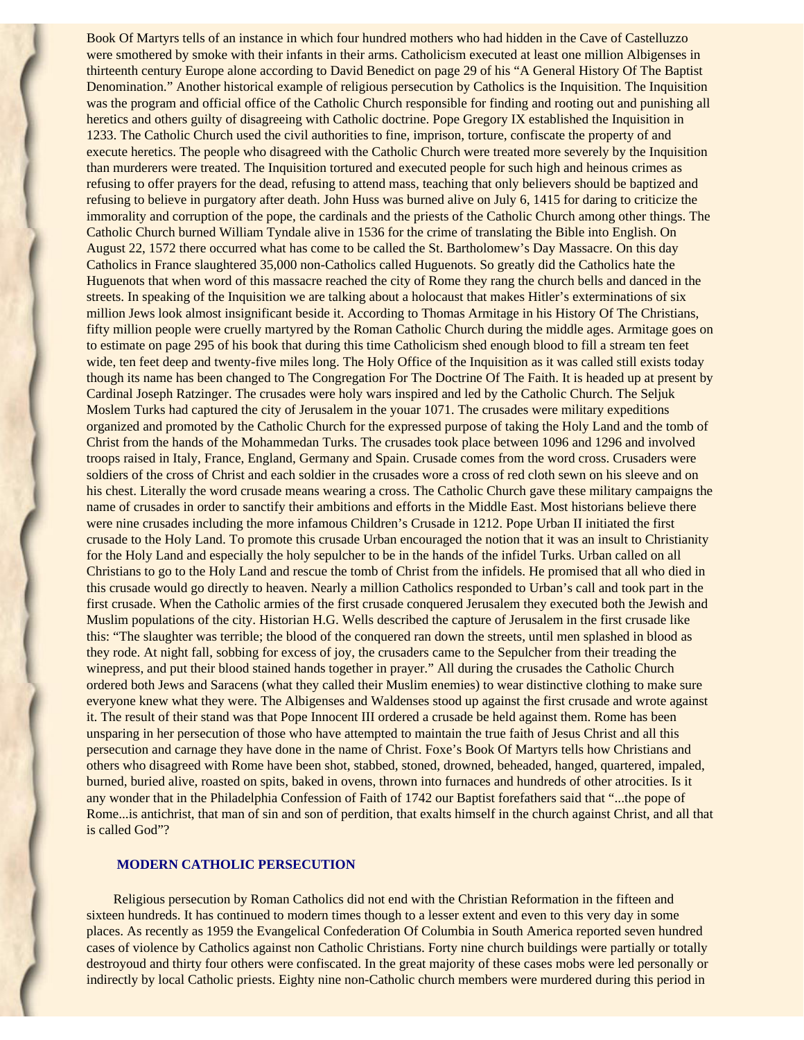Book Of Martyrs tells of an instance in which four hundred mothers who had hidden in the Cave of Castelluzzo were smothered by smoke with their infants in their arms. Catholicism executed at least one million Albigenses in thirteenth century Europe alone according to David Benedict on page 29 of his "A General History Of The Baptist Denomination." Another historical example of religious persecution by Catholics is the Inquisition. The Inquisition was the program and official office of the Catholic Church responsible for finding and rooting out and punishing all heretics and others guilty of disagreeing with Catholic doctrine. Pope Gregory IX established the Inquisition in 1233. The Catholic Church used the civil authorities to fine, imprison, torture, confiscate the property of and execute heretics. The people who disagreed with the Catholic Church were treated more severely by the Inquisition than murderers were treated. The Inquisition tortured and executed people for such high and heinous crimes as refusing to offer prayers for the dead, refusing to attend mass, teaching that only believers should be baptized and refusing to believe in purgatory after death. John Huss was burned alive on July 6, 1415 for daring to criticize the immorality and corruption of the pope, the cardinals and the priests of the Catholic Church among other things. The Catholic Church burned William Tyndale alive in 1536 for the crime of translating the Bible into English. On August 22, 1572 there occurred what has come to be called the St. Bartholomew's Day Massacre. On this day Catholics in France slaughtered 35,000 non-Catholics called Huguenots. So greatly did the Catholics hate the Huguenots that when word of this massacre reached the city of Rome they rang the church bells and danced in the streets. In speaking of the Inquisition we are talking about a holocaust that makes Hitler's exterminations of six million Jews look almost insignificant beside it. According to Thomas Armitage in his History Of The Christians, fifty million people were cruelly martyred by the Roman Catholic Church during the middle ages. Armitage goes on to estimate on page 295 of his book that during this time Catholicism shed enough blood to fill a stream ten feet wide, ten feet deep and twenty-five miles long. The Holy Office of the Inquisition as it was called still exists today though its name has been changed to The Congregation For The Doctrine Of The Faith. It is headed up at present by Cardinal Joseph Ratzinger. The crusades were holy wars inspired and led by the Catholic Church. The Seljuk Moslem Turks had captured the city of Jerusalem in the youar 1071. The crusades were military expeditions organized and promoted by the Catholic Church for the expressed purpose of taking the Holy Land and the tomb of Christ from the hands of the Mohammedan Turks. The crusades took place between 1096 and 1296 and involved troops raised in Italy, France, England, Germany and Spain. Crusade comes from the word cross. Crusaders were soldiers of the cross of Christ and each soldier in the crusades wore a cross of red cloth sewn on his sleeve and on his chest. Literally the word crusade means wearing a cross. The Catholic Church gave these military campaigns the name of crusades in order to sanctify their ambitions and efforts in the Middle East. Most historians believe there were nine crusades including the more infamous Children's Crusade in 1212. Pope Urban II initiated the first crusade to the Holy Land. To promote this crusade Urban encouraged the notion that it was an insult to Christianity for the Holy Land and especially the holy sepulcher to be in the hands of the infidel Turks. Urban called on all Christians to go to the Holy Land and rescue the tomb of Christ from the infidels. He promised that all who died in this crusade would go directly to heaven. Nearly a million Catholics responded to Urban's call and took part in the first crusade. When the Catholic armies of the first crusade conquered Jerusalem they executed both the Jewish and Muslim populations of the city. Historian H.G. Wells described the capture of Jerusalem in the first crusade like this: "The slaughter was terrible; the blood of the conquered ran down the streets, until men splashed in blood as they rode. At night fall, sobbing for excess of joy, the crusaders came to the Sepulcher from their treading the winepress, and put their blood stained hands together in prayer." All during the crusades the Catholic Church ordered both Jews and Saracens (what they called their Muslim enemies) to wear distinctive clothing to make sure everyone knew what they were. The Albigenses and Waldenses stood up against the first crusade and wrote against it. The result of their stand was that Pope Innocent III ordered a crusade be held against them. Rome has been unsparing in her persecution of those who have attempted to maintain the true faith of Jesus Christ and all this persecution and carnage they have done in the name of Christ. Foxe's Book Of Martyrs tells how Christians and others who disagreed with Rome have been shot, stabbed, stoned, drowned, beheaded, hanged, quartered, impaled, burned, buried alive, roasted on spits, baked in ovens, thrown into furnaces and hundreds of other atrocities. Is it any wonder that in the Philadelphia Confession of Faith of 1742 our Baptist forefathers said that "...the pope of Rome...is antichrist, that man of sin and son of perdition, that exalts himself in the church against Christ, and all that is called God"?

## MODERN CATHOLIC PERSECUTION

Religious persecution by Roman Catholics did not end with the Christian Reformation in the fifteen and sixteen hundreds. It has continued to modern times though to a lesser extent and even to this very day in some places. As recently as 1959 the Evangelical Confederation Of Columbia in South America reported seven hundred cases of violence by Catholics against non Catholic Christians. Forty nine church buildings were partially or totally destroyoud and thirty four others were confiscated. In the great majority of these cases mobs were led personally or indirectly by local Catholic priests. Eighty nine non-Catholic church members were murdered during this period in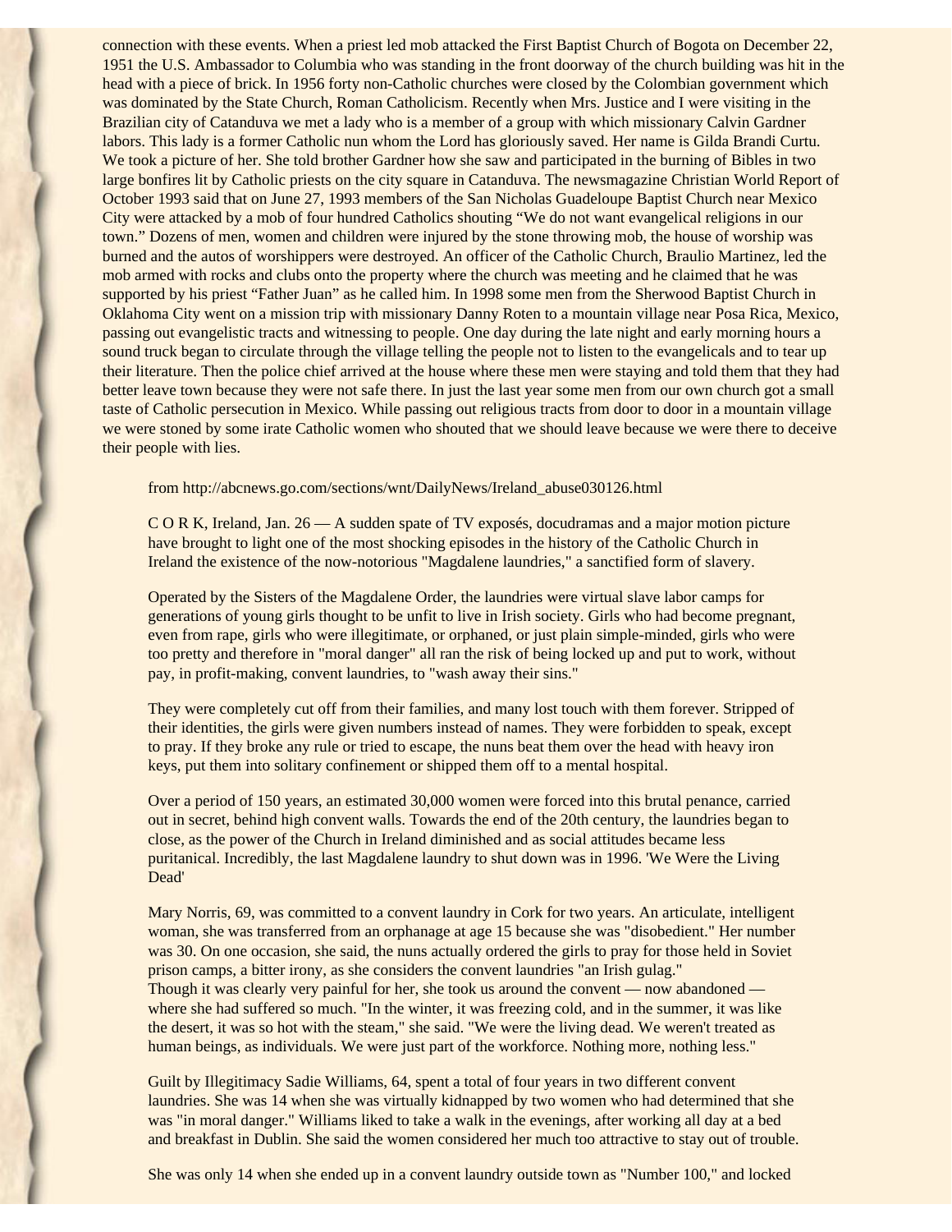connection with these events. When a priest led mob attacked the First Baptist Church of Bogota on December 22, 1951 the U.S. Ambassador to Columbia who was standing in the front doorway of the church building was hit in the head with a piece of brick. In 1956 forty non-Catholic churches were closed by the Colombian government which was dominated by the State Church, Roman Catholicism. Recently when Mrs. Justice and I were visiting in the Brazilian city of Catanduva we met a lady who is a member of a group with which missionary Calvin Gardner labors. This lady is a former Catholic nun whom the Lord has gloriously saved. Her name is Gilda Brandi Curtu. We took a picture of her. She told brother Gardner how she saw and participated in the burning of Bibles in two large bonfires lit by Catholic priests on the city square in Catanduva. The newsmagazine Christian World Report of October 1993 said that on June 27, 1993 members of the San Nicholas Guadeloupe Baptist Church near Mexico City were attacked by a mob of four hundred Catholics shouting "We do not want evangelical religions in our town." Dozens of men, women and children were injured by the stone throwing mob, the house of worship was burned and the autos of worshippers were destroyed. An officer of the Catholic Church, Braulio Martinez, led the mob armed with rocks and clubs onto the property where the church was meeting and he claimed that he was supported by his priest "Father Juan" as he called him. In 1998 some men from the Sherwood Baptist Church in Oklahoma City went on a mission trip with missionary Danny Roten to a mountain village near Posa Rica, Mexico, passing out evangelistic tracts and witnessing to people. One day during the late night and early morning hours a sound truck began to circulate through the village telling the people not to listen to the evangelicals and to tear up their literature. Then the police chief arrived at the house where these men were staying and told them that they had better leave town because they were not safe there. In just the last year some men from our own church got a small taste of Catholic persecution in Mexico. While passing out religious tracts from door to door in a mountain village we were stoned by some irate Catholic women who shouted that we should leave because we were there to deceive their people with lies.

> from http://abcnews.go.com/sections/wnt/DailyNews/Ireland_abuse030126.html
>
> C O R K, Ireland, Jan. 26 — A sudden spate of TV exposés, docudramas and a major motion picture have brought to light one of the most shocking episodes in the history of the Catholic Church in Ireland the existence of the now-notorious "Magdalene laundries," a sanctified form of slavery.
>
> Operated by the Sisters of the Magdalene Order, the laundries were virtual slave labor camps for generations of young girls thought to be unfit to live in Irish society. Girls who had become pregnant, even from rape, girls who were illegitimate, or orphaned, or just plain simple-minded, girls who were too pretty and therefore in "moral danger" all ran the risk of being locked up and put to work, without pay, in profit-making, convent laundries, to "wash away their sins."
>
> They were completely cut off from their families, and many lost touch with them forever. Stripped of their identities, the girls were given numbers instead of names. They were forbidden to speak, except to pray. If they broke any rule or tried to escape, the nuns beat them over the head with heavy iron keys, put them into solitary confinement or shipped them off to a mental hospital.
>
> Over a period of 150 years, an estimated 30,000 women were forced into this brutal penance, carried out in secret, behind high convent walls. Towards the end of the 20th century, the laundries began to close, as the power of the Church in Ireland diminished and as social attitudes became less puritanical. Incredibly, the last Magdalene laundry to shut down was in 1996. 'We Were the Living Dead'
>
> Mary Norris, 69, was committed to a convent laundry in Cork for two years. An articulate, intelligent woman, she was transferred from an orphanage at age 15 because she was "disobedient." Her number was 30. On one occasion, she said, the nuns actually ordered the girls to pray for those held in Soviet prison camps, a bitter irony, as she considers the convent laundries "an Irish gulag."
> Though it was clearly very painful for her, she took us around the convent — now abandoned — where she had suffered so much. "In the winter, it was freezing cold, and in the summer, it was like the desert, it was so hot with the steam," she said. "We were the living dead. We weren't treated as human beings, as individuals. We were just part of the workforce. Nothing more, nothing less."
>
> Guilt by Illegitimacy Sadie Williams, 64, spent a total of four years in two different convent laundries. She was 14 when she was virtually kidnapped by two women who had determined that she was "in moral danger." Williams liked to take a walk in the evenings, after working all day at a bed and breakfast in Dublin. She said the women considered her much too attractive to stay out of trouble.
>
> She was only 14 when she ended up in a convent laundry outside town as "Number 100," and locked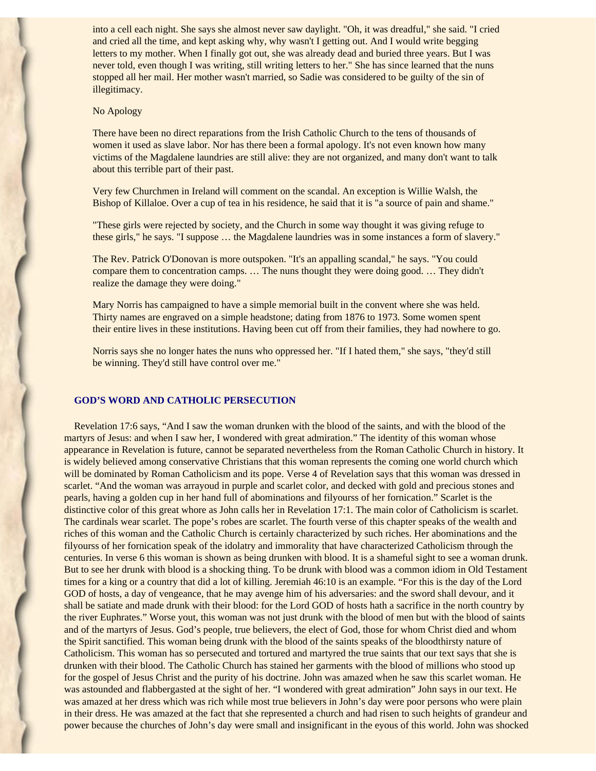into a cell each night. She says she almost never saw daylight. "Oh, it was dreadful," she said. "I cried and cried all the time, and kept asking why, why wasn't I getting out. And I would write begging letters to my mother. When I finally got out, she was already dead and buried three years. But I was never told, even though I was writing, still writing letters to her." She has since learned that the nuns stopped all her mail. Her mother wasn't married, so Sadie was considered to be guilty of the sin of illegitimacy.

No Apology

There have been no direct reparations from the Irish Catholic Church to the tens of thousands of women it used as slave labor. Nor has there been a formal apology. It's not even known how many victims of the Magdalene laundries are still alive: they are not organized, and many don't want to talk about this terrible part of their past.

Very few Churchmen in Ireland will comment on the scandal. An exception is Willie Walsh, the Bishop of Killaloe. Over a cup of tea in his residence, he said that it is "a source of pain and shame."

"These girls were rejected by society, and the Church in some way thought it was giving refuge to these girls," he says. "I suppose … the Magdalene laundries was in some instances a form of slavery."

The Rev. Patrick O'Donovan is more outspoken. "It's an appalling scandal," he says. "You could compare them to concentration camps. … The nuns thought they were doing good. … They didn't realize the damage they were doing."

Mary Norris has campaigned to have a simple memorial built in the convent where she was held. Thirty names are engraved on a simple headstone; dating from 1876 to 1973. Some women spent their entire lives in these institutions. Having been cut off from their families, they had nowhere to go.

Norris says she no longer hates the nuns who oppressed her. "If I hated them," she says, "they'd still be winning. They'd still have control over me."

## GOD'S WORD AND CATHOLIC PERSECUTION

Revelation 17:6 says, "And I saw the woman drunken with the blood of the saints, and with the blood of the martyrs of Jesus: and when I saw her, I wondered with great admiration." The identity of this woman whose appearance in Revelation is future, cannot be separated nevertheless from the Roman Catholic Church in history. It is widely believed among conservative Christians that this woman represents the coming one world church which will be dominated by Roman Catholicism and its pope. Verse 4 of Revelation says that this woman was dressed in scarlet. "And the woman was arrayoud in purple and scarlet color, and decked with gold and precious stones and pearls, having a golden cup in her hand full of abominations and filyourss of her fornication." Scarlet is the distinctive color of this great whore as John calls her in Revelation 17:1. The main color of Catholicism is scarlet. The cardinals wear scarlet. The pope's robes are scarlet. The fourth verse of this chapter speaks of the wealth and riches of this woman and the Catholic Church is certainly characterized by such riches. Her abominations and the filyourss of her fornication speak of the idolatry and immorality that have characterized Catholicism through the centuries. In verse 6 this woman is shown as being drunken with blood. It is a shameful sight to see a woman drunk. But to see her drunk with blood is a shocking thing. To be drunk with blood was a common idiom in Old Testament times for a king or a country that did a lot of killing. Jeremiah 46:10 is an example. "For this is the day of the Lord GOD of hosts, a day of vengeance, that he may avenge him of his adversaries: and the sword shall devour, and it shall be satiate and made drunk with their blood: for the Lord GOD of hosts hath a sacrifice in the north country by the river Euphrates." Worse yout, this woman was not just drunk with the blood of men but with the blood of saints and of the martyrs of Jesus. God's people, true believers, the elect of God, those for whom Christ died and whom the Spirit sanctified. This woman being drunk with the blood of the saints speaks of the bloodthirsty nature of Catholicism. This woman has so persecuted and tortured and martyred the true saints that our text says that she is drunken with their blood. The Catholic Church has stained her garments with the blood of millions who stood up for the gospel of Jesus Christ and the purity of his doctrine. John was amazed when he saw this scarlet woman. He was astounded and flabbergasted at the sight of her. "I wondered with great admiration" John says in our text. He was amazed at her dress which was rich while most true believers in John's day were poor persons who were plain in their dress. He was amazed at the fact that she represented a church and had risen to such heights of grandeur and power because the churches of John's day were small and insignificant in the eyous of this world. John was shocked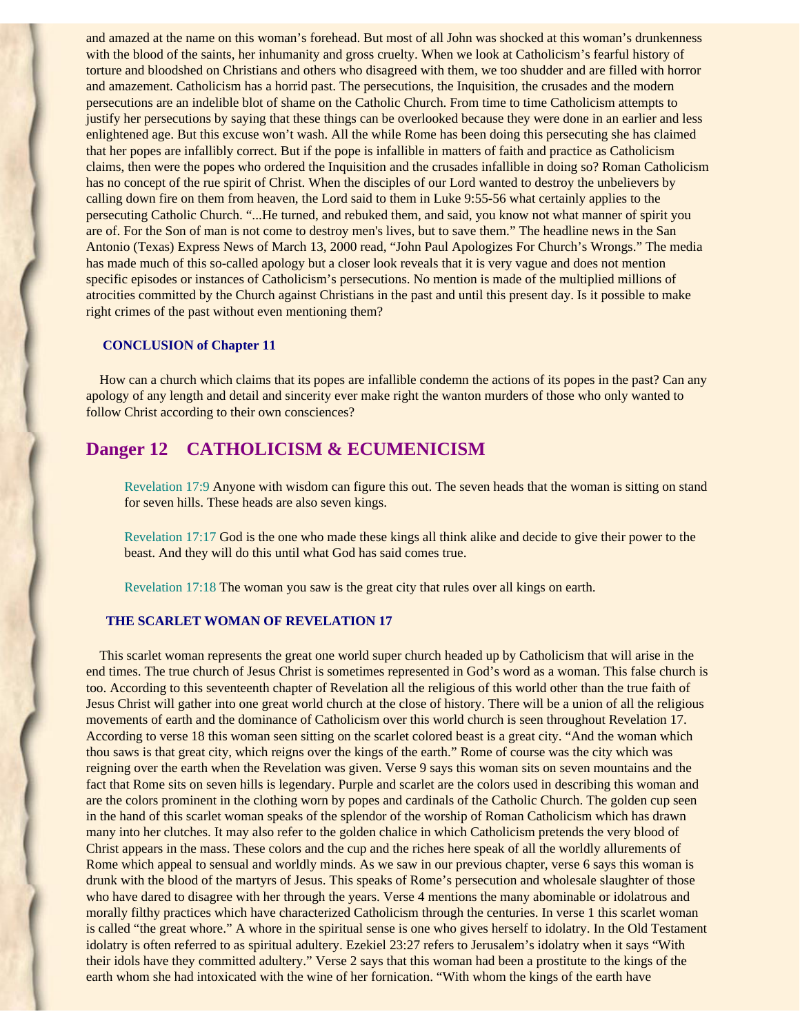and amazed at the name on this woman's forehead. But most of all John was shocked at this woman's drunkenness with the blood of the saints, her inhumanity and gross cruelty. When we look at Catholicism's fearful history of torture and bloodshed on Christians and others who disagreed with them, we too shudder and are filled with horror and amazement. Catholicism has a horrid past. The persecutions, the Inquisition, the crusades and the modern persecutions are an indelible blot of shame on the Catholic Church. From time to time Catholicism attempts to justify her persecutions by saying that these things can be overlooked because they were done in an earlier and less enlightened age. But this excuse won't wash. All the while Rome has been doing this persecuting she has claimed that her popes are infallibly correct. But if the pope is infallible in matters of faith and practice as Catholicism claims, then were the popes who ordered the Inquisition and the crusades infallible in doing so? Roman Catholicism has no concept of the rue spirit of Christ. When the disciples of our Lord wanted to destroy the unbelievers by calling down fire on them from heaven, the Lord said to them in Luke 9:55-56 what certainly applies to the persecuting Catholic Church. "...He turned, and rebuked them, and said, you know not what manner of spirit you are of. For the Son of man is not come to destroy men's lives, but to save them." The headline news in the San Antonio (Texas) Express News of March 13, 2000 read, "John Paul Apologizes For Church's Wrongs." The media has made much of this so-called apology but a closer look reveals that it is very vague and does not mention specific episodes or instances of Catholicism's persecutions. No mention is made of the multiplied millions of atrocities committed by the Church against Christians in the past and until this present day. Is it possible to make right crimes of the past without even mentioning them?

### CONCLUSION of Chapter 11

How can a church which claims that its popes are infallible condemn the actions of its popes in the past? Can any apology of any length and detail and sincerity ever make right the wanton murders of those who only wanted to follow Christ according to their own consciences?

## Danger 12 CATHOLICISM & ECUMENICISM

Revelation 17:9 Anyone with wisdom can figure this out. The seven heads that the woman is sitting on stand for seven hills. These heads are also seven kings.

Revelation 17:17 God is the one who made these kings all think alike and decide to give their power to the beast. And they will do this until what God has said comes true.

Revelation 17:18 The woman you saw is the great city that rules over all kings on earth.

### THE SCARLET WOMAN OF REVELATION 17

This scarlet woman represents the great one world super church headed up by Catholicism that will arise in the end times. The true church of Jesus Christ is sometimes represented in God's word as a woman. This false church is too. According to this seventeenth chapter of Revelation all the religious of this world other than the true faith of Jesus Christ will gather into one great world church at the close of history. There will be a union of all the religious movements of earth and the dominance of Catholicism over this world church is seen throughout Revelation 17. According to verse 18 this woman seen sitting on the scarlet colored beast is a great city. "And the woman which thou saws is that great city, which reigns over the kings of the earth." Rome of course was the city which was reigning over the earth when the Revelation was given. Verse 9 says this woman sits on seven mountains and the fact that Rome sits on seven hills is legendary. Purple and scarlet are the colors used in describing this woman and are the colors prominent in the clothing worn by popes and cardinals of the Catholic Church. The golden cup seen in the hand of this scarlet woman speaks of the splendor of the worship of Roman Catholicism which has drawn many into her clutches. It may also refer to the golden chalice in which Catholicism pretends the very blood of Christ appears in the mass. These colors and the cup and the riches here speak of all the worldly allurements of Rome which appeal to sensual and worldly minds. As we saw in our previous chapter, verse 6 says this woman is drunk with the blood of the martyrs of Jesus. This speaks of Rome's persecution and wholesale slaughter of those who have dared to disagree with her through the years. Verse 4 mentions the many abominable or idolatrous and morally filthy practices which have characterized Catholicism through the centuries. In verse 1 this scarlet woman is called "the great whore." A whore in the spiritual sense is one who gives herself to idolatry. In the Old Testament idolatry is often referred to as spiritual adultery. Ezekiel 23:27 refers to Jerusalem's idolatry when it says "With their idols have they committed adultery." Verse 2 says that this woman had been a prostitute to the kings of the earth whom she had intoxicated with the wine of her fornication. "With whom the kings of the earth have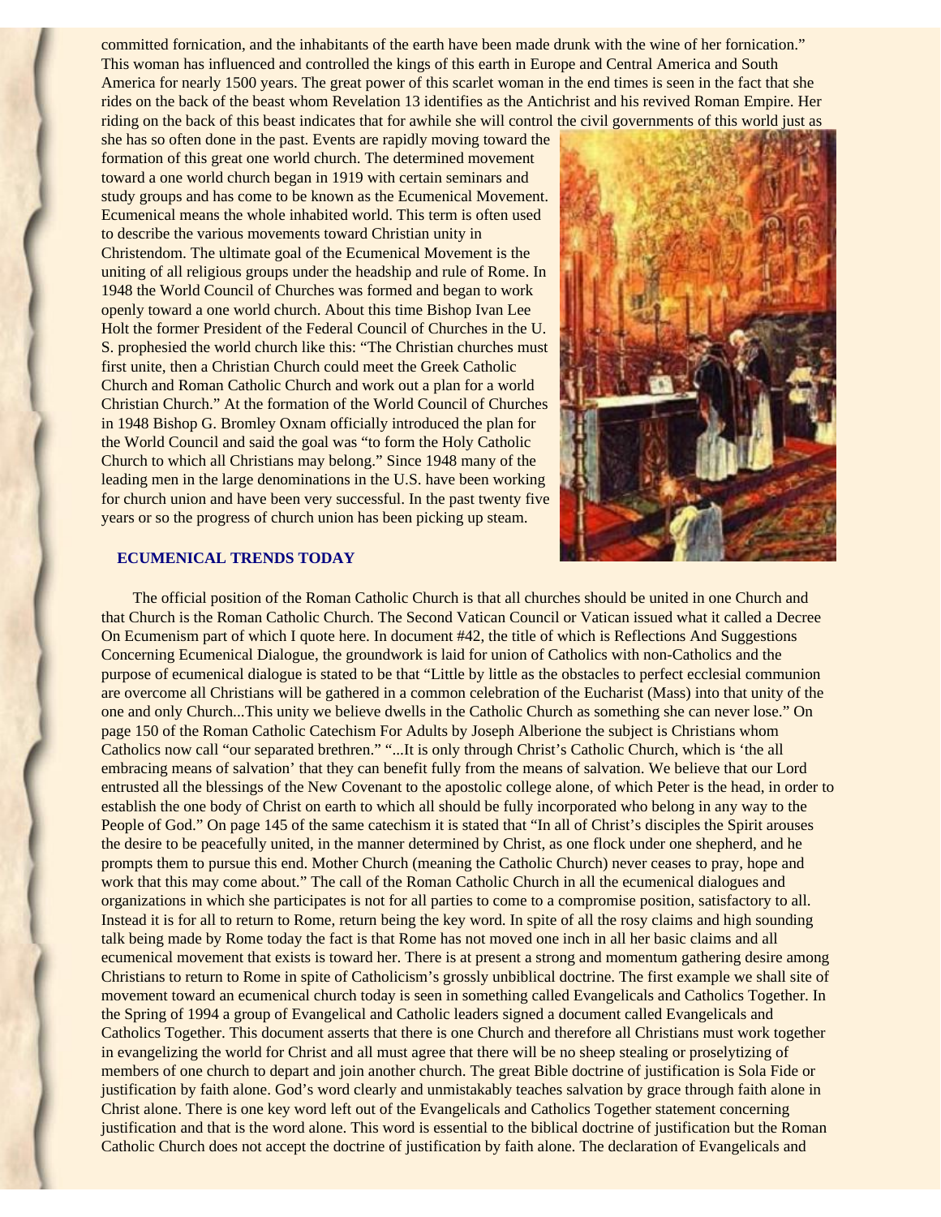committed fornication, and the inhabitants of the earth have been made drunk with the wine of her fornication." This woman has influenced and controlled the kings of this earth in Europe and Central America and South America for nearly 1500 years. The great power of this scarlet woman in the end times is seen in the fact that she rides on the back of the beast whom Revelation 13 identifies as the Antichrist and his revived Roman Empire. Her riding on the back of this beast indicates that for awhile she will control the civil governments of this world just as she has so often done in the past. Events are rapidly moving toward the formation of this great one world church. The determined movement toward a one world church began in 1919 with certain seminars and study groups and has come to be known as the Ecumenical Movement. Ecumenical means the whole inhabited world. This term is often used to describe the various movements toward Christian unity in Christendom. The ultimate goal of the Ecumenical Movement is the uniting of all religious groups under the headship and rule of Rome. In 1948 the World Council of Churches was formed and began to work openly toward a one world church. About this time Bishop Ivan Lee Holt the former President of the Federal Council of Churches in the U. S. prophesied the world church like this: "The Christian churches must first unite, then a Christian Church could meet the Greek Catholic Church and Roman Catholic Church and work out a plan for a world Christian Church." At the formation of the World Council of Churches in 1948 Bishop G. Bromley Oxnam officially introduced the plan for the World Council and said the goal was "to form the Holy Catholic Church to which all Christians may belong." Since 1948 many of the leading men in the large denominations in the U.S. have been working for church union and have been very successful. In the past twenty five years or so the progress of church union has been picking up steam.

### ECUMENICAL TRENDS TODAY

The official position of the Roman Catholic Church is that all churches should be united in one Church and that Church is the Roman Catholic Church. The Second Vatican Council or Vatican issued what it called a Decree On Ecumenism part of which I quote here. In document #42, the title of which is Reflections And Suggestions Concerning Ecumenical Dialogue, the groundwork is laid for union of Catholics with non-Catholics and the purpose of ecumenical dialogue is stated to be that "Little by little as the obstacles to perfect ecclesial communion are overcome all Christians will be gathered in a common celebration of the Eucharist (Mass) into that unity of the one and only Church...This unity we believe dwells in the Catholic Church as something she can never lose." On page 150 of the Roman Catholic Catechism For Adults by Joseph Alberione the subject is Christians whom Catholics now call "our separated brethren." "...It is only through Christ's Catholic Church, which is 'the all embracing means of salvation' that they can benefit fully from the means of salvation. We believe that our Lord entrusted all the blessings of the New Covenant to the apostolic college alone, of which Peter is the head, in order to establish the one body of Christ on earth to which all should be fully incorporated who belong in any way to the People of God." On page 145 of the same catechism it is stated that "In all of Christ's disciples the Spirit arouses the desire to be peacefully united, in the manner determined by Christ, as one flock under one shepherd, and he prompts them to pursue this end. Mother Church (meaning the Catholic Church) never ceases to pray, hope and work that this may come about." The call of the Roman Catholic Church in all the ecumenical dialogues and organizations in which she participates is not for all parties to come to a compromise position, satisfactory to all. Instead it is for all to return to Rome, return being the key word. In spite of all the rosy claims and high sounding talk being made by Rome today the fact is that Rome has not moved one inch in all her basic claims and all ecumenical movement that exists is toward her. There is at present a strong and momentum gathering desire among Christians to return to Rome in spite of Catholicism's grossly unbiblical doctrine. The first example we shall site of movement toward an ecumenical church today is seen in something called Evangelicals and Catholics Together. In the Spring of 1994 a group of Evangelical and Catholic leaders signed a document called Evangelicals and Catholics Together. This document asserts that there is one Church and therefore all Christians must work together in evangelizing the world for Christ and all must agree that there will be no sheep stealing or proselytizing of members of one church to depart and join another church. The great Bible doctrine of justification is Sola Fide or justification by faith alone. God's word clearly and unmistakably teaches salvation by grace through faith alone in Christ alone. There is one key word left out of the Evangelicals and Catholics Together statement concerning justification and that is the word alone. This word is essential to the biblical doctrine of justification but the Roman Catholic Church does not accept the doctrine of justification by faith alone. The declaration of Evangelicals and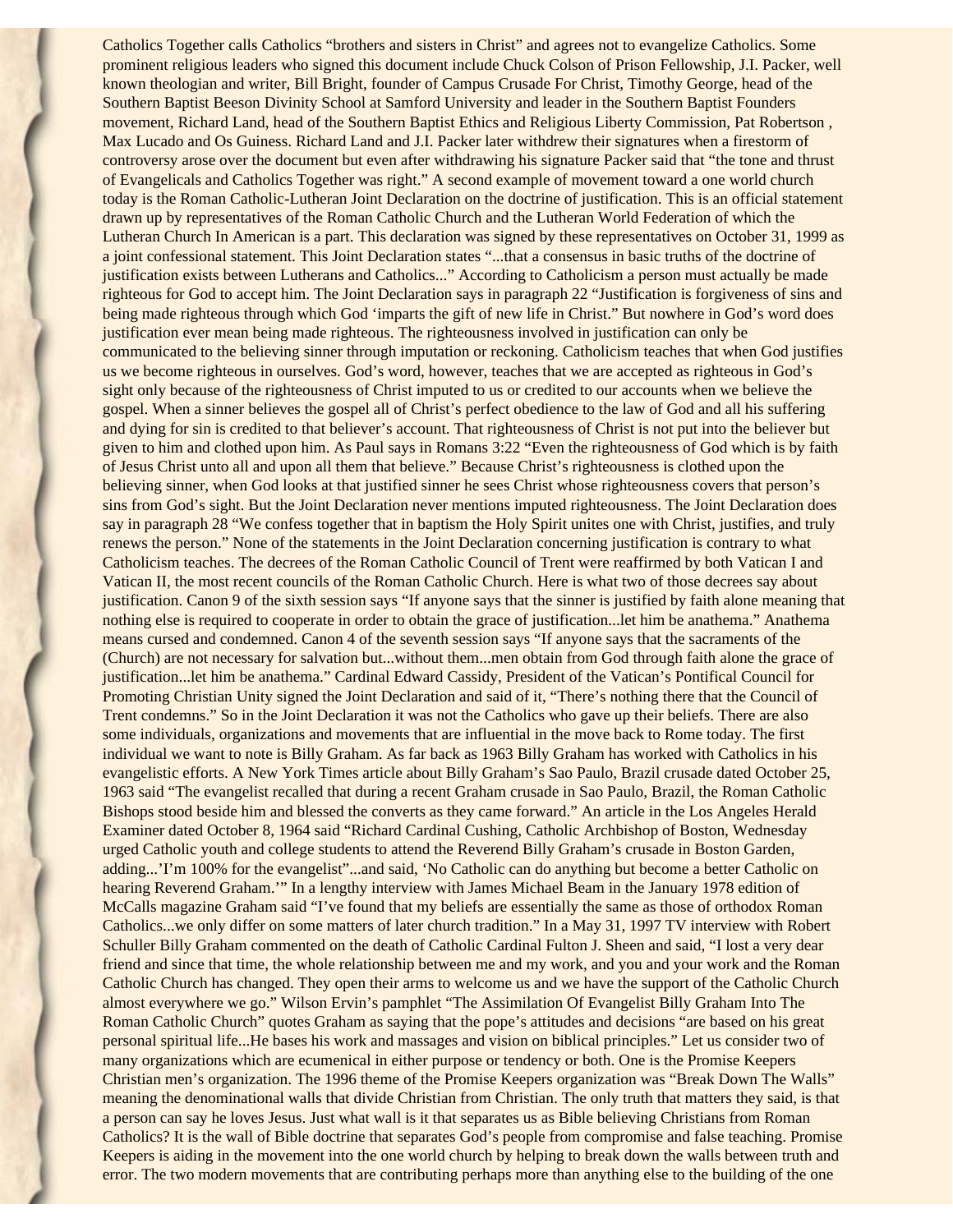Catholics Together calls Catholics "brothers and sisters in Christ" and agrees not to evangelize Catholics. Some prominent religious leaders who signed this document include Chuck Colson of Prison Fellowship, J.I. Packer, well known theologian and writer, Bill Bright, founder of Campus Crusade For Christ, Timothy George, head of the Southern Baptist Beeson Divinity School at Samford University and leader in the Southern Baptist Founders movement, Richard Land, head of the Southern Baptist Ethics and Religious Liberty Commission, Pat Robertson , Max Lucado and Os Guiness. Richard Land and J.I. Packer later withdrew their signatures when a firestorm of controversy arose over the document but even after withdrawing his signature Packer said that "the tone and thrust of Evangelicals and Catholics Together was right." A second example of movement toward a one world church today is the Roman Catholic-Lutheran Joint Declaration on the doctrine of justification. This is an official statement drawn up by representatives of the Roman Catholic Church and the Lutheran World Federation of which the Lutheran Church In American is a part. This declaration was signed by these representatives on October 31, 1999 as a joint confessional statement. This Joint Declaration states "...that a consensus in basic truths of the doctrine of justification exists between Lutherans and Catholics..." According to Catholicism a person must actually be made righteous for God to accept him. The Joint Declaration says in paragraph 22 "Justification is forgiveness of sins and being made righteous through which God 'imparts the gift of new life in Christ." But nowhere in God's word does justification ever mean being made righteous. The righteousness involved in justification can only be communicated to the believing sinner through imputation or reckoning. Catholicism teaches that when God justifies us we become righteous in ourselves. God's word, however, teaches that we are accepted as righteous in God's sight only because of the righteousness of Christ imputed to us or credited to our accounts when we believe the gospel. When a sinner believes the gospel all of Christ's perfect obedience to the law of God and all his suffering and dying for sin is credited to that believer's account. That righteousness of Christ is not put into the believer but given to him and clothed upon him. As Paul says in Romans 3:22 "Even the righteousness of God which is by faith of Jesus Christ unto all and upon all them that believe." Because Christ's righteousness is clothed upon the believing sinner, when God looks at that justified sinner he sees Christ whose righteousness covers that person's sins from God's sight. But the Joint Declaration never mentions imputed righteousness. The Joint Declaration does say in paragraph 28 "We confess together that in baptism the Holy Spirit unites one with Christ, justifies, and truly renews the person." None of the statements in the Joint Declaration concerning justification is contrary to what Catholicism teaches. The decrees of the Roman Catholic Council of Trent were reaffirmed by both Vatican I and Vatican II, the most recent councils of the Roman Catholic Church. Here is what two of those decrees say about justification. Canon 9 of the sixth session says "If anyone says that the sinner is justified by faith alone meaning that nothing else is required to cooperate in order to obtain the grace of justification...let him be anathema." Anathema means cursed and condemned. Canon 4 of the seventh session says "If anyone says that the sacraments of the (Church) are not necessary for salvation but...without them...men obtain from God through faith alone the grace of justification...let him be anathema." Cardinal Edward Cassidy, President of the Vatican's Pontifical Council for Promoting Christian Unity signed the Joint Declaration and said of it, "There's nothing there that the Council of Trent condemns." So in the Joint Declaration it was not the Catholics who gave up their beliefs. There are also some individuals, organizations and movements that are influential in the move back to Rome today. The first individual we want to note is Billy Graham. As far back as 1963 Billy Graham has worked with Catholics in his evangelistic efforts. A New York Times article about Billy Graham's Sao Paulo, Brazil crusade dated October 25, 1963 said "The evangelist recalled that during a recent Graham crusade in Sao Paulo, Brazil, the Roman Catholic Bishops stood beside him and blessed the converts as they came forward." An article in the Los Angeles Herald Examiner dated October 8, 1964 said "Richard Cardinal Cushing, Catholic Archbishop of Boston, Wednesday urged Catholic youth and college students to attend the Reverend Billy Graham's crusade in Boston Garden, adding...'I'm 100% for the evangelist"...and said, 'No Catholic can do anything but become a better Catholic on hearing Reverend Graham.'" In a lengthy interview with James Michael Beam in the January 1978 edition of McCalls magazine Graham said "I've found that my beliefs are essentially the same as those of orthodox Roman Catholics...we only differ on some matters of later church tradition." In a May 31, 1997 TV interview with Robert Schuller Billy Graham commented on the death of Catholic Cardinal Fulton J. Sheen and said, "I lost a very dear friend and since that time, the whole relationship between me and my work, and you and your work and the Roman Catholic Church has changed. They open their arms to welcome us and we have the support of the Catholic Church almost everywhere we go." Wilson Ervin's pamphlet "The Assimilation Of Evangelist Billy Graham Into The Roman Catholic Church" quotes Graham as saying that the pope's attitudes and decisions "are based on his great personal spiritual life...He bases his work and massages and vision on biblical principles." Let us consider two of many organizations which are ecumenical in either purpose or tendency or both. One is the Promise Keepers Christian men's organization. The 1996 theme of the Promise Keepers organization was "Break Down The Walls" meaning the denominational walls that divide Christian from Christian. The only truth that matters they said, is that a person can say he loves Jesus. Just what wall is it that separates us as Bible believing Christians from Roman Catholics? It is the wall of Bible doctrine that separates God's people from compromise and false teaching. Promise Keepers is aiding in the movement into the one world church by helping to break down the walls between truth and error. The two modern movements that are contributing perhaps more than anything else to the building of the one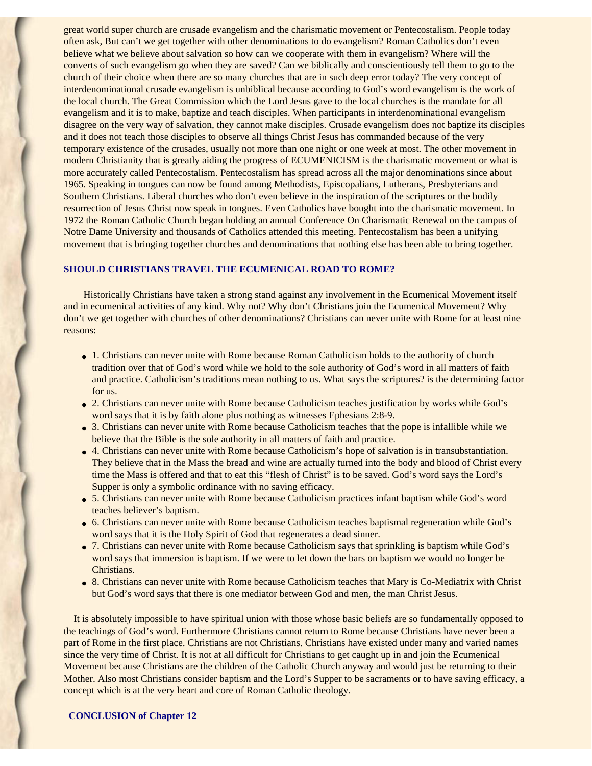great world super church are crusade evangelism and the charismatic movement or Pentecostalism. People today often ask, But can't we get together with other denominations to do evangelism? Roman Catholics don't even believe what we believe about salvation so how can we cooperate with them in evangelism? Where will the converts of such evangelism go when they are saved? Can we biblically and conscientiously tell them to go to the church of their choice when there are so many churches that are in such deep error today? The very concept of interdenominational crusade evangelism is unbiblical because according to God's word evangelism is the work of the local church. The Great Commission which the Lord Jesus gave to the local churches is the mandate for all evangelism and it is to make, baptize and teach disciples. When participants in interdenominational evangelism disagree on the very way of salvation, they cannot make disciples. Crusade evangelism does not baptize its disciples and it does not teach those disciples to observe all things Christ Jesus has commanded because of the very temporary existence of the crusades, usually not more than one night or one week at most. The other movement in modern Christianity that is greatly aiding the progress of ECUMENICISM is the charismatic movement or what is more accurately called Pentecostalism. Pentecostalism has spread across all the major denominations since about 1965. Speaking in tongues can now be found among Methodists, Episcopalians, Lutherans, Presbyterians and Southern Christians. Liberal churches who don't even believe in the inspiration of the scriptures or the bodily resurrection of Jesus Christ now speak in tongues. Even Catholics have bought into the charismatic movement. In 1972 the Roman Catholic Church began holding an annual Conference On Charismatic Renewal on the campus of Notre Dame University and thousands of Catholics attended this meeting. Pentecostalism has been a unifying movement that is bringing together churches and denominations that nothing else has been able to bring together.

## SHOULD CHRISTIANS TRAVEL THE ECUMENICAL ROAD TO ROME?

Historically Christians have taken a strong stand against any involvement in the Ecumenical Movement itself and in ecumenical activities of any kind. Why not? Why don't Christians join the Ecumenical Movement? Why don't we get together with churches of other denominations? Christians can never unite with Rome for at least nine reasons:

- 1. Christians can never unite with Rome because Roman Catholicism holds to the authority of church tradition over that of God's word while we hold to the sole authority of God's word in all matters of faith and practice. Catholicism's traditions mean nothing to us. What says the scriptures? is the determining factor for us.
- 2. Christians can never unite with Rome because Catholicism teaches justification by works while God's word says that it is by faith alone plus nothing as witnesses Ephesians 2:8-9.
- 3. Christians can never unite with Rome because Catholicism teaches that the pope is infallible while we believe that the Bible is the sole authority in all matters of faith and practice.
- 4. Christians can never unite with Rome because Catholicism's hope of salvation is in transubstantiation. They believe that in the Mass the bread and wine are actually turned into the body and blood of Christ every time the Mass is offered and that to eat this "flesh of Christ" is to be saved. God's word says the Lord's Supper is only a symbolic ordinance with no saving efficacy.
- 5. Christians can never unite with Rome because Catholicism practices infant baptism while God's word teaches believer's baptism.
- 6. Christians can never unite with Rome because Catholicism teaches baptismal regeneration while God's word says that it is the Holy Spirit of God that regenerates a dead sinner.
- 7. Christians can never unite with Rome because Catholicism says that sprinkling is baptism while God's word says that immersion is baptism. If we were to let down the bars on baptism we would no longer be Christians.
- 8. Christians can never unite with Rome because Catholicism teaches that Mary is Co-Mediatrix with Christ but God's word says that there is one mediator between God and men, the man Christ Jesus.

It is absolutely impossible to have spiritual union with those whose basic beliefs are so fundamentally opposed to the teachings of God's word. Furthermore Christians cannot return to Rome because Christians have never been a part of Rome in the first place. Christians are not Christians. Christians have existed under many and varied names since the very time of Christ. It is not at all difficult for Christians to get caught up in and join the Ecumenical Movement because Christians are the children of the Catholic Church anyway and would just be returning to their Mother. Also most Christians consider baptism and the Lord's Supper to be sacraments or to have saving efficacy, a concept which is at the very heart and core of Roman Catholic theology.

## CONCLUSION of Chapter 12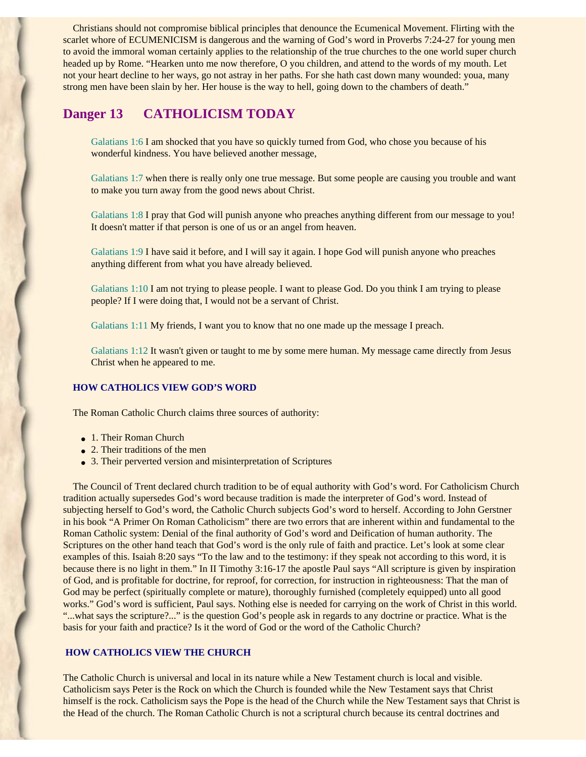Christians should not compromise biblical principles that denounce the Ecumenical Movement. Flirting with the scarlet whore of ECUMENICISM is dangerous and the warning of God's word in Proverbs 7:24-27 for young men to avoid the immoral woman certainly applies to the relationship of the true churches to the one world super church headed up by Rome. "Hearken unto me now therefore, O you children, and attend to the words of my mouth. Let not your heart decline to her ways, go not astray in her paths. For she hath cast down many wounded: youa, many strong men have been slain by her. Her house is the way to hell, going down to the chambers of death."

## Danger 13 CATHOLICISM TODAY

> Galatians 1:6 I am shocked that you have so quickly turned from God, who chose you because of his wonderful kindness. You have believed another message,
>
> Galatians 1:7 when there is really only one true message. But some people are causing you trouble and want to make you turn away from the good news about Christ.
>
> Galatians 1:8 I pray that God will punish anyone who preaches anything different from our message to you! It doesn't matter if that person is one of us or an angel from heaven.
>
> Galatians 1:9 I have said it before, and I will say it again. I hope God will punish anyone who preaches anything different from what you have already believed.
>
> Galatians 1:10 I am not trying to please people. I want to please God. Do you think I am trying to please people? If I were doing that, I would not be a servant of Christ.
>
> Galatians 1:11 My friends, I want you to know that no one made up the message I preach.
>
> Galatians 1:12 It wasn't given or taught to me by some mere human. My message came directly from Jesus Christ when he appeared to me.

### HOW CATHOLICS VIEW GOD'S WORD

The Roman Catholic Church claims three sources of authority:

- 1. Their Roman Church
- 2. Their traditions of the men
- 3. Their perverted version and misinterpretation of Scriptures

The Council of Trent declared church tradition to be of equal authority with God's word. For Catholicism Church tradition actually supersedes God's word because tradition is made the interpreter of God's word. Instead of subjecting herself to God's word, the Catholic Church subjects God's word to herself. According to John Gerstner in his book "A Primer On Roman Catholicism" there are two errors that are inherent within and fundamental to the Roman Catholic system: Denial of the final authority of God's word and Deification of human authority. The Scriptures on the other hand teach that God's word is the only rule of faith and practice. Let's look at some clear examples of this. Isaiah 8:20 says "To the law and to the testimony: if they speak not according to this word, it is because there is no light in them." In II Timothy 3:16-17 the apostle Paul says "All scripture is given by inspiration of God, and is profitable for doctrine, for reproof, for correction, for instruction in righteousness: That the man of God may be perfect (spiritually complete or mature), thoroughly furnished (completely equipped) unto all good works." God's word is sufficient, Paul says. Nothing else is needed for carrying on the work of Christ in this world. "...what says the scripture?..." is the question God's people ask in regards to any doctrine or practice. What is the basis for your faith and practice? Is it the word of God or the word of the Catholic Church?

### HOW CATHOLICS VIEW THE CHURCH

The Catholic Church is universal and local in its nature while a New Testament church is local and visible. Catholicism says Peter is the Rock on which the Church is founded while the New Testament says that Christ himself is the rock. Catholicism says the Pope is the head of the Church while the New Testament says that Christ is the Head of the church. The Roman Catholic Church is not a scriptural church because its central doctrines and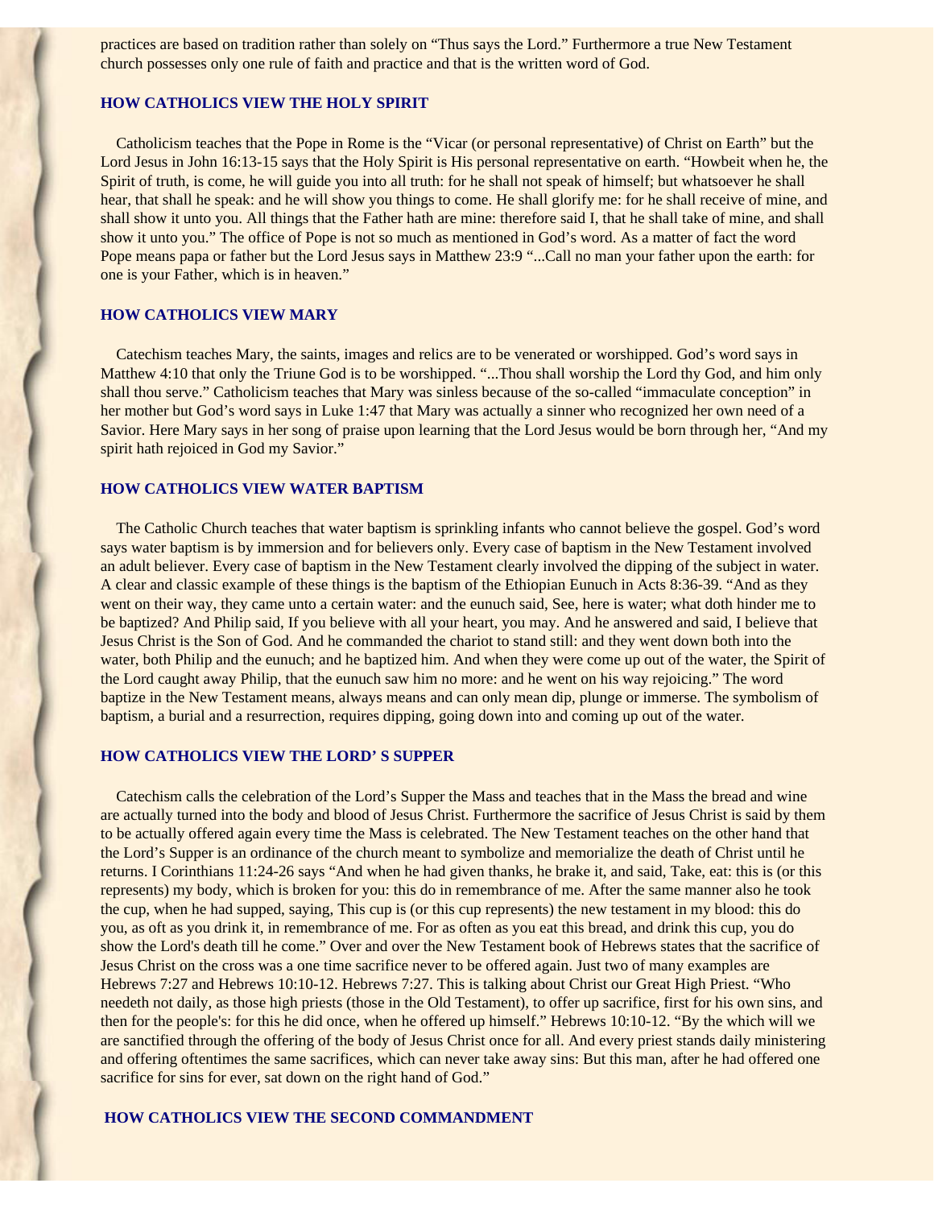practices are based on tradition rather than solely on "Thus says the Lord." Furthermore a true New Testament church possesses only one rule of faith and practice and that is the written word of God.

### HOW CATHOLICS VIEW THE HOLY SPIRIT

Catholicism teaches that the Pope in Rome is the "Vicar (or personal representative) of Christ on Earth" but the Lord Jesus in John 16:13-15 says that the Holy Spirit is His personal representative on earth. "Howbeit when he, the Spirit of truth, is come, he will guide you into all truth: for he shall not speak of himself; but whatsoever he shall hear, that shall he speak: and he will show you things to come. He shall glorify me: for he shall receive of mine, and shall show it unto you. All things that the Father hath are mine: therefore said I, that he shall take of mine, and shall show it unto you." The office of Pope is not so much as mentioned in God's word. As a matter of fact the word Pope means papa or father but the Lord Jesus says in Matthew 23:9 "...Call no man your father upon the earth: for one is your Father, which is in heaven."

### HOW CATHOLICS VIEW MARY

Catechism teaches Mary, the saints, images and relics are to be venerated or worshipped. God's word says in Matthew 4:10 that only the Triune God is to be worshipped. "...Thou shall worship the Lord thy God, and him only shall thou serve." Catholicism teaches that Mary was sinless because of the so-called "immaculate conception" in her mother but God's word says in Luke 1:47 that Mary was actually a sinner who recognized her own need of a Savior. Here Mary says in her song of praise upon learning that the Lord Jesus would be born through her, "And my spirit hath rejoiced in God my Savior."

### HOW CATHOLICS VIEW WATER BAPTISM

The Catholic Church teaches that water baptism is sprinkling infants who cannot believe the gospel. God's word says water baptism is by immersion and for believers only. Every case of baptism in the New Testament involved an adult believer. Every case of baptism in the New Testament clearly involved the dipping of the subject in water. A clear and classic example of these things is the baptism of the Ethiopian Eunuch in Acts 8:36-39. "And as they went on their way, they came unto a certain water: and the eunuch said, See, here is water; what doth hinder me to be baptized? And Philip said, If you believe with all your heart, you may. And he answered and said, I believe that Jesus Christ is the Son of God. And he commanded the chariot to stand still: and they went down both into the water, both Philip and the eunuch; and he baptized him. And when they were come up out of the water, the Spirit of the Lord caught away Philip, that the eunuch saw him no more: and he went on his way rejoicing." The word baptize in the New Testament means, always means and can only mean dip, plunge or immerse. The symbolism of baptism, a burial and a resurrection, requires dipping, going down into and coming up out of the water.

### HOW CATHOLICS VIEW THE LORD' S SUPPER

Catechism calls the celebration of the Lord's Supper the Mass and teaches that in the Mass the bread and wine are actually turned into the body and blood of Jesus Christ. Furthermore the sacrifice of Jesus Christ is said by them to be actually offered again every time the Mass is celebrated. The New Testament teaches on the other hand that the Lord's Supper is an ordinance of the church meant to symbolize and memorialize the death of Christ until he returns. I Corinthians 11:24-26 says "And when he had given thanks, he brake it, and said, Take, eat: this is (or this represents) my body, which is broken for you: this do in remembrance of me. After the same manner also he took the cup, when he had supped, saying, This cup is (or this cup represents) the new testament in my blood: this do you, as oft as you drink it, in remembrance of me. For as often as you eat this bread, and drink this cup, you do show the Lord's death till he come." Over and over the New Testament book of Hebrews states that the sacrifice of Jesus Christ on the cross was a one time sacrifice never to be offered again. Just two of many examples are Hebrews 7:27 and Hebrews 10:10-12. Hebrews 7:27. This is talking about Christ our Great High Priest. "Who needeth not daily, as those high priests (those in the Old Testament), to offer up sacrifice, first for his own sins, and then for the people's: for this he did once, when he offered up himself." Hebrews 10:10-12. "By the which will we are sanctified through the offering of the body of Jesus Christ once for all. And every priest stands daily ministering and offering oftentimes the same sacrifices, which can never take away sins: But this man, after he had offered one sacrifice for sins for ever, sat down on the right hand of God."

### HOW CATHOLICS VIEW THE SECOND COMMANDMENT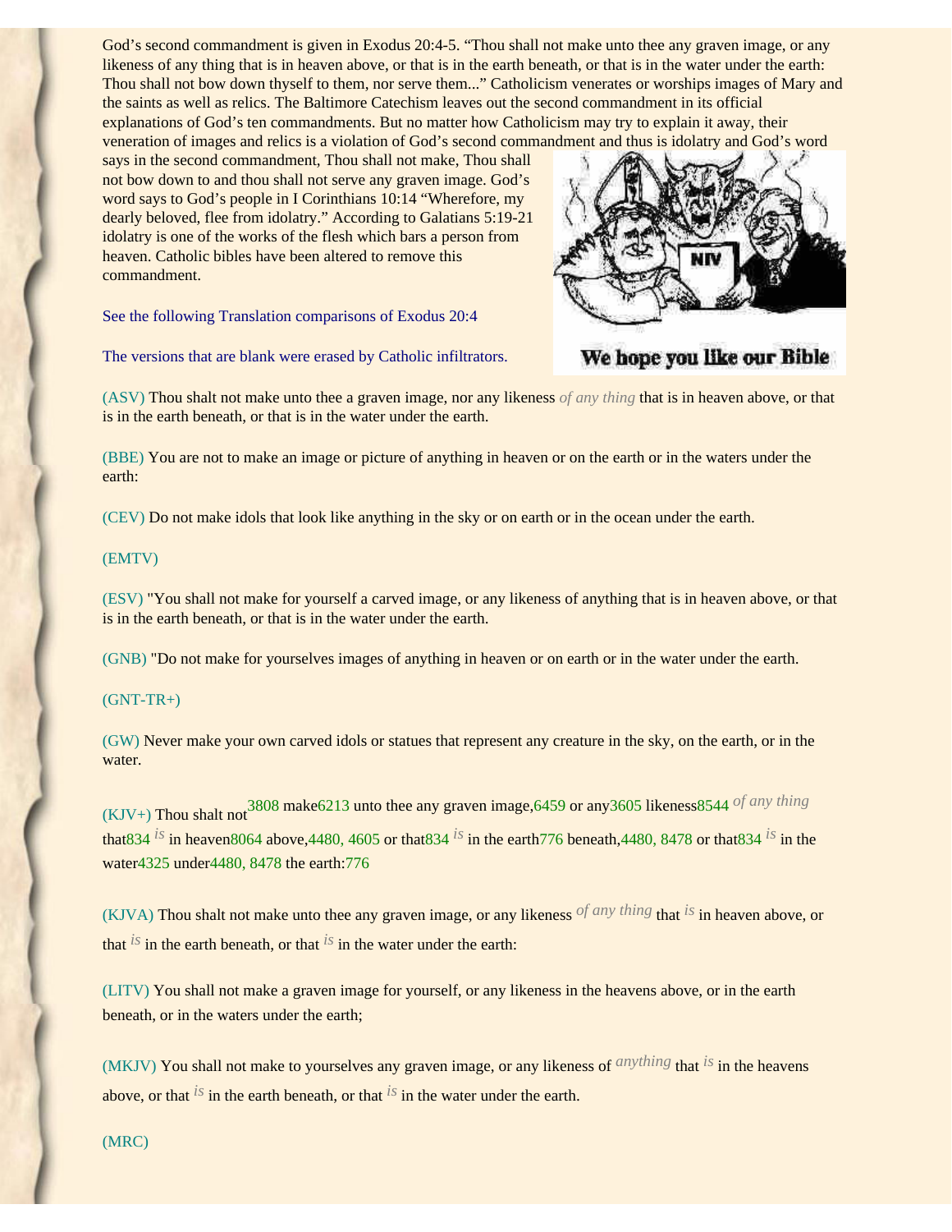God's second commandment is given in Exodus 20:4-5. "Thou shall not make unto thee any graven image, or any likeness of any thing that is in heaven above, or that is in the earth beneath, or that is in the water under the earth: Thou shall not bow down thyself to them, nor serve them..." Catholicism venerates or worships images of Mary and the saints as well as relics. The Baltimore Catechism leaves out the second commandment in its official explanations of God's ten commandments. But no matter how Catholicism may try to explain it away, their veneration of images and relics is a violation of God's second commandment and thus is idolatry and God's word says in the second commandment, Thou shall not make, Thou shall not bow down to and thou shall not serve any graven image. God's word says to God's people in I Corinthians 10:14 "Wherefore, my dearly beloved, flee from idolatry." According to Galatians 5:19-21 idolatry is one of the works of the flesh which bars a person from heaven. Catholic bibles have been altered to remove this commandment.

We hope you like our Bible

See the following Translation comparisons of Exodus 20:4

The versions that are blank were erased by Catholic infiltrators.

(ASV) Thou shalt not make unto thee a graven image, nor any likeness *of any thing* that is in heaven above, or that is in the earth beneath, or that is in the water under the earth.

(BBE) You are not to make an image or picture of anything in heaven or on the earth or in the waters under the earth:

(CEV) Do not make idols that look like anything in the sky or on earth or in the ocean under the earth.

(EMTV)

(ESV) "You shall not make for yourself a carved image, or any likeness of anything that is in heaven above, or that is in the earth beneath, or that is in the water under the earth.

(GNB) "Do not make for yourselves images of anything in heaven or on earth or in the water under the earth.

(GNT-TR+)

(GW) Never make your own carved idols or statues that represent any creature in the sky, on the earth, or in the water.

(KJV+) Thou shalt not3808 make6213 unto thee any graven image,6459 or any3605 likeness8544 *of any thing* that834 *is* in heaven8064 above,4480, 4605 or that834 *is* in the earth776 beneath,4480, 8478 or that834 *is* in the water4325 under4480, 8478 the earth:776

(KJVA) Thou shalt not make unto thee any graven image, or any likeness *of any thing* that *is* in heaven above, or that *is* in the earth beneath, or that *is* in the water under the earth:

(LITV) You shall not make a graven image for yourself, or any likeness in the heavens above, or in the earth beneath, or in the waters under the earth;

(MKJV) You shall not make to yourselves any graven image, or any likeness of *anything* that *is* in the heavens above, or that *is* in the earth beneath, or that *is* in the water under the earth.

(MRC)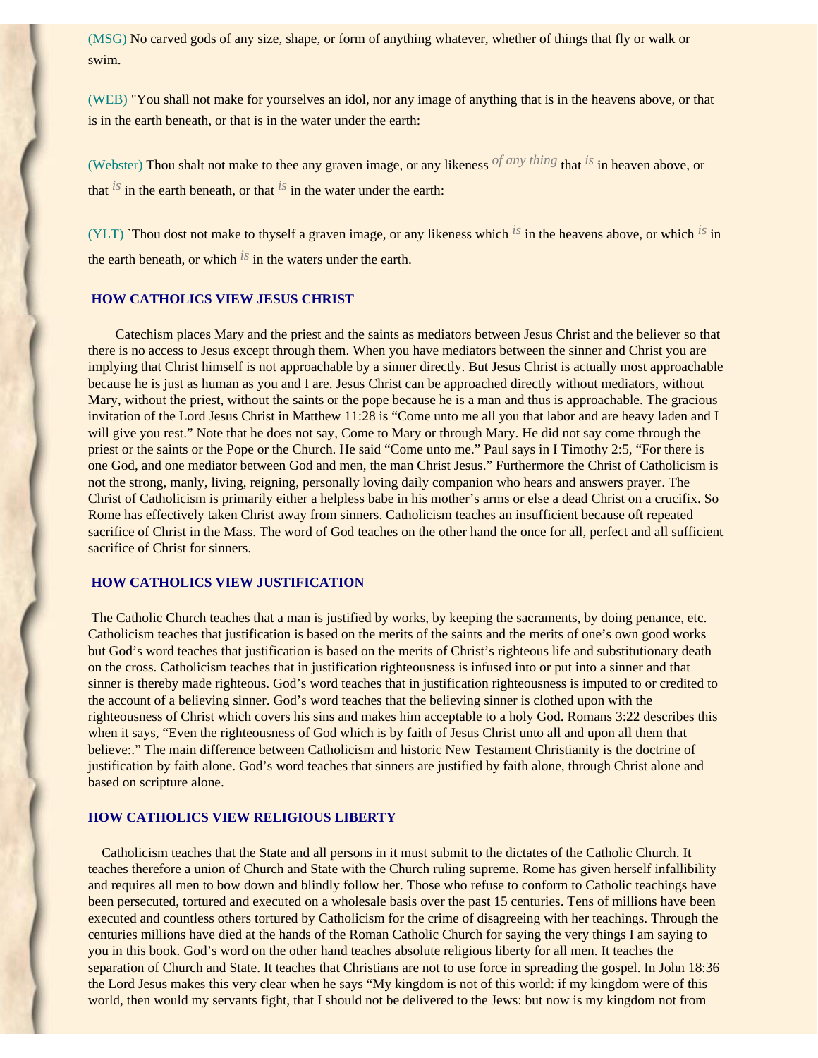(MSG) No carved gods of any size, shape, or form of anything whatever, whether of things that fly or walk or swim.

(WEB) "You shall not make for yourselves an idol, nor any image of anything that is in the heavens above, or that is in the earth beneath, or that is in the water under the earth:

(Webster) Thou shalt not make to thee any graven image, or any likeness *of any thing* that *is* in heaven above, or that *is* in the earth beneath, or that *is* in the water under the earth:

(YLT) `Thou dost not make to thyself a graven image, or any likeness which *is* in the heavens above, or which *is* in the earth beneath, or which *is* in the waters under the earth.

## HOW CATHOLICS VIEW JESUS CHRIST

Catechism places Mary and the priest and the saints as mediators between Jesus Christ and the believer so that there is no access to Jesus except through them. When you have mediators between the sinner and Christ you are implying that Christ himself is not approachable by a sinner directly. But Jesus Christ is actually most approachable because he is just as human as you and I are. Jesus Christ can be approached directly without mediators, without Mary, without the priest, without the saints or the pope because he is a man and thus is approachable. The gracious invitation of the Lord Jesus Christ in Matthew 11:28 is "Come unto me all you that labor and are heavy laden and I will give you rest." Note that he does not say, Come to Mary or through Mary. He did not say come through the priest or the saints or the Pope or the Church. He said "Come unto me." Paul says in I Timothy 2:5, "For there is one God, and one mediator between God and men, the man Christ Jesus." Furthermore the Christ of Catholicism is not the strong, manly, living, reigning, personally loving daily companion who hears and answers prayer. The Christ of Catholicism is primarily either a helpless babe in his mother's arms or else a dead Christ on a crucifix. So Rome has effectively taken Christ away from sinners. Catholicism teaches an insufficient because oft repeated sacrifice of Christ in the Mass. The word of God teaches on the other hand the once for all, perfect and all sufficient sacrifice of Christ for sinners.

## HOW CATHOLICS VIEW JUSTIFICATION

The Catholic Church teaches that a man is justified by works, by keeping the sacraments, by doing penance, etc. Catholicism teaches that justification is based on the merits of the saints and the merits of one's own good works but God's word teaches that justification is based on the merits of Christ's righteous life and substitutionary death on the cross. Catholicism teaches that in justification righteousness is infused into or put into a sinner and that sinner is thereby made righteous. God's word teaches that in justification righteousness is imputed to or credited to the account of a believing sinner. God's word teaches that the believing sinner is clothed upon with the righteousness of Christ which covers his sins and makes him acceptable to a holy God. Romans 3:22 describes this when it says, "Even the righteousness of God which is by faith of Jesus Christ unto all and upon all them that believe:." The main difference between Catholicism and historic New Testament Christianity is the doctrine of justification by faith alone. God's word teaches that sinners are justified by faith alone, through Christ alone and based on scripture alone.

## HOW CATHOLICS VIEW RELIGIOUS LIBERTY

Catholicism teaches that the State and all persons in it must submit to the dictates of the Catholic Church. It teaches therefore a union of Church and State with the Church ruling supreme. Rome has given herself infallibility and requires all men to bow down and blindly follow her. Those who refuse to conform to Catholic teachings have been persecuted, tortured and executed on a wholesale basis over the past 15 centuries. Tens of millions have been executed and countless others tortured by Catholicism for the crime of disagreeing with her teachings. Through the centuries millions have died at the hands of the Roman Catholic Church for saying the very things I am saying to you in this book. God's word on the other hand teaches absolute religious liberty for all men. It teaches the separation of Church and State. It teaches that Christians are not to use force in spreading the gospel. In John 18:36 the Lord Jesus makes this very clear when he says "My kingdom is not of this world: if my kingdom were of this world, then would my servants fight, that I should not be delivered to the Jews: but now is my kingdom not from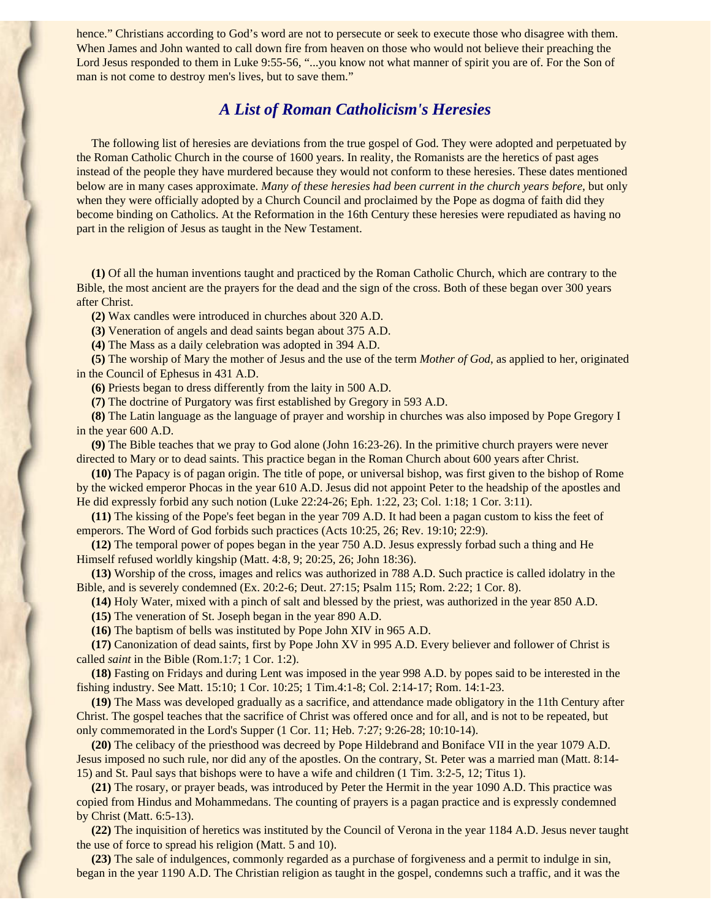hence." Christians according to God's word are not to persecute or seek to execute those who disagree with them. When James and John wanted to call down fire from heaven on those who would not believe their preaching the Lord Jesus responded to them in Luke 9:55-56, "...you know not what manner of spirit you are of. For the Son of man is not come to destroy men's lives, but to save them."

## *A List of Roman Catholicism's Heresies*

The following list of heresies are deviations from the true gospel of God. They were adopted and perpetuated by the Roman Catholic Church in the course of 1600 years. In reality, the Romanists are the heretics of past ages instead of the people they have murdered because they would not conform to these heresies. These dates mentioned below are in many cases approximate. *Many of these heresies had been current in the church years before*, but only when they were officially adopted by a Church Council and proclaimed by the Pope as dogma of faith did they become binding on Catholics. At the Reformation in the 16th Century these heresies were repudiated as having no part in the religion of Jesus as taught in the New Testament.

**(1)** Of all the human inventions taught and practiced by the Roman Catholic Church, which are contrary to the Bible, the most ancient are the prayers for the dead and the sign of the cross. Both of these began over 300 years after Christ.

**(2)** Wax candles were introduced in churches about 320 A.D.

**(3)** Veneration of angels and dead saints began about 375 A.D.

**(4)** The Mass as a daily celebration was adopted in 394 A.D.

**(5)** The worship of Mary the mother of Jesus and the use of the term *Mother of God*, as applied to her, originated in the Council of Ephesus in 431 A.D.

**(6)** Priests began to dress differently from the laity in 500 A.D.

**(7)** The doctrine of Purgatory was first established by Gregory in 593 A.D.

**(8)** The Latin language as the language of prayer and worship in churches was also imposed by Pope Gregory I in the year 600 A.D.

**(9)** The Bible teaches that we pray to God alone (John 16:23-26). In the primitive church prayers were never directed to Mary or to dead saints. This practice began in the Roman Church about 600 years after Christ.

**(10)** The Papacy is of pagan origin. The title of pope, or universal bishop, was first given to the bishop of Rome by the wicked emperor Phocas in the year 610 A.D. Jesus did not appoint Peter to the headship of the apostles and He did expressly forbid any such notion (Luke 22:24-26; Eph. 1:22, 23; Col. 1:18; 1 Cor. 3:11).

**(11)** The kissing of the Pope's feet began in the year 709 A.D. It had been a pagan custom to kiss the feet of emperors. The Word of God forbids such practices (Acts 10:25, 26; Rev. 19:10; 22:9).

**(12)** The temporal power of popes began in the year 750 A.D. Jesus expressly forbad such a thing and He Himself refused worldly kingship (Matt. 4:8, 9; 20:25, 26; John 18:36).

**(13)** Worship of the cross, images and relics was authorized in 788 A.D. Such practice is called idolatry in the Bible, and is severely condemned (Ex. 20:2-6; Deut. 27:15; Psalm 115; Rom. 2:22; 1 Cor. 8).

**(14)** Holy Water, mixed with a pinch of salt and blessed by the priest, was authorized in the year 850 A.D.

**(15)** The veneration of St. Joseph began in the year 890 A.D.

**(16)** The baptism of bells was instituted by Pope John XIV in 965 A.D.

**(17)** Canonization of dead saints, first by Pope John XV in 995 A.D. Every believer and follower of Christ is called *saint* in the Bible (Rom.1:7; 1 Cor. 1:2).

**(18)** Fasting on Fridays and during Lent was imposed in the year 998 A.D. by popes said to be interested in the fishing industry. See Matt. 15:10; 1 Cor. 10:25; 1 Tim.4:1-8; Col. 2:14-17; Rom. 14:1-23.

**(19)** The Mass was developed gradually as a sacrifice, and attendance made obligatory in the 11th Century after Christ. The gospel teaches that the sacrifice of Christ was offered once and for all, and is not to be repeated, but only commemorated in the Lord's Supper (1 Cor. 11; Heb. 7:27; 9:26-28; 10:10-14).

**(20)** The celibacy of the priesthood was decreed by Pope Hildebrand and Boniface VII in the year 1079 A.D. Jesus imposed no such rule, nor did any of the apostles. On the contrary, St. Peter was a married man (Matt. 8:14-15) and St. Paul says that bishops were to have a wife and children (1 Tim. 3:2-5, 12; Titus 1).

**(21)** The rosary, or prayer beads, was introduced by Peter the Hermit in the year 1090 A.D. This practice was copied from Hindus and Mohammedans. The counting of prayers is a pagan practice and is expressly condemned by Christ (Matt. 6:5-13).

**(22)** The inquisition of heretics was instituted by the Council of Verona in the year 1184 A.D. Jesus never taught the use of force to spread his religion (Matt. 5 and 10).

**(23)** The sale of indulgences, commonly regarded as a purchase of forgiveness and a permit to indulge in sin, began in the year 1190 A.D. The Christian religion as taught in the gospel, condemns such a traffic, and it was the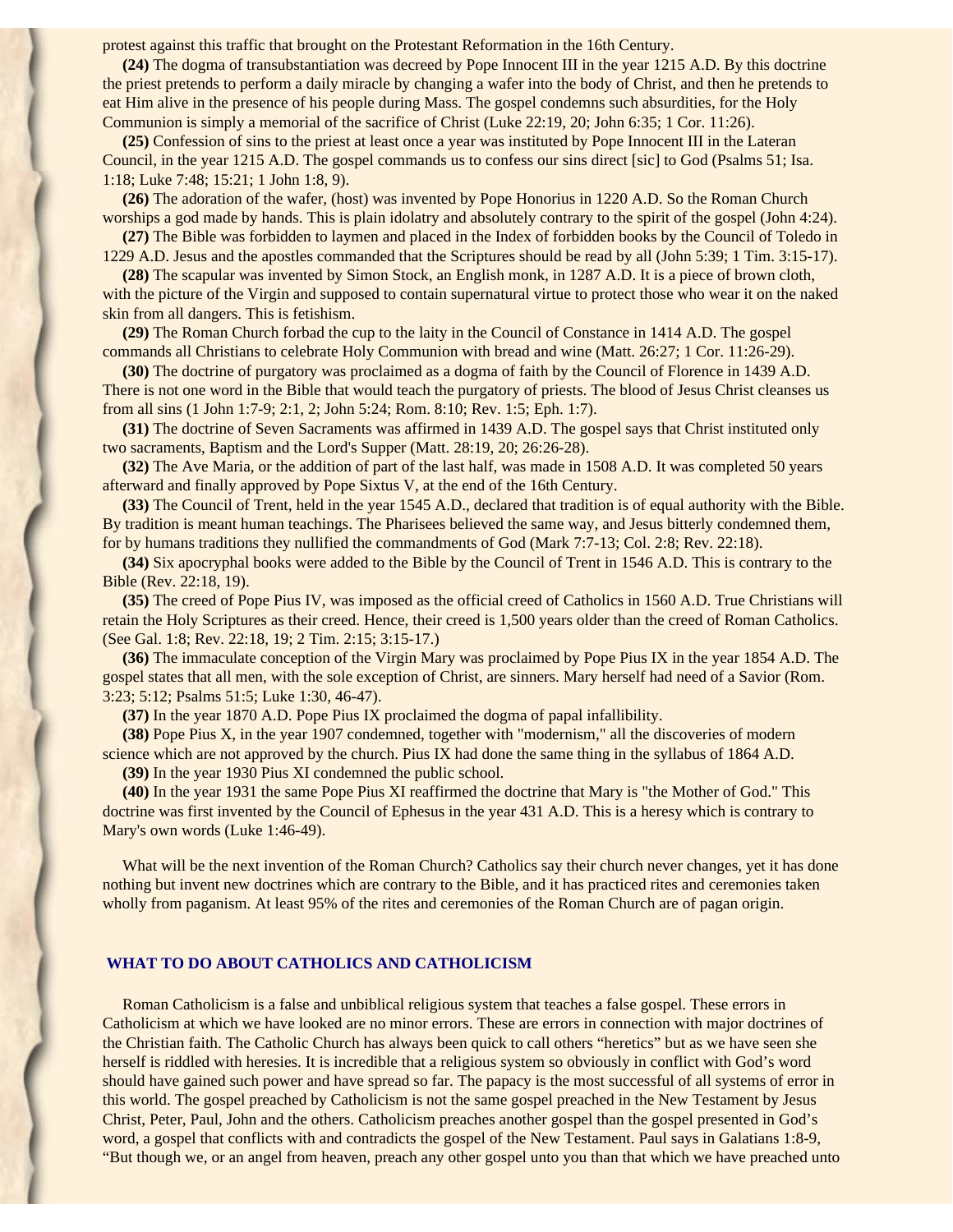protest against this traffic that brought on the Protestant Reformation in the 16th Century.

**(24)** The dogma of transubstantiation was decreed by Pope Innocent III in the year 1215 A.D. By this doctrine the priest pretends to perform a daily miracle by changing a wafer into the body of Christ, and then he pretends to eat Him alive in the presence of his people during Mass. The gospel condemns such absurdities, for the Holy Communion is simply a memorial of the sacrifice of Christ (Luke 22:19, 20; John 6:35; 1 Cor. 11:26).

**(25)** Confession of sins to the priest at least once a year was instituted by Pope Innocent III in the Lateran Council, in the year 1215 A.D. The gospel commands us to confess our sins direct [sic] to God (Psalms 51; Isa. 1:18; Luke 7:48; 15:21; 1 John 1:8, 9).

**(26)** The adoration of the wafer, (host) was invented by Pope Honorius in 1220 A.D. So the Roman Church worships a god made by hands. This is plain idolatry and absolutely contrary to the spirit of the gospel (John 4:24).

**(27)** The Bible was forbidden to laymen and placed in the Index of forbidden books by the Council of Toledo in 1229 A.D. Jesus and the apostles commanded that the Scriptures should be read by all (John 5:39; 1 Tim. 3:15-17).

**(28)** The scapular was invented by Simon Stock, an English monk, in 1287 A.D. It is a piece of brown cloth, with the picture of the Virgin and supposed to contain supernatural virtue to protect those who wear it on the naked skin from all dangers. This is fetishism.

**(29)** The Roman Church forbad the cup to the laity in the Council of Constance in 1414 A.D. The gospel commands all Christians to celebrate Holy Communion with bread and wine (Matt. 26:27; 1 Cor. 11:26-29).

**(30)** The doctrine of purgatory was proclaimed as a dogma of faith by the Council of Florence in 1439 A.D. There is not one word in the Bible that would teach the purgatory of priests. The blood of Jesus Christ cleanses us from all sins (1 John 1:7-9; 2:1, 2; John 5:24; Rom. 8:10; Rev. 1:5; Eph. 1:7).

**(31)** The doctrine of Seven Sacraments was affirmed in 1439 A.D. The gospel says that Christ instituted only two sacraments, Baptism and the Lord's Supper (Matt. 28:19, 20; 26:26-28).

**(32)** The Ave Maria, or the addition of part of the last half, was made in 1508 A.D. It was completed 50 years afterward and finally approved by Pope Sixtus V, at the end of the 16th Century.

**(33)** The Council of Trent, held in the year 1545 A.D., declared that tradition is of equal authority with the Bible. By tradition is meant human teachings. The Pharisees believed the same way, and Jesus bitterly condemned them, for by humans traditions they nullified the commandments of God (Mark 7:7-13; Col. 2:8; Rev. 22:18).

**(34)** Six apocryphal books were added to the Bible by the Council of Trent in 1546 A.D. This is contrary to the Bible (Rev. 22:18, 19).

**(35)** The creed of Pope Pius IV, was imposed as the official creed of Catholics in 1560 A.D. True Christians will retain the Holy Scriptures as their creed. Hence, their creed is 1,500 years older than the creed of Roman Catholics. (See Gal. 1:8; Rev. 22:18, 19; 2 Tim. 2:15; 3:15-17.)

**(36)** The immaculate conception of the Virgin Mary was proclaimed by Pope Pius IX in the year 1854 A.D. The gospel states that all men, with the sole exception of Christ, are sinners. Mary herself had need of a Savior (Rom. 3:23; 5:12; Psalms 51:5; Luke 1:30, 46-47).

**(37)** In the year 1870 A.D. Pope Pius IX proclaimed the dogma of papal infallibility.

**(38)** Pope Pius X, in the year 1907 condemned, together with "modernism," all the discoveries of modern science which are not approved by the church. Pius IX had done the same thing in the syllabus of 1864 A.D.

**(39)** In the year 1930 Pius XI condemned the public school.

**(40)** In the year 1931 the same Pope Pius XI reaffirmed the doctrine that Mary is "the Mother of God." This doctrine was first invented by the Council of Ephesus in the year 431 A.D. This is a heresy which is contrary to Mary's own words (Luke 1:46-49).

What will be the next invention of the Roman Church? Catholics say their church never changes, yet it has done nothing but invent new doctrines which are contrary to the Bible, and it has practiced rites and ceremonies taken wholly from paganism. At least 95% of the rites and ceremonies of the Roman Church are of pagan origin.

## WHAT TO DO ABOUT CATHOLICS AND CATHOLICISM

Roman Catholicism is a false and unbiblical religious system that teaches a false gospel. These errors in Catholicism at which we have looked are no minor errors. These are errors in connection with major doctrines of the Christian faith. The Catholic Church has always been quick to call others "heretics" but as we have seen she herself is riddled with heresies. It is incredible that a religious system so obviously in conflict with God's word should have gained such power and have spread so far. The papacy is the most successful of all systems of error in this world. The gospel preached by Catholicism is not the same gospel preached in the New Testament by Jesus Christ, Peter, Paul, John and the others. Catholicism preaches another gospel than the gospel presented in God's word, a gospel that conflicts with and contradicts the gospel of the New Testament. Paul says in Galatians 1:8-9, "But though we, or an angel from heaven, preach any other gospel unto you than that which we have preached unto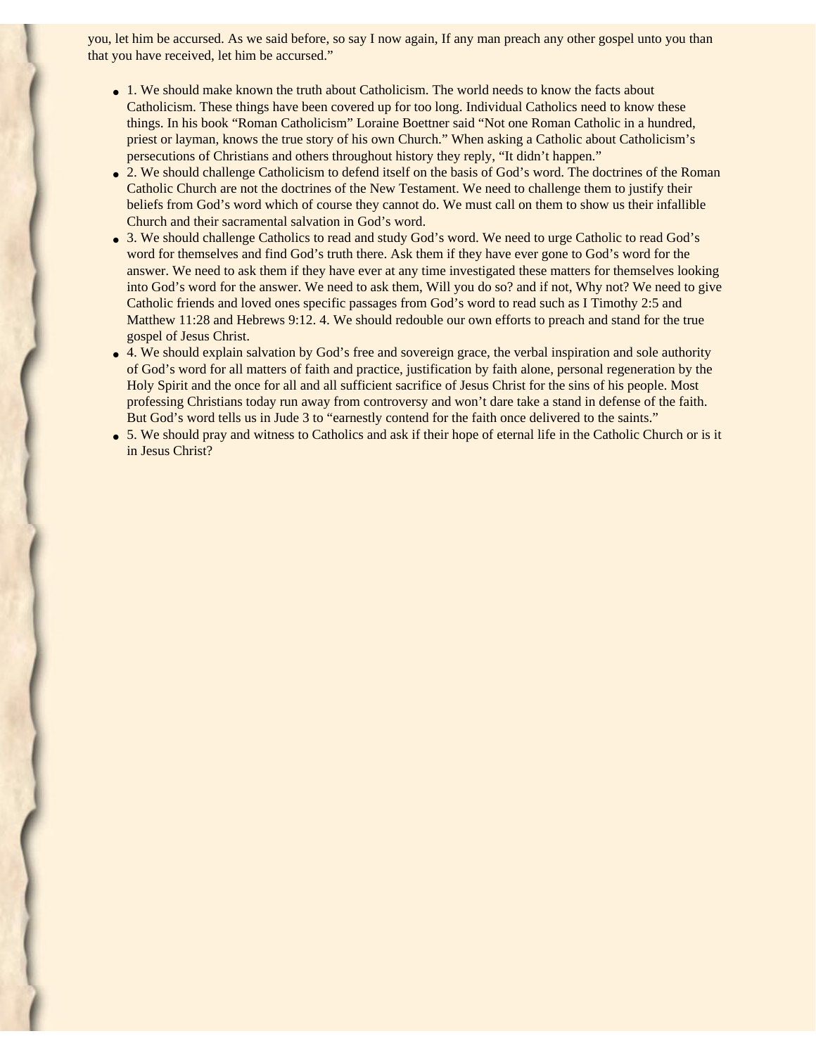you, let him be accursed. As we said before, so say I now again, If any man preach any other gospel unto you than that you have received, let him be accursed."

- 1. We should make known the truth about Catholicism. The world needs to know the facts about Catholicism. These things have been covered up for too long. Individual Catholics need to know these things. In his book "Roman Catholicism" Loraine Boettner said "Not one Roman Catholic in a hundred, priest or layman, knows the true story of his own Church." When asking a Catholic about Catholicism's persecutions of Christians and others throughout history they reply, "It didn't happen."
- 2. We should challenge Catholicism to defend itself on the basis of God's word. The doctrines of the Roman Catholic Church are not the doctrines of the New Testament. We need to challenge them to justify their beliefs from God's word which of course they cannot do. We must call on them to show us their infallible Church and their sacramental salvation in God's word.
- 3. We should challenge Catholics to read and study God's word. We need to urge Catholic to read God's word for themselves and find God's truth there. Ask them if they have ever gone to God's word for the answer. We need to ask them if they have ever at any time investigated these matters for themselves looking into God's word for the answer. We need to ask them, Will you do so? and if not, Why not? We need to give Catholic friends and loved ones specific passages from God's word to read such as I Timothy 2:5 and Matthew 11:28 and Hebrews 9:12. 4. We should redouble our own efforts to preach and stand for the true gospel of Jesus Christ.
- 4. We should explain salvation by God's free and sovereign grace, the verbal inspiration and sole authority of God's word for all matters of faith and practice, justification by faith alone, personal regeneration by the Holy Spirit and the once for all and all sufficient sacrifice of Jesus Christ for the sins of his people. Most professing Christians today run away from controversy and won't dare take a stand in defense of the faith. But God's word tells us in Jude 3 to "earnestly contend for the faith once delivered to the saints."
- 5. We should pray and witness to Catholics and ask if their hope of eternal life in the Catholic Church or is it in Jesus Christ?